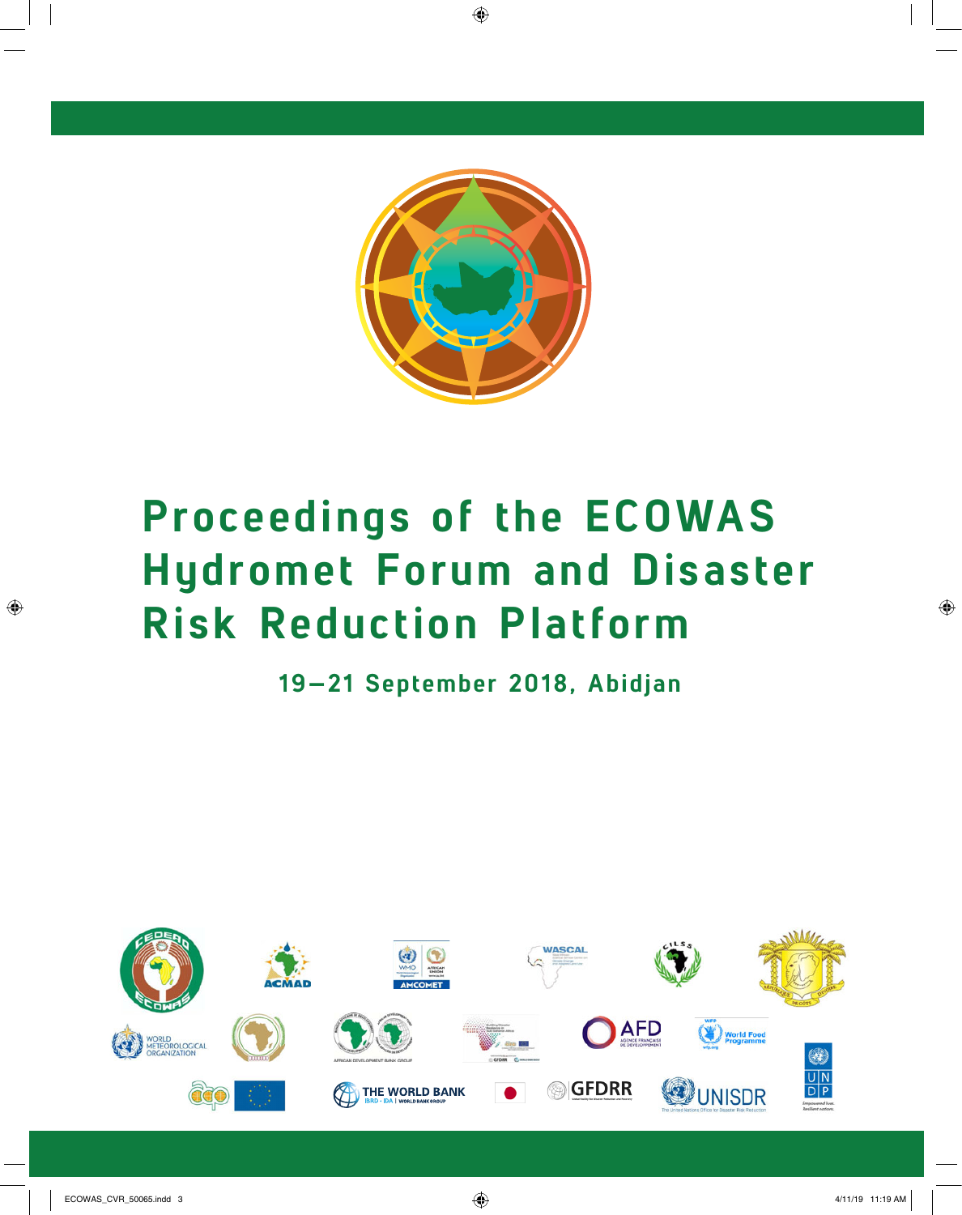# Proceedings of the ECOWAS Hydromet Forum and Disaster Risk Reduction Platform

## 19–21 September 2018, Abidjan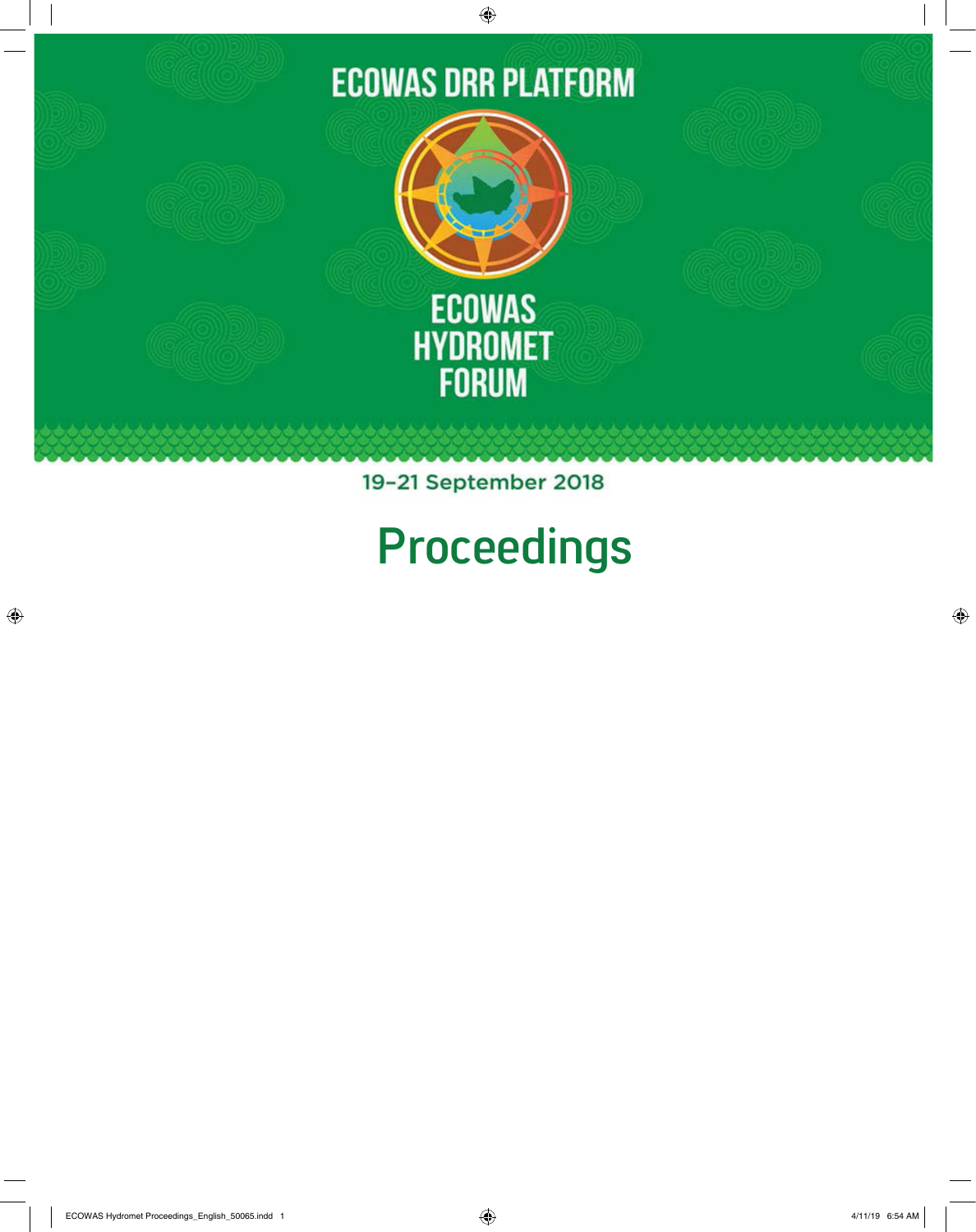# ECOWAS DRR PLATFORM

## ECOWAS HYDROMET FORUM

19–21 September 2018

# Proceedings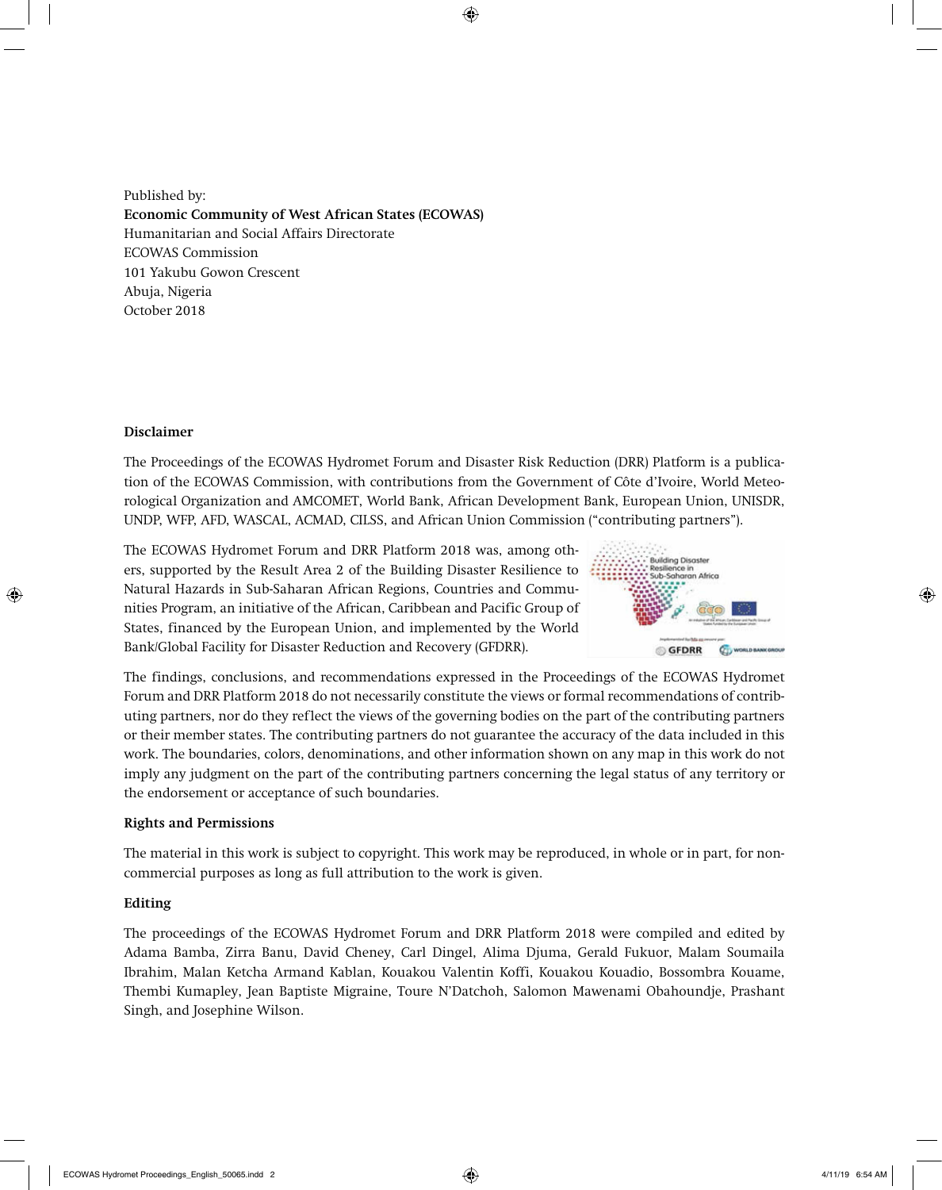Published by:
**Economic Community of West African States (ECOWAS)**
Humanitarian and Social Affairs Directorate
ECOWAS Commission
101 Yakubu Gowon Crescent
Abuja, Nigeria
October 2018

**Disclaimer**

The Proceedings of the ECOWAS Hydromet Forum and Disaster Risk Reduction (DRR) Platform is a publication of the ECOWAS Commission, with contributions from the Government of Côte d'Ivoire, World Meteorological Organization and AMCOMET, World Bank, African Development Bank, European Union, UNISDR, UNDP, WFP, AFD, WASCAL, ACMAD, CILSS, and African Union Commission ("contributing partners").

The ECOWAS Hydromet Forum and DRR Platform 2018 was, among others, supported by the Result Area 2 of the Building Disaster Resilience to Natural Hazards in Sub-Saharan African Regions, Countries and Communities Program, an initiative of the African, Caribbean and Pacific Group of States, financed by the European Union, and implemented by the World Bank/Global Facility for Disaster Reduction and Recovery (GFDRR).

The findings, conclusions, and recommendations expressed in the Proceedings of the ECOWAS Hydromet Forum and DRR Platform 2018 do not necessarily constitute the views or formal recommendations of contributing partners, nor do they reflect the views of the governing bodies on the part of the contributing partners or their member states. The contributing partners do not guarantee the accuracy of the data included in this work. The boundaries, colors, denominations, and other information shown on any map in this work do not imply any judgment on the part of the contributing partners concerning the legal status of any territory or the endorsement or acceptance of such boundaries.

**Rights and Permissions**

The material in this work is subject to copyright. This work may be reproduced, in whole or in part, for non-commercial purposes as long as full attribution to the work is given.

**Editing**

The proceedings of the ECOWAS Hydromet Forum and DRR Platform 2018 were compiled and edited by Adama Bamba, Zirra Banu, David Cheney, Carl Dingel, Alima Djuma, Gerald Fukuor, Malam Soumaila Ibrahim, Malan Ketcha Armand Kablan, Kouakou Valentin Koffi, Kouakou Kouadio, Bossombra Kouame, Thembi Kumapley, Jean Baptiste Migraine, Toure N'Datchoh, Salomon Mawenami Obahoundje, Prashant Singh, and Josephine Wilson.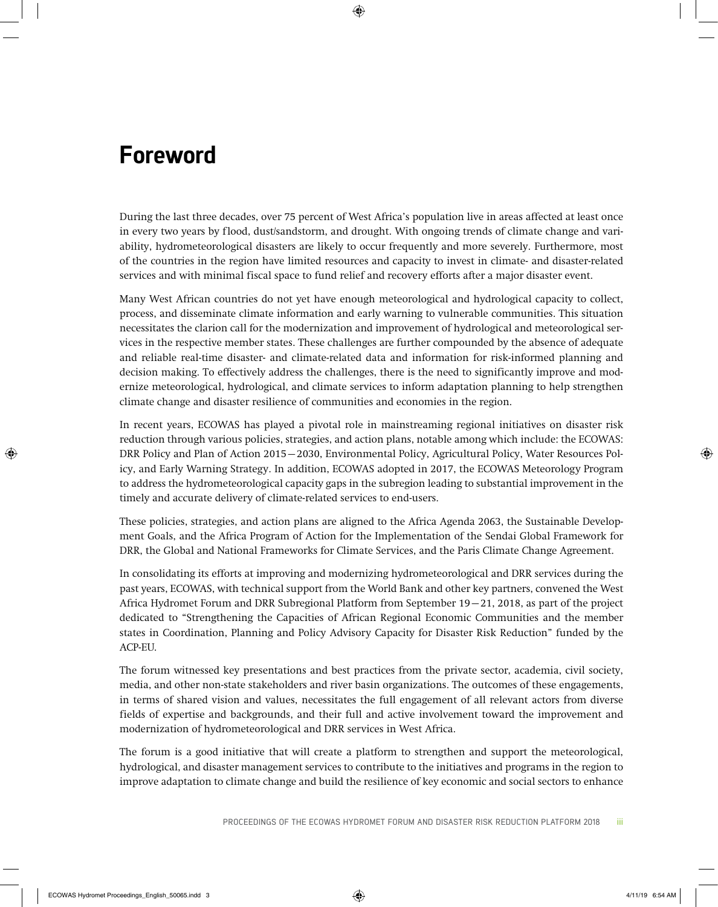# Foreword

During the last three decades, over 75 percent of West Africa's population live in areas affected at least once in every two years by flood, dust/sandstorm, and drought. With ongoing trends of climate change and variability, hydrometeorological disasters are likely to occur frequently and more severely. Furthermore, most of the countries in the region have limited resources and capacity to invest in climate- and disaster-related services and with minimal fiscal space to fund relief and recovery efforts after a major disaster event.

Many West African countries do not yet have enough meteorological and hydrological capacity to collect, process, and disseminate climate information and early warning to vulnerable communities. This situation necessitates the clarion call for the modernization and improvement of hydrological and meteorological services in the respective member states. These challenges are further compounded by the absence of adequate and reliable real-time disaster- and climate-related data and information for risk-informed planning and decision making. To effectively address the challenges, there is the need to significantly improve and modernize meteorological, hydrological, and climate services to inform adaptation planning to help strengthen climate change and disaster resilience of communities and economies in the region.

In recent years, ECOWAS has played a pivotal role in mainstreaming regional initiatives on disaster risk reduction through various policies, strategies, and action plans, notable among which include: the ECOWAS: DRR Policy and Plan of Action 2015—2030, Environmental Policy, Agricultural Policy, Water Resources Policy, and Early Warning Strategy. In addition, ECOWAS adopted in 2017, the ECOWAS Meteorology Program to address the hydrometeorological capacity gaps in the subregion leading to substantial improvement in the timely and accurate delivery of climate-related services to end-users.

These policies, strategies, and action plans are aligned to the Africa Agenda 2063, the Sustainable Development Goals, and the Africa Program of Action for the Implementation of the Sendai Global Framework for DRR, the Global and National Frameworks for Climate Services, and the Paris Climate Change Agreement.

In consolidating its efforts at improving and modernizing hydrometeorological and DRR services during the past years, ECOWAS, with technical support from the World Bank and other key partners, convened the West Africa Hydromet Forum and DRR Subregional Platform from September 19—21, 2018, as part of the project dedicated to "Strengthening the Capacities of African Regional Economic Communities and the member states in Coordination, Planning and Policy Advisory Capacity for Disaster Risk Reduction" funded by the ACP-EU.

The forum witnessed key presentations and best practices from the private sector, academia, civil society, media, and other non-state stakeholders and river basin organizations. The outcomes of these engagements, in terms of shared vision and values, necessitates the full engagement of all relevant actors from diverse fields of expertise and backgrounds, and their full and active involvement toward the improvement and modernization of hydrometeorological and DRR services in West Africa.

The forum is a good initiative that will create a platform to strengthen and support the meteorological, hydrological, and disaster management services to contribute to the initiatives and programs in the region to improve adaptation to climate change and build the resilience of key economic and social sectors to enhance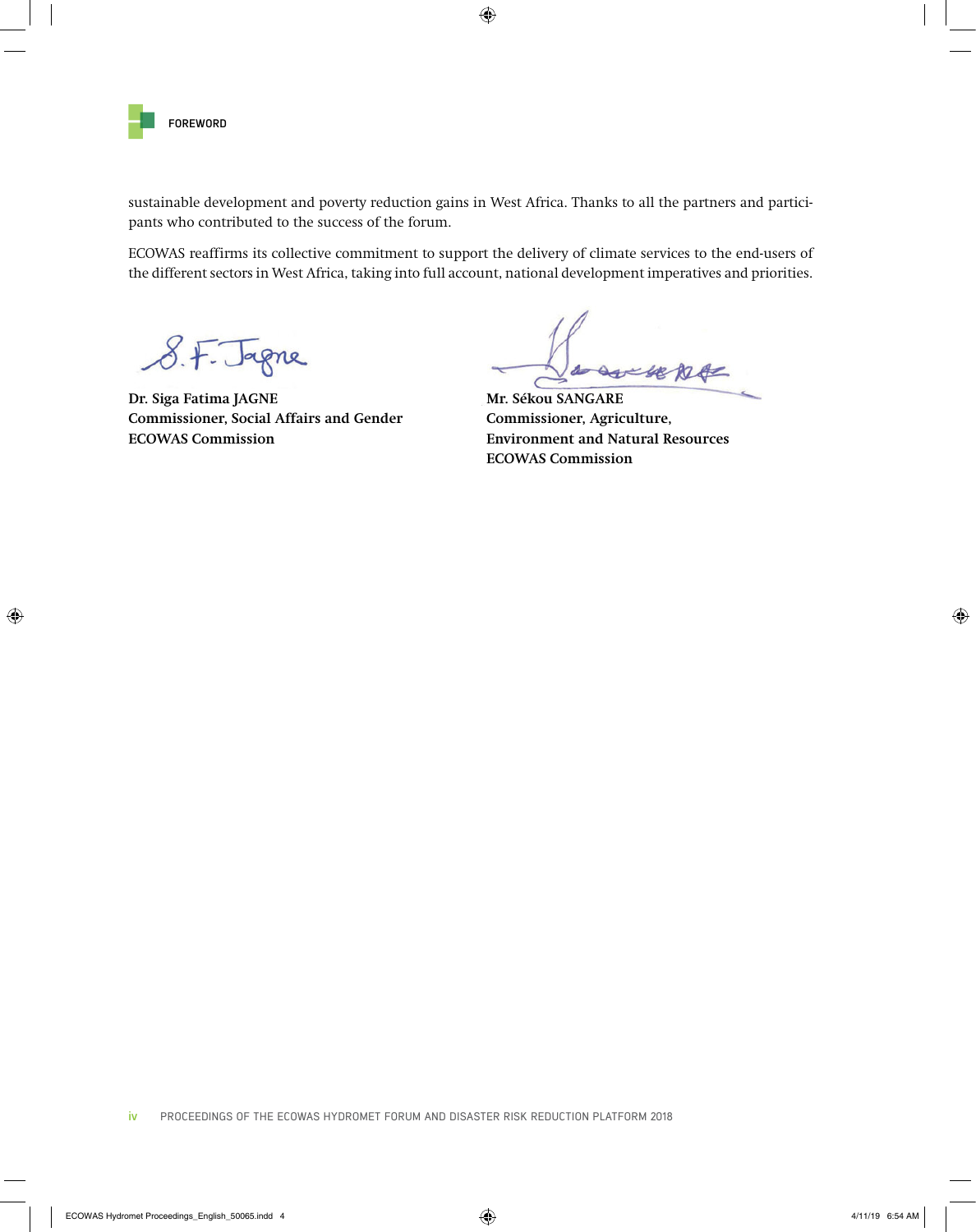sustainable development and poverty reduction gains in West Africa. Thanks to all the partners and participants who contributed to the success of the forum.

ECOWAS reaffirms its collective commitment to support the delivery of climate services to the end-users of the different sectors in West Africa, taking into full account, national development imperatives and priorities.

**Dr. Siga Fatima JAGNE**
**Commissioner, Social Affairs and Gender**
**ECOWAS Commission**

**Mr. Sékou SANGARE**
**Commissioner, Agriculture,**
**Environment and Natural Resources**
**ECOWAS Commission**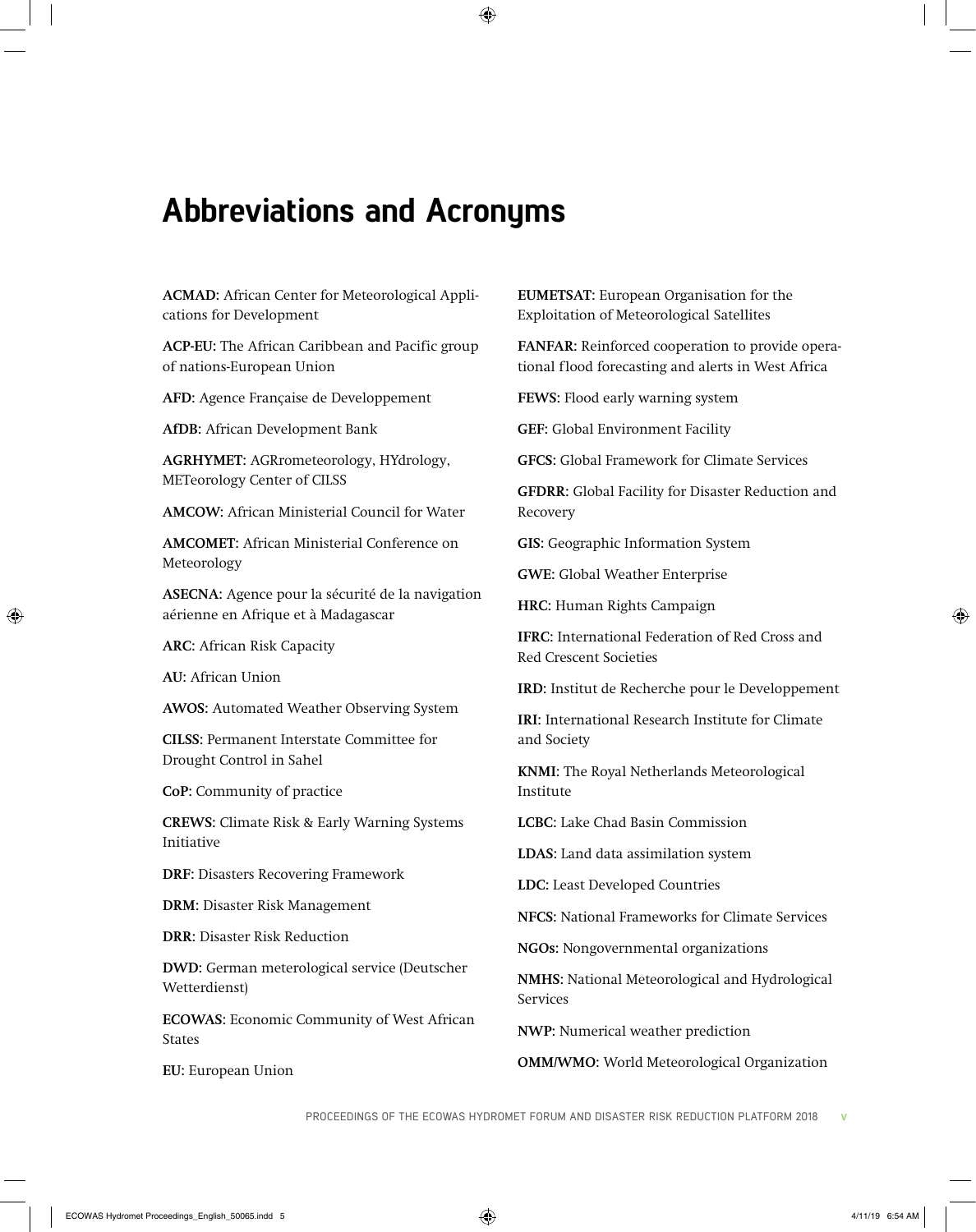# Abbreviations and Acronyms

**ACMAD**: African Center for Meteorological Applications for Development

**ACP-EU**: The African Caribbean and Pacific group of nations-European Union

**AFD**: Agence Française de Developpement

**AfDB**: African Development Bank

**AGRHYMET**: AGRrometeorology, HYdrology, METeorology Center of CILSS

**AMCOW**: African Ministerial Council for Water

**AMCOMET**: African Ministerial Conference on Meteorology

**ASECNA**: Agence pour la sécurité de la navigation aérienne en Afrique et à Madagascar

**ARC**: African Risk Capacity

**AU**: African Union

**AWOS**: Automated Weather Observing System

**CILSS**: Permanent Interstate Committee for Drought Control in Sahel

**CoP**: Community of practice

**CREWS**: Climate Risk & Early Warning Systems Initiative

**DRF**: Disasters Recovering Framework

**DRM**: Disaster Risk Management

**DRR**: Disaster Risk Reduction

**DWD**: German meterological service (Deutscher Wetterdienst)

**ECOWAS**: Economic Community of West African States

**EU**: European Union

**EUMETSAT**: European Organisation for the Exploitation of Meteorological Satellites

**FANFAR**: Reinforced cooperation to provide operational flood forecasting and alerts in West Africa

**FEWS**: Flood early warning system

**GEF**: Global Environment Facility

**GFCS**: Global Framework for Climate Services

**GFDRR**: Global Facility for Disaster Reduction and Recovery

**GIS**: Geographic Information System

**GWE**: Global Weather Enterprise

**HRC**: Human Rights Campaign

**IFRC**: International Federation of Red Cross and Red Crescent Societies

**IRD**: Institut de Recherche pour le Developpement

**IRI**: International Research Institute for Climate and Society

**KNMI**: The Royal Netherlands Meteorological Institute

**LCBC**: Lake Chad Basin Commission

**LDAS**: Land data assimilation system

**LDC**: Least Developed Countries

**NFCS**: National Frameworks for Climate Services

**NGOs**: Nongovernmental organizations

**NMHS**: National Meteorological and Hydrological Services

**NWP**: Numerical weather prediction

**OMM/WMO**: World Meteorological Organization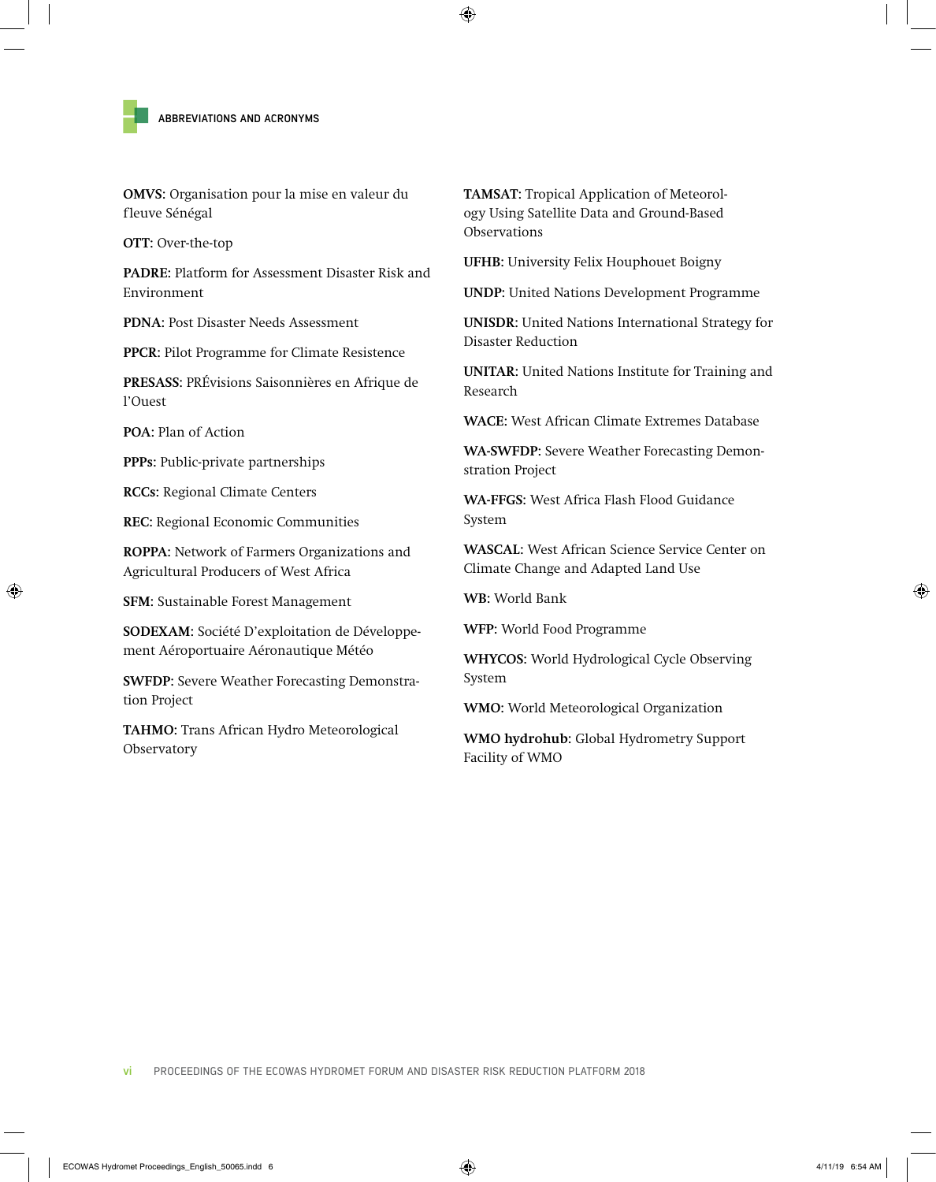## ABBREVIATIONS AND ACRONYMS

**OMVS**: Organisation pour la mise en valeur du fleuve Sénégal

**OTT**: Over-the-top

**PADRE**: Platform for Assessment Disaster Risk and Environment

**PDNA**: Post Disaster Needs Assessment

**PPCR**: Pilot Programme for Climate Resistence

**PRESASS**: PRÉvisions Saisonnières en Afrique de l'Ouest

**POA**: Plan of Action

**PPPs**: Public-private partnerships

**RCCs**: Regional Climate Centers

**REC**: Regional Economic Communities

**ROPPA**: Network of Farmers Organizations and Agricultural Producers of West Africa

**SFM**: Sustainable Forest Management

**SODEXAM**: Société D'exploitation de Développement Aéroportuaire Aéronautique Météo

**SWFDP**: Severe Weather Forecasting Demonstration Project

**TAHMO**: Trans African Hydro Meteorological Observatory

**TAMSAT**: Tropical Application of Meteorology Using Satellite Data and Ground-Based Observations

**UFHB**: University Felix Houphouet Boigny

**UNDP**: United Nations Development Programme

**UNISDR**: United Nations International Strategy for Disaster Reduction

**UNITAR**: United Nations Institute for Training and Research

**WACE**: West African Climate Extremes Database

**WA-SWFDP**: Severe Weather Forecasting Demonstration Project

**WA-FFGS**: West Africa Flash Flood Guidance System

**WASCAL**: West African Science Service Center on Climate Change and Adapted Land Use

**WB**: World Bank

**WFP**: World Food Programme

**WHYCOS**: World Hydrological Cycle Observing System

**WMO**: World Meteorological Organization

**WMO hydrohub**: Global Hydrometry Support Facility of WMO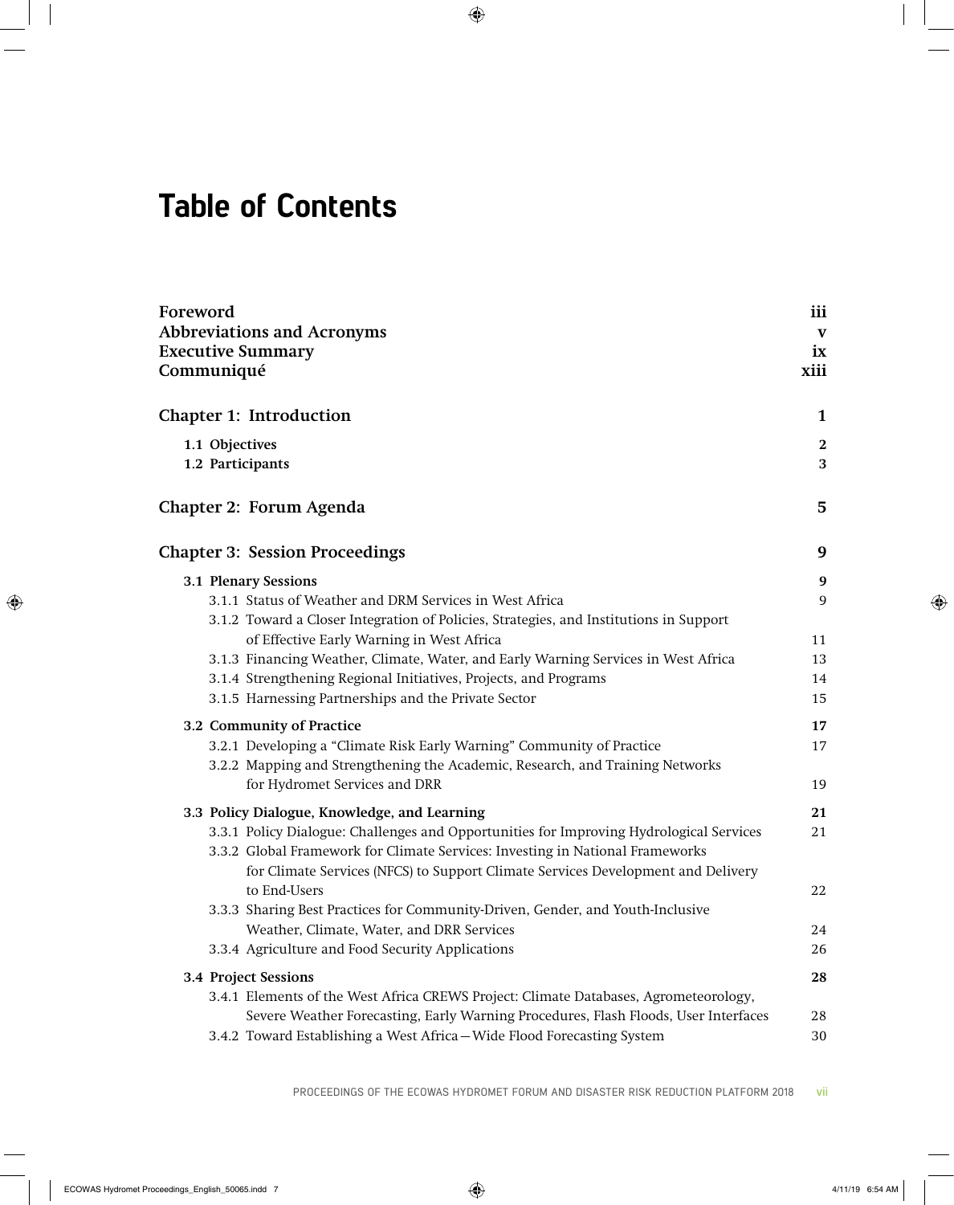# Table of Contents

| | |
|---|---|
| **Foreword** | **iii** |
| **Abbreviations and Acronyms** | **v** |
| **Executive Summary** | **ix** |
| **Communiqué** | **xiii** |
| **Chapter 1: Introduction** | **1** |
| **1.1 Objectives** | **2** |
| **1.2 Participants** | **3** |
| **Chapter 2: Forum Agenda** | **5** |
| **Chapter 3: Session Proceedings** | **9** |
| **3.1 Plenary Sessions** | **9** |
| 3.1.1 Status of Weather and DRM Services in West Africa | 9 |
| 3.1.2 Toward a Closer Integration of Policies, Strategies, and Institutions in Support of Effective Early Warning in West Africa | 11 |
| 3.1.3 Financing Weather, Climate, Water, and Early Warning Services in West Africa | 13 |
| 3.1.4 Strengthening Regional Initiatives, Projects, and Programs | 14 |
| 3.1.5 Harnessing Partnerships and the Private Sector | 15 |
| **3.2 Community of Practice** | **17** |
| 3.2.1 Developing a "Climate Risk Early Warning" Community of Practice | 17 |
| 3.2.2 Mapping and Strengthening the Academic, Research, and Training Networks for Hydromet Services and DRR | 19 |
| **3.3 Policy Dialogue, Knowledge, and Learning** | **21** |
| 3.3.1 Policy Dialogue: Challenges and Opportunities for Improving Hydrological Services | 21 |
| 3.3.2 Global Framework for Climate Services: Investing in National Frameworks for Climate Services (NFCS) to Support Climate Services Development and Delivery to End-Users | 22 |
| 3.3.3 Sharing Best Practices for Community-Driven, Gender, and Youth-Inclusive Weather, Climate, Water, and DRR Services | 24 |
| 3.3.4 Agriculture and Food Security Applications | 26 |
| **3.4 Project Sessions** | **28** |
| 3.4.1 Elements of the West Africa CREWS Project: Climate Databases, Agrometeorology, Severe Weather Forecasting, Early Warning Procedures, Flash Floods, User Interfaces | 28 |
| 3.4.2 Toward Establishing a West Africa—Wide Flood Forecasting System | 30 |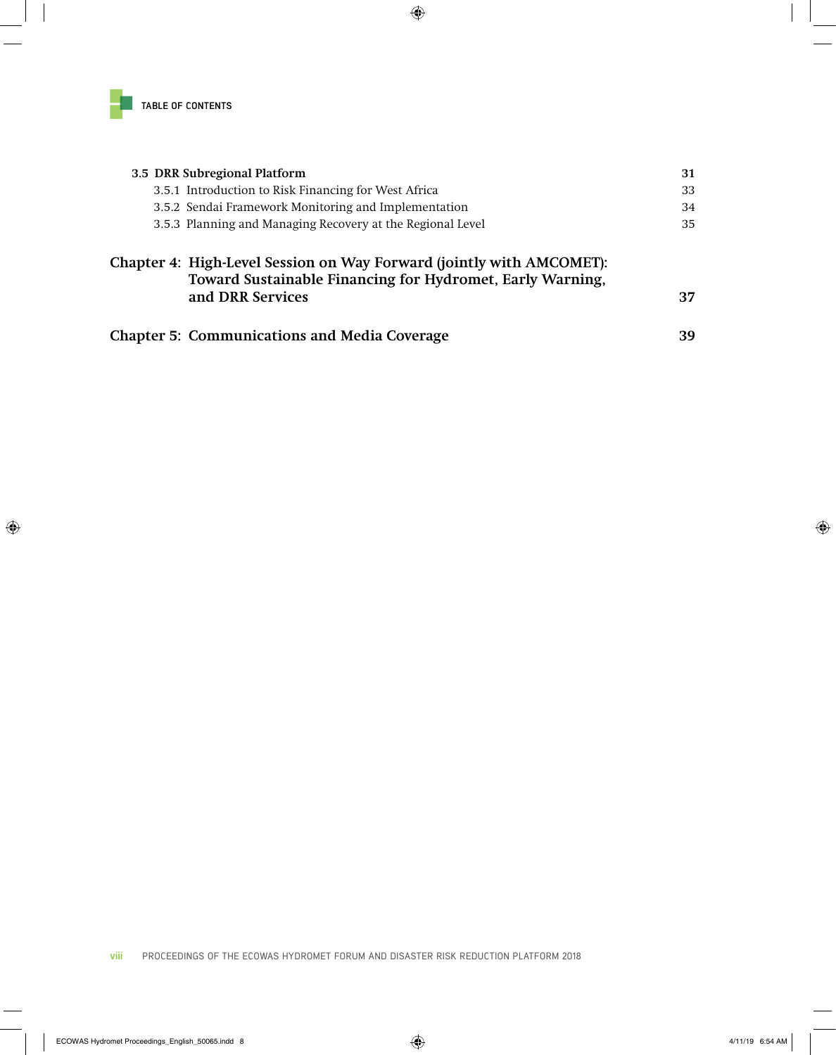**TABLE OF CONTENTS**

| | |
|---|---|
| **3.5 DRR Subregional Platform** | **31** |
| 3.5.1 Introduction to Risk Financing for West Africa | 33 |
| 3.5.2 Sendai Framework Monitoring and Implementation | 34 |
| 3.5.3 Planning and Managing Recovery at the Regional Level | 35 |
| **Chapter 4: High-Level Session on Way Forward (jointly with AMCOMET): Toward Sustainable Financing for Hydromet, Early Warning, and DRR Services** | **37** |
| **Chapter 5: Communications and Media Coverage** | **39** |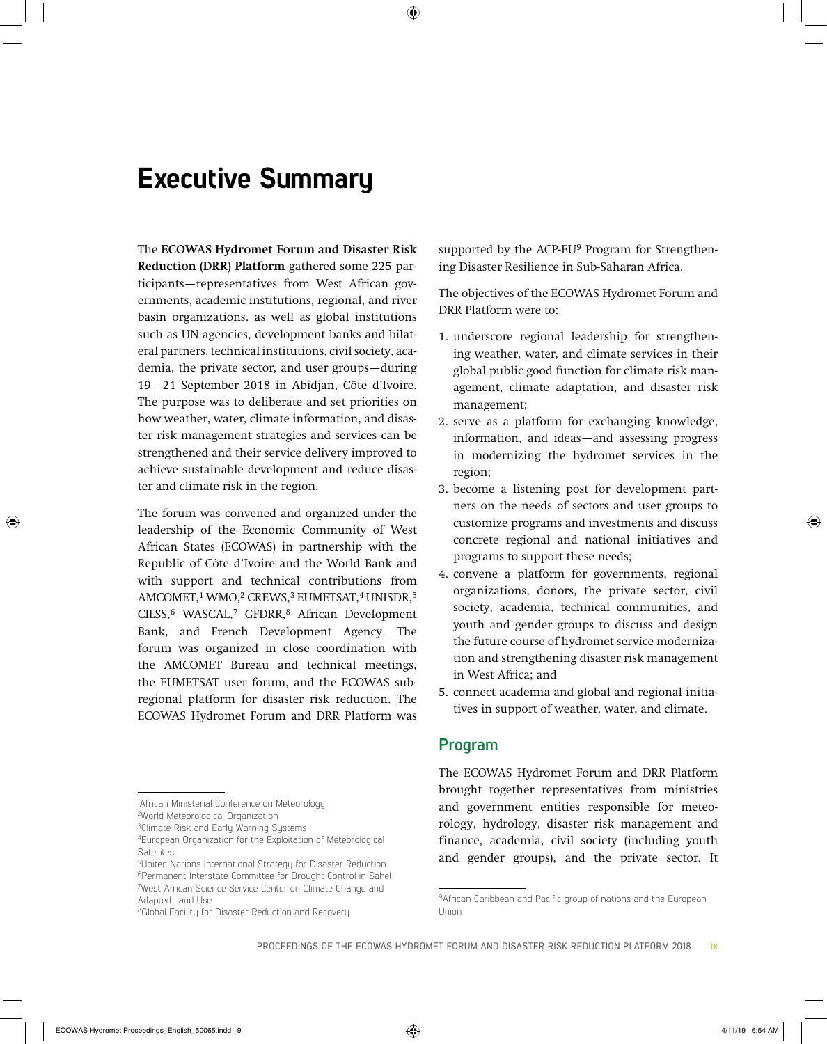# Executive Summary

The **ECOWAS Hydromet Forum and Disaster Risk Reduction (DRR) Platform** gathered some 225 participants—representatives from West African governments, academic institutions, regional, and river basin organizations. as well as global institutions such as UN agencies, development banks and bilateral partners, technical institutions, civil society, academia, the private sector, and user groups—during 19–21 September 2018 in Abidjan, Côte d'Ivoire. The purpose was to deliberate and set priorities on how weather, water, climate information, and disaster risk management strategies and services can be strengthened and their service delivery improved to achieve sustainable development and reduce disaster and climate risk in the region.

The forum was convened and organized under the leadership of the Economic Community of West African States (ECOWAS) in partnership with the Republic of Côte d'Ivoire and the World Bank and with support and technical contributions from AMCOMET,[1] WMO,[2] CREWS,[3] EUMETSAT,[4] UNISDR,[5] CILSS,[6] WASCAL,[7] GFDRR,[8] African Development Bank, and French Development Agency. The forum was organized in close coordination with the AMCOMET Bureau and technical meetings, the EUMETSAT user forum, and the ECOWAS subregional platform for disaster risk reduction. The ECOWAS Hydromet Forum and DRR Platform was supported by the ACP-EU[9] Program for Strengthening Disaster Resilience in Sub-Saharan Africa.

The objectives of the ECOWAS Hydromet Forum and DRR Platform were to:

1. underscore regional leadership for strengthening weather, water, and climate services in their global public good function for climate risk management, climate adaptation, and disaster risk management;
2. serve as a platform for exchanging knowledge, information, and ideas—and assessing progress in modernizing the hydromet services in the region;
3. become a listening post for development partners on the needs of sectors and user groups to customize programs and investments and discuss concrete regional and national initiatives and programs to support these needs;
4. convene a platform for governments, regional organizations, donors, the private sector, civil society, academia, technical communities, and youth and gender groups to discuss and design the future course of hydromet service modernization and strengthening disaster risk management in West Africa; and
5. connect academia and global and regional initiatives in support of weather, water, and climate.

## Program

The ECOWAS Hydromet Forum and DRR Platform brought together representatives from ministries and government entities responsible for meteorology, hydrology, disaster risk management and finance, academia, civil society (including youth and gender groups), and the private sector. It

[1] African Ministerial Conference on Meteorology
[2] World Meteorological Organization
[3] Climate Risk and Early Warning Systems
[4] European Organization for the Exploitation of Meteorological Satellites
[5] United Nations International Strategy for Disaster Reduction
[6] Permanent Interstate Committee for Drought Control in Sahel
[7] West African Science Service Center on Climate Change and Adapted Land Use
[8] Global Facility for Disaster Reduction and Recovery

[9] African Caribbean and Pacific group of nations and the European Union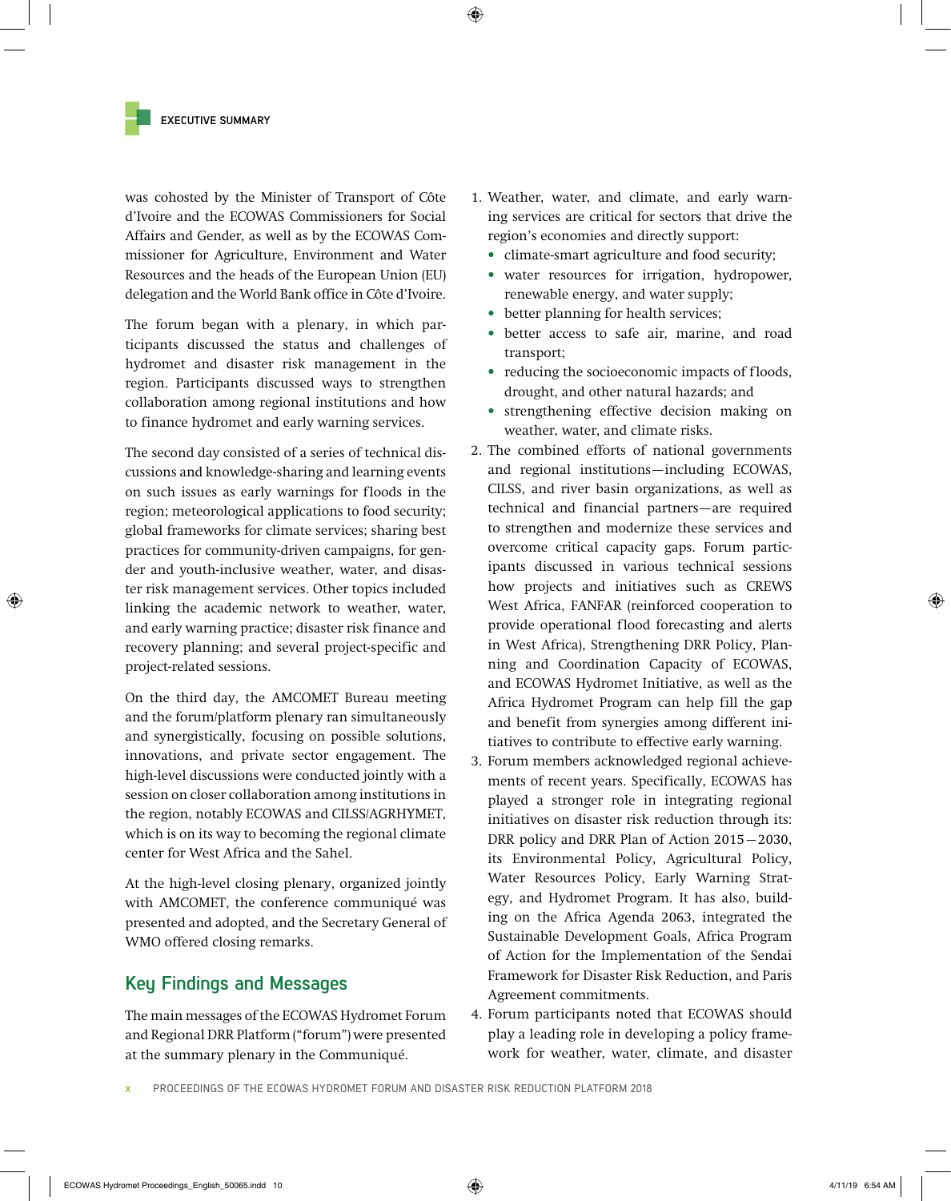was cohosted by the Minister of Transport of Côte d'Ivoire and the ECOWAS Commissioners for Social Affairs and Gender, as well as by the ECOWAS Commissioner for Agriculture, Environment and Water Resources and the heads of the European Union (EU) delegation and the World Bank office in Côte d'Ivoire.

The forum began with a plenary, in which participants discussed the status and challenges of hydromet and disaster risk management in the region. Participants discussed ways to strengthen collaboration among regional institutions and how to finance hydromet and early warning services.

The second day consisted of a series of technical discussions and knowledge-sharing and learning events on such issues as early warnings for floods in the region; meteorological applications to food security; global frameworks for climate services; sharing best practices for community-driven campaigns, for gender and youth-inclusive weather, water, and disaster risk management services. Other topics included linking the academic network to weather, water, and early warning practice; disaster risk finance and recovery planning; and several project-specific and project-related sessions.

On the third day, the AMCOMET Bureau meeting and the forum/platform plenary ran simultaneously and synergistically, focusing on possible solutions, innovations, and private sector engagement. The high-level discussions were conducted jointly with a session on closer collaboration among institutions in the region, notably ECOWAS and CILSS/AGRHYMET, which is on its way to becoming the regional climate center for West Africa and the Sahel.

At the high-level closing plenary, organized jointly with AMCOMET, the conference communiqué was presented and adopted, and the Secretary General of WMO offered closing remarks.

## Key Findings and Messages

The main messages of the ECOWAS Hydromet Forum and Regional DRR Platform ("forum") were presented at the summary plenary in the Communiqué.

1. Weather, water, and climate, and early warning services are critical for sectors that drive the region's economies and directly support:
   - climate-smart agriculture and food security;
   - water resources for irrigation, hydropower, renewable energy, and water supply;
   - better planning for health services;
   - better access to safe air, marine, and road transport;
   - reducing the socioeconomic impacts of floods, drought, and other natural hazards; and
   - strengthening effective decision making on weather, water, and climate risks.
2. The combined efforts of national governments and regional institutions—including ECOWAS, CILSS, and river basin organizations, as well as technical and financial partners—are required to strengthen and modernize these services and overcome critical capacity gaps. Forum participants discussed in various technical sessions how projects and initiatives such as CREWS West Africa, FANFAR (reinforced cooperation to provide operational flood forecasting and alerts in West Africa), Strengthening DRR Policy, Planning and Coordination Capacity of ECOWAS, and ECOWAS Hydromet Initiative, as well as the Africa Hydromet Program can help fill the gap and benefit from synergies among different initiatives to contribute to effective early warning.
3. Forum members acknowledged regional achievements of recent years. Specifically, ECOWAS has played a stronger role in integrating regional initiatives on disaster risk reduction through its: DRR policy and DRR Plan of Action 2015–2030, its Environmental Policy, Agricultural Policy, Water Resources Policy, Early Warning Strategy, and Hydromet Program. It has also, building on the Africa Agenda 2063, integrated the Sustainable Development Goals, Africa Program of Action for the Implementation of the Sendai Framework for Disaster Risk Reduction, and Paris Agreement commitments.
4. Forum participants noted that ECOWAS should play a leading role in developing a policy framework for weather, water, climate, and disaster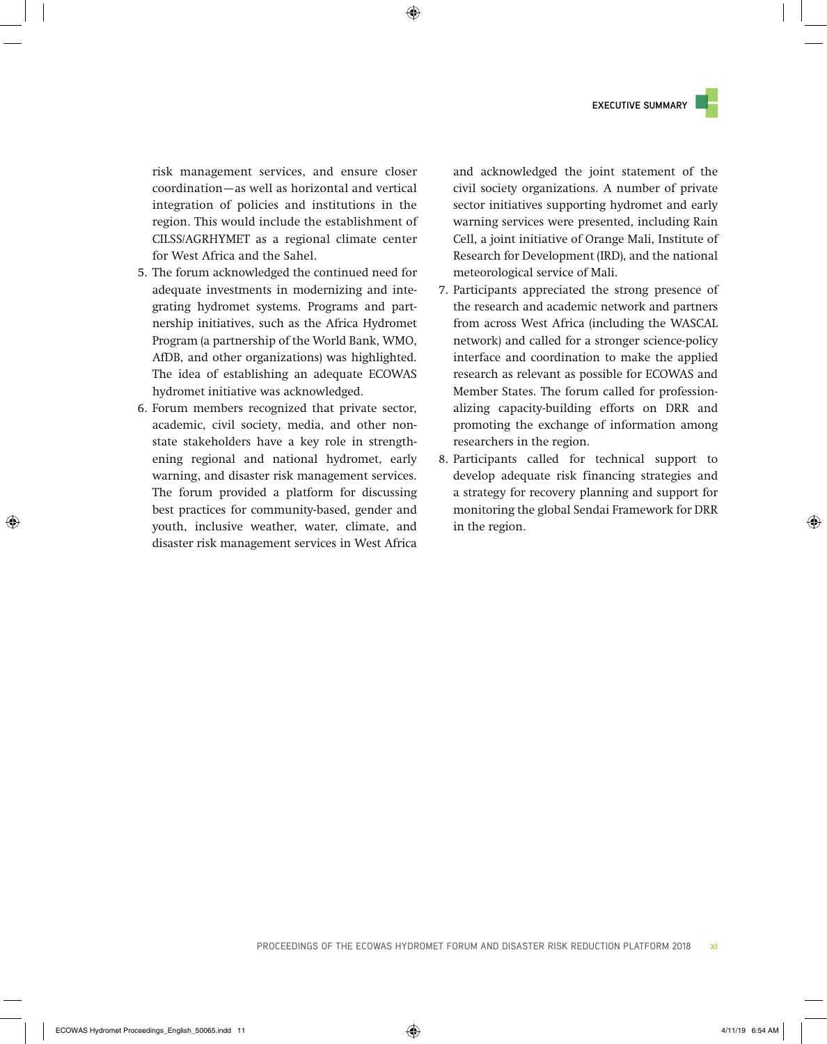risk management services, and ensure closer coordination—as well as horizontal and vertical integration of policies and institutions in the region. This would include the establishment of CILSS/AGRHYMET as a regional climate center for West Africa and the Sahel.

5. The forum acknowledged the continued need for adequate investments in modernizing and integrating hydromet systems. Programs and partnership initiatives, such as the Africa Hydromet Program (a partnership of the World Bank, WMO, AfDB, and other organizations) was highlighted. The idea of establishing an adequate ECOWAS hydromet initiative was acknowledged.
6. Forum members recognized that private sector, academic, civil society, media, and other non-state stakeholders have a key role in strengthening regional and national hydromet, early warning, and disaster risk management services. The forum provided a platform for discussing best practices for community-based, gender and youth, inclusive weather, water, climate, and disaster risk management services in West Africa and acknowledged the joint statement of the civil society organizations. A number of private sector initiatives supporting hydromet and early warning services were presented, including Rain Cell, a joint initiative of Orange Mali, Institute of Research for Development (IRD), and the national meteorological service of Mali.
7. Participants appreciated the strong presence of the research and academic network and partners from across West Africa (including the WASCAL network) and called for a stronger science-policy interface and coordination to make the applied research as relevant as possible for ECOWAS and Member States. The forum called for professionalizing capacity-building efforts on DRR and promoting the exchange of information among researchers in the region.
8. Participants called for technical support to develop adequate risk financing strategies and a strategy for recovery planning and support for monitoring the global Sendai Framework for DRR in the region.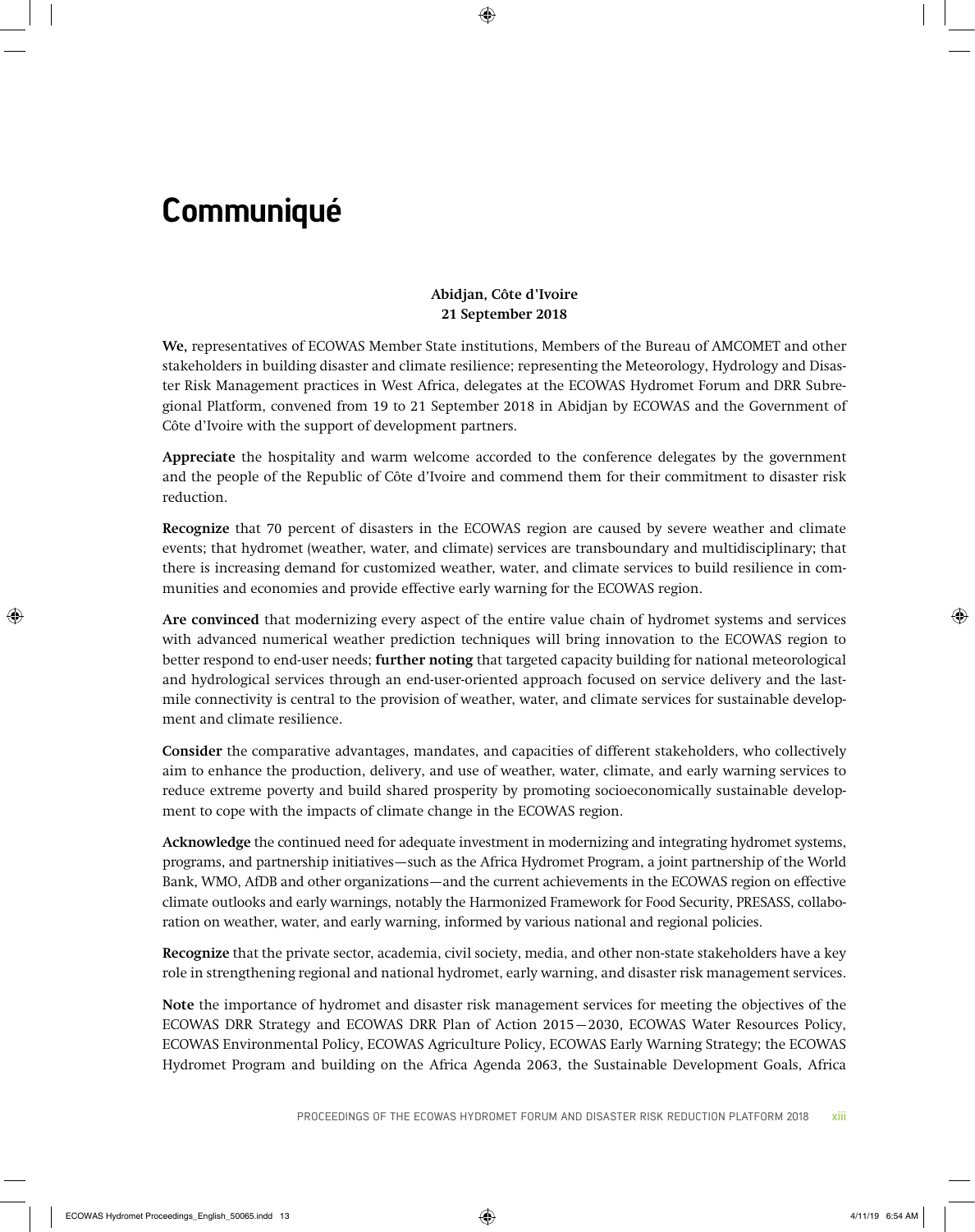# Communiqué

**Abidjan, Côte d'Ivoire**
**21 September 2018**

**We,** representatives of ECOWAS Member State institutions, Members of the Bureau of AMCOMET and other stakeholders in building disaster and climate resilience; representing the Meteorology, Hydrology and Disaster Risk Management practices in West Africa, delegates at the ECOWAS Hydromet Forum and DRR Subregional Platform, convened from 19 to 21 September 2018 in Abidjan by ECOWAS and the Government of Côte d'Ivoire with the support of development partners.

**Appreciate** the hospitality and warm welcome accorded to the conference delegates by the government and the people of the Republic of Côte d'Ivoire and commend them for their commitment to disaster risk reduction.

**Recognize** that 70 percent of disasters in the ECOWAS region are caused by severe weather and climate events; that hydromet (weather, water, and climate) services are transboundary and multidisciplinary; that there is increasing demand for customized weather, water, and climate services to build resilience in communities and economies and provide effective early warning for the ECOWAS region.

**Are convinced** that modernizing every aspect of the entire value chain of hydromet systems and services with advanced numerical weather prediction techniques will bring innovation to the ECOWAS region to better respond to end-user needs; **further noting** that targeted capacity building for national meteorological and hydrological services through an end-user-oriented approach focused on service delivery and the last-mile connectivity is central to the provision of weather, water, and climate services for sustainable development and climate resilience.

**Consider** the comparative advantages, mandates, and capacities of different stakeholders, who collectively aim to enhance the production, delivery, and use of weather, water, climate, and early warning services to reduce extreme poverty and build shared prosperity by promoting socioeconomically sustainable development to cope with the impacts of climate change in the ECOWAS region.

**Acknowledge** the continued need for adequate investment in modernizing and integrating hydromet systems, programs, and partnership initiatives—such as the Africa Hydromet Program, a joint partnership of the World Bank, WMO, AfDB and other organizations—and the current achievements in the ECOWAS region on effective climate outlooks and early warnings, notably the Harmonized Framework for Food Security, PRESASS, collaboration on weather, water, and early warning, informed by various national and regional policies.

**Recognize** that the private sector, academia, civil society, media, and other non-state stakeholders have a key role in strengthening regional and national hydromet, early warning, and disaster risk management services.

**Note** the importance of hydromet and disaster risk management services for meeting the objectives of the ECOWAS DRR Strategy and ECOWAS DRR Plan of Action 2015—2030, ECOWAS Water Resources Policy, ECOWAS Environmental Policy, ECOWAS Agriculture Policy, ECOWAS Early Warning Strategy; the ECOWAS Hydromet Program and building on the Africa Agenda 2063, the Sustainable Development Goals, Africa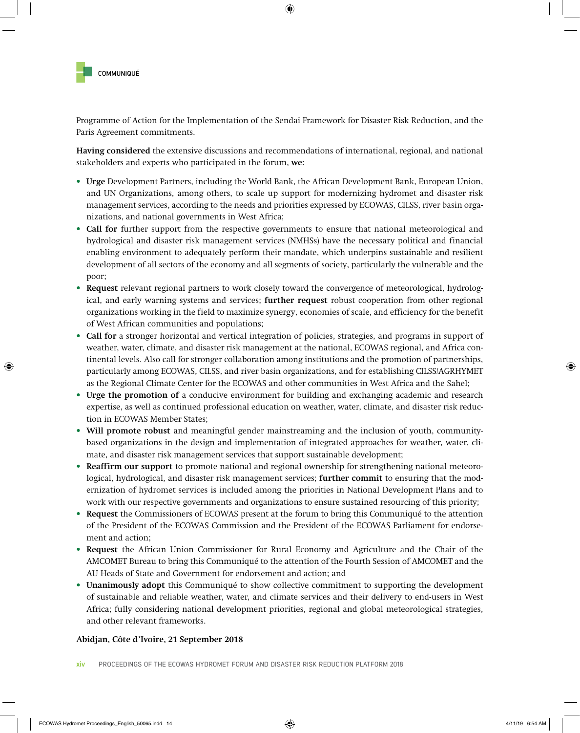Programme of Action for the Implementation of the Sendai Framework for Disaster Risk Reduction, and the Paris Agreement commitments.

**Having considered** the extensive discussions and recommendations of international, regional, and national stakeholders and experts who participated in the forum, **we:**

- **Urge** Development Partners, including the World Bank, the African Development Bank, European Union, and UN Organizations, among others, to scale up support for modernizing hydromet and disaster risk management services, according to the needs and priorities expressed by ECOWAS, CILSS, river basin organizations, and national governments in West Africa;
- **Call for** further support from the respective governments to ensure that national meteorological and hydrological and disaster risk management services (NMHSs) have the necessary political and financial enabling environment to adequately perform their mandate, which underpins sustainable and resilient development of all sectors of the economy and all segments of society, particularly the vulnerable and the poor;
- **Request** relevant regional partners to work closely toward the convergence of meteorological, hydrological, and early warning systems and services; **further request** robust cooperation from other regional organizations working in the field to maximize synergy, economies of scale, and efficiency for the benefit of West African communities and populations;
- **Call for** a stronger horizontal and vertical integration of policies, strategies, and programs in support of weather, water, climate, and disaster risk management at the national, ECOWAS regional, and Africa continental levels. Also call for stronger collaboration among institutions and the promotion of partnerships, particularly among ECOWAS, CILSS, and river basin organizations, and for establishing CILSS/AGRHYMET as the Regional Climate Center for the ECOWAS and other communities in West Africa and the Sahel;
- **Urge the promotion of** a conducive environment for building and exchanging academic and research expertise, as well as continued professional education on weather, water, climate, and disaster risk reduction in ECOWAS Member States;
- **Will promote robust** and meaningful gender mainstreaming and the inclusion of youth, community-based organizations in the design and implementation of integrated approaches for weather, water, climate, and disaster risk management services that support sustainable development;
- **Reaffirm our support** to promote national and regional ownership for strengthening national meteorological, hydrological, and disaster risk management services; **further commit** to ensuring that the modernization of hydromet services is included among the priorities in National Development Plans and to work with our respective governments and organizations to ensure sustained resourcing of this priority;
- **Request** the Commissioners of ECOWAS present at the forum to bring this Communiqué to the attention of the President of the ECOWAS Commission and the President of the ECOWAS Parliament for endorsement and action;
- **Request** the African Union Commissioner for Rural Economy and Agriculture and the Chair of the AMCOMET Bureau to bring this Communiqué to the attention of the Fourth Session of AMCOMET and the AU Heads of State and Government for endorsement and action; and
- **Unanimously adopt** this Communiqué to show collective commitment to supporting the development of sustainable and reliable weather, water, and climate services and their delivery to end-users in West Africa; fully considering national development priorities, regional and global meteorological strategies, and other relevant frameworks.

**Abidjan, Côte d'Ivoire, 21 September 2018**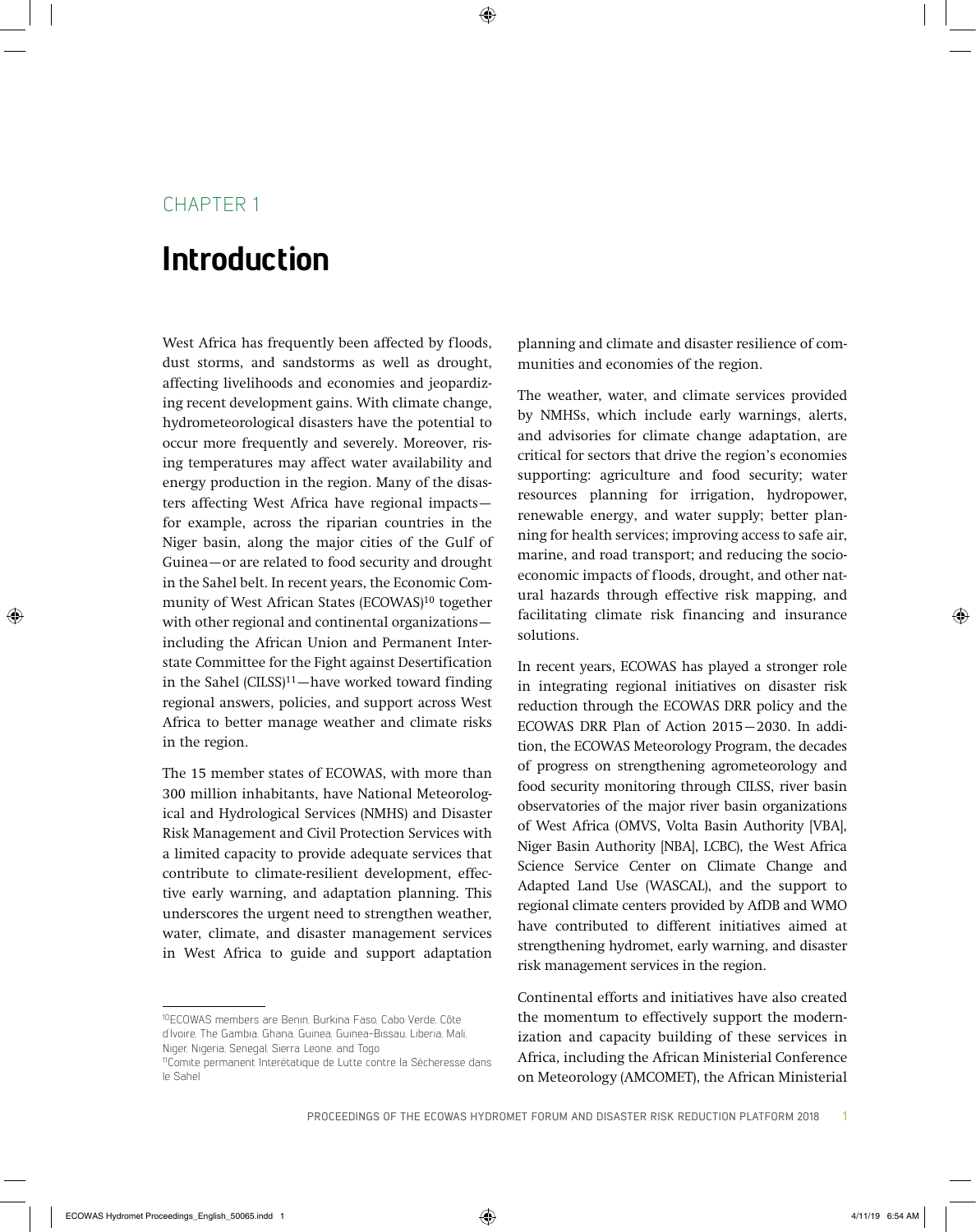CHAPTER 1

# Introduction

West Africa has frequently been affected by floods, dust storms, and sandstorms as well as drought, affecting livelihoods and economies and jeopardizing recent development gains. With climate change, hydrometeorological disasters have the potential to occur more frequently and severely. Moreover, rising temperatures may affect water availability and energy production in the region. Many of the disasters affecting West Africa have regional impacts—for example, across the riparian countries in the Niger basin, along the major cities of the Gulf of Guinea—or are related to food security and drought in the Sahel belt. In recent years, the Economic Community of West African States (ECOWAS)[10] together with other regional and continental organizations—including the African Union and Permanent Interstate Committee for the Fight against Desertification in the Sahel (CILSS)[11]—have worked toward finding regional answers, policies, and support across West Africa to better manage weather and climate risks in the region.

The 15 member states of ECOWAS, with more than 300 million inhabitants, have National Meteorological and Hydrological Services (NMHS) and Disaster Risk Management and Civil Protection Services with a limited capacity to provide adequate services that contribute to climate-resilient development, effective early warning, and adaptation planning. This underscores the urgent need to strengthen weather, water, climate, and disaster management services in West Africa to guide and support adaptation planning and climate and disaster resilience of communities and economies of the region.

The weather, water, and climate services provided by NMHSs, which include early warnings, alerts, and advisories for climate change adaptation, are critical for sectors that drive the region's economies supporting: agriculture and food security; water resources planning for irrigation, hydropower, renewable energy, and water supply; better planning for health services; improving access to safe air, marine, and road transport; and reducing the socioeconomic impacts of floods, drought, and other natural hazards through effective risk mapping, and facilitating climate risk financing and insurance solutions.

In recent years, ECOWAS has played a stronger role in integrating regional initiatives on disaster risk reduction through the ECOWAS DRR policy and the ECOWAS DRR Plan of Action 2015—2030. In addition, the ECOWAS Meteorology Program, the decades of progress on strengthening agrometeorology and food security monitoring through CILSS, river basin observatories of the major river basin organizations of West Africa (OMVS, Volta Basin Authority [VBA], Niger Basin Authority [NBA], LCBC), the West Africa Science Service Center on Climate Change and Adapted Land Use (WASCAL), and the support to regional climate centers provided by AfDB and WMO have contributed to different initiatives aimed at strengthening hydromet, early warning, and disaster risk management services in the region.

Continental efforts and initiatives have also created the momentum to effectively support the modernization and capacity building of these services in Africa, including the African Ministerial Conference on Meteorology (AMCOMET), the African Ministerial

---

[10] ECOWAS members are Benin, Burkina Faso, Cabo Verde, Côte d'Ivoire, The Gambia, Ghana, Guinea, Guinea-Bissau, Liberia, Mali, Niger, Nigeria, Senegal, Sierra Leone, and Togo

[11] Comite permanent Interétatique de Lutte contre la Sècheresse dans le Sahel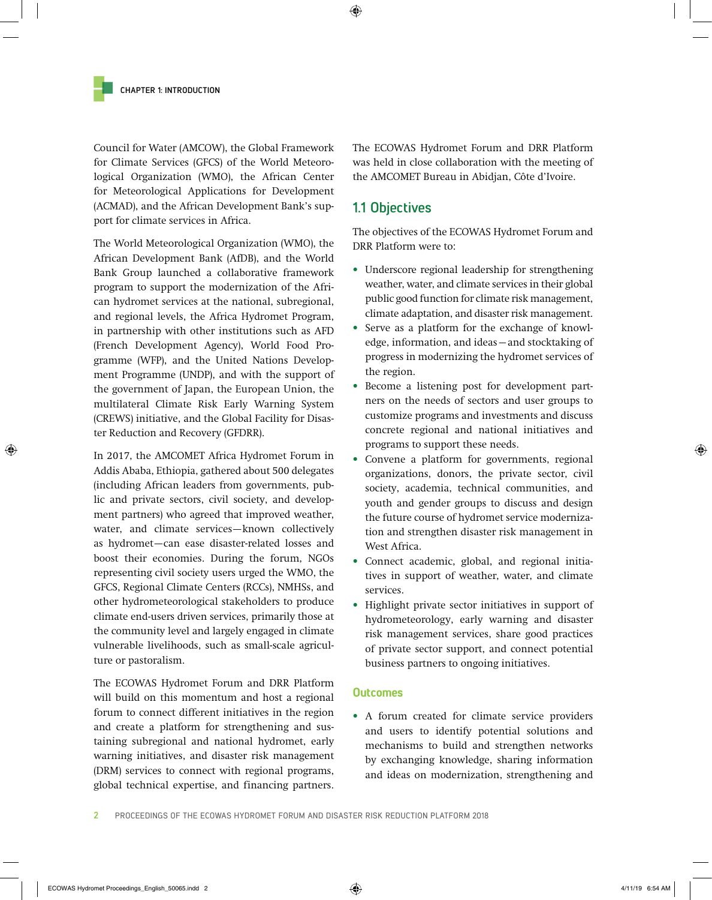Council for Water (AMCOW), the Global Framework for Climate Services (GFCS) of the World Meteorological Organization (WMO), the African Center for Meteorological Applications for Development (ACMAD), and the African Development Bank's support for climate services in Africa.

The World Meteorological Organization (WMO), the African Development Bank (AfDB), and the World Bank Group launched a collaborative framework program to support the modernization of the African hydromet services at the national, subregional, and regional levels, the Africa Hydromet Program, in partnership with other institutions such as AFD (French Development Agency), World Food Programme (WFP), and the United Nations Development Programme (UNDP), and with the support of the government of Japan, the European Union, the multilateral Climate Risk Early Warning System (CREWS) initiative, and the Global Facility for Disaster Reduction and Recovery (GFDRR).

In 2017, the AMCOMET Africa Hydromet Forum in Addis Ababa, Ethiopia, gathered about 500 delegates (including African leaders from governments, public and private sectors, civil society, and development partners) who agreed that improved weather, water, and climate services—known collectively as hydromet—can ease disaster-related losses and boost their economies. During the forum, NGOs representing civil society users urged the WMO, the GFCS, Regional Climate Centers (RCCs), NMHSs, and other hydrometeorological stakeholders to produce climate end-users driven services, primarily those at the community level and largely engaged in climate vulnerable livelihoods, such as small-scale agriculture or pastoralism.

The ECOWAS Hydromet Forum and DRR Platform will build on this momentum and host a regional forum to connect different initiatives in the region and create a platform for strengthening and sustaining subregional and national hydromet, early warning initiatives, and disaster risk management (DRM) services to connect with regional programs, global technical expertise, and financing partners.

The ECOWAS Hydromet Forum and DRR Platform was held in close collaboration with the meeting of the AMCOMET Bureau in Abidjan, Côte d'Ivoire.

## 1.1 Objectives

The objectives of the ECOWAS Hydromet Forum and DRR Platform were to:

- Underscore regional leadership for strengthening weather, water, and climate services in their global public good function for climate risk management, climate adaptation, and disaster risk management.
- Serve as a platform for the exchange of knowledge, information, and ideas—and stocktaking of progress in modernizing the hydromet services of the region.
- Become a listening post for development partners on the needs of sectors and user groups to customize programs and investments and discuss concrete regional and national initiatives and programs to support these needs.
- Convene a platform for governments, regional organizations, donors, the private sector, civil society, academia, technical communities, and youth and gender groups to discuss and design the future course of hydromet service modernization and strengthen disaster risk management in West Africa.
- Connect academic, global, and regional initiatives in support of weather, water, and climate services.
- Highlight private sector initiatives in support of hydrometeorology, early warning and disaster risk management services, share good practices of private sector support, and connect potential business partners to ongoing initiatives.

### Outcomes

- A forum created for climate service providers and users to identify potential solutions and mechanisms to build and strengthen networks by exchanging knowledge, sharing information and ideas on modernization, strengthening and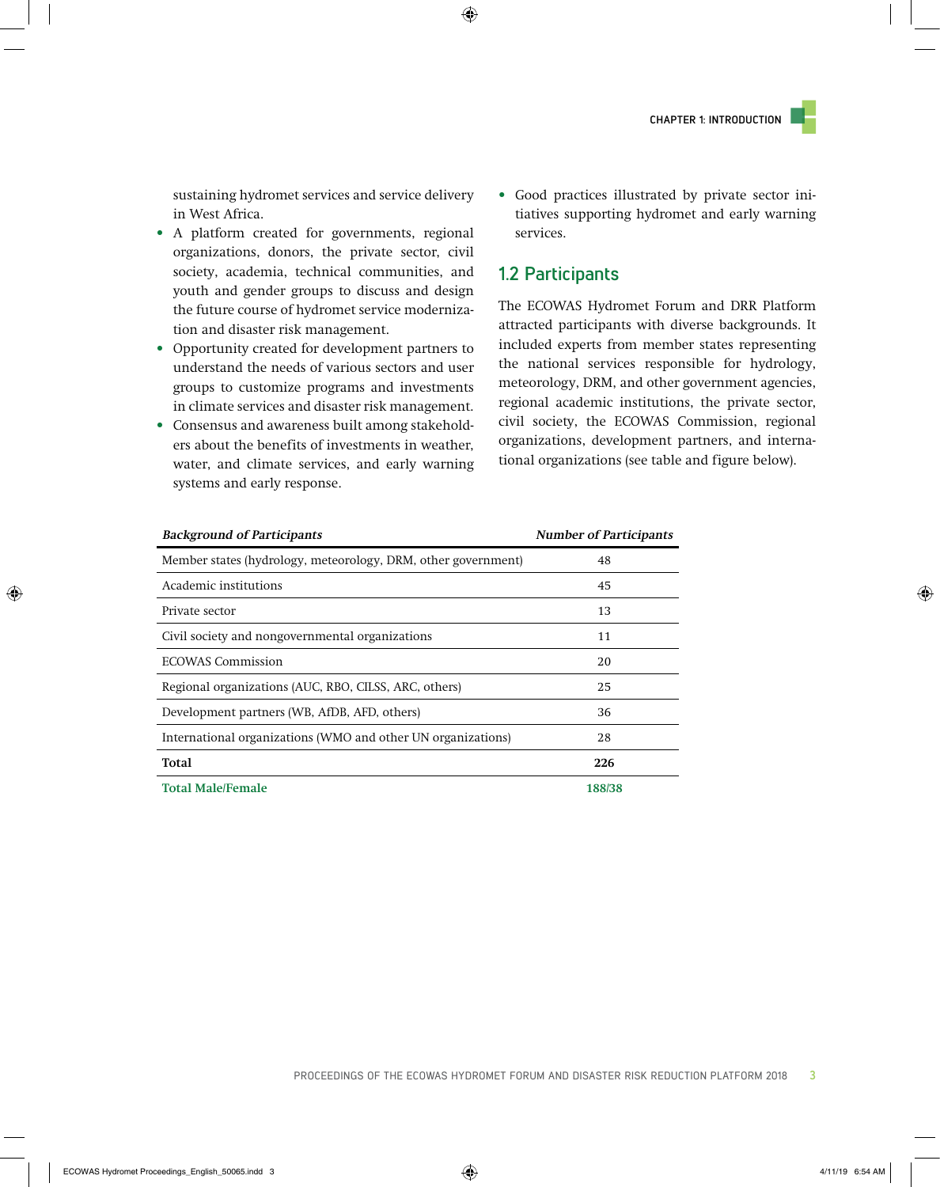sustaining hydromet services and service delivery in West Africa.

- A platform created for governments, regional organizations, donors, the private sector, civil society, academia, technical communities, and youth and gender groups to discuss and design the future course of hydromet service modernization and disaster risk management.
- Opportunity created for development partners to understand the needs of various sectors and user groups to customize programs and investments in climate services and disaster risk management.
- Consensus and awareness built among stakeholders about the benefits of investments in weather, water, and climate services, and early warning systems and early response.
- Good practices illustrated by private sector initiatives supporting hydromet and early warning services.

## 1.2 Participants

The ECOWAS Hydromet Forum and DRR Platform attracted participants with diverse backgrounds. It included experts from member states representing the national services responsible for hydrology, meteorology, DRM, and other government agencies, regional academic institutions, the private sector, civil society, the ECOWAS Commission, regional organizations, development partners, and international organizations (see table and figure below).

| *Background of Participants* | *Number of Participants* |
|---|---|
| Member states (hydrology, meteorology, DRM, other government) | 48 |
| Academic institutions | 45 |
| Private sector | 13 |
| Civil society and nongovernmental organizations | 11 |
| ECOWAS Commission | 20 |
| Regional organizations (AUC, RBO, CILSS, ARC, others) | 25 |
| Development partners (WB, AfDB, AFD, others) | 36 |
| International organizations (WMO and other UN organizations) | 28 |
| **Total** | **226** |
| **Total Male/Female** | **188/38** |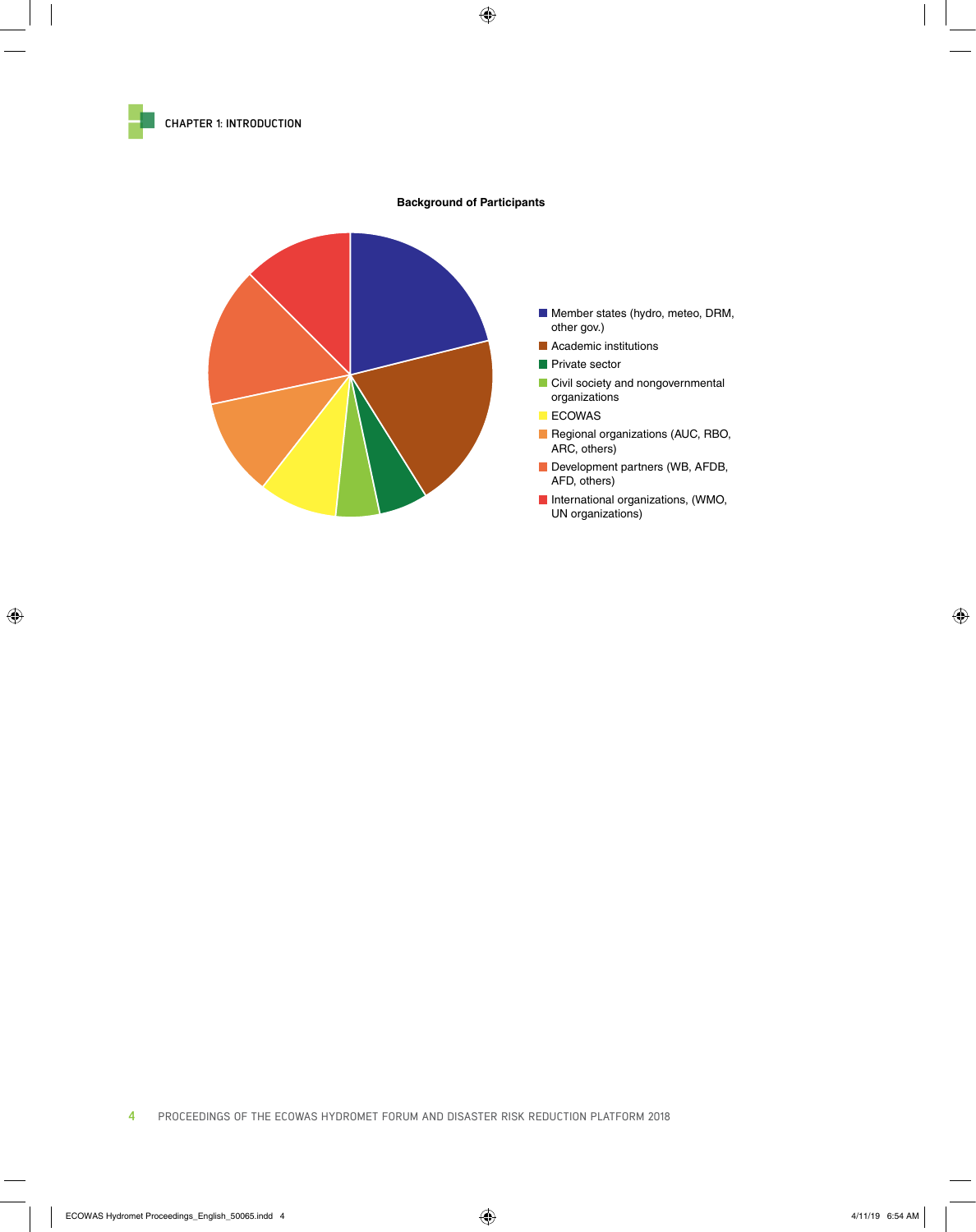**Background of Participants**

- Member states (hydro, meteo, DRM, other gov.)
- Academic institutions
- Private sector
- Civil society and nongovernmental organizations
- ECOWAS
- Regional organizations (AUC, RBO, ARC, others)
- Development partners (WB, AFDB, AFD, others)
- International organizations, (WMO, UN organizations)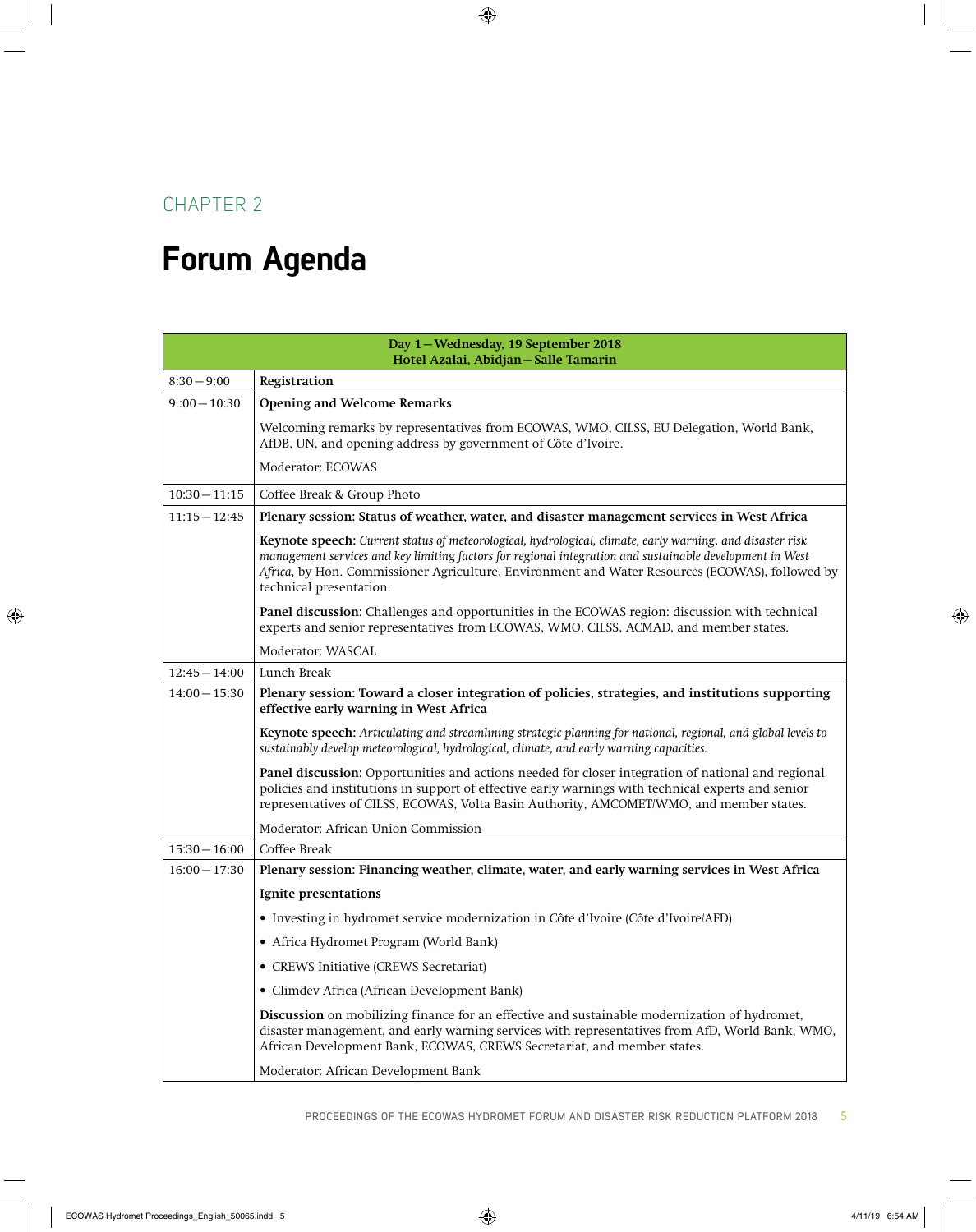CHAPTER 2

# Forum Agenda

| Day 1—Wednesday, 19 September 2018<br>Hotel Azalai, Abidjan—Salle Tamarin | |
|---|---|
| 8:30—9:00 | **Registration** |
| 9.:00—10:30 | **Opening and Welcome Remarks**<br><br>Welcoming remarks by representatives from ECOWAS, WMO, CILSS, EU Delegation, World Bank, AfDB, UN, and opening address by government of Côte d'Ivoire.<br><br>Moderator: ECOWAS |
| 10:30—11:15 | Coffee Break & Group Photo |
| 11:15—12:45 | **Plenary session: Status of weather, water, and disaster management services in West Africa**<br><br>**Keynote speech:** *Current status of meteorological, hydrological, climate, early warning, and disaster risk management services and key limiting factors for regional integration and sustainable development in West Africa,* by Hon. Commissioner Agriculture, Environment and Water Resources (ECOWAS), followed by technical presentation.<br><br>**Panel discussion:** Challenges and opportunities in the ECOWAS region: discussion with technical experts and senior representatives from ECOWAS, WMO, CILSS, ACMAD, and member states.<br><br>Moderator: WASCAL |
| 12:45—14:00 | Lunch Break |
| 14:00—15:30 | **Plenary session: Toward a closer integration of policies, strategies, and institutions supporting effective early warning in West Africa**<br><br>**Keynote speech:** *Articulating and streamlining strategic planning for national, regional, and global levels to sustainably develop meteorological, hydrological, climate, and early warning capacities.*<br><br>**Panel discussion:** Opportunities and actions needed for closer integration of national and regional policies and institutions in support of effective early warnings with technical experts and senior representatives of CILSS, ECOWAS, Volta Basin Authority, AMCOMET/WMO, and member states.<br><br>Moderator: African Union Commission |
| 15:30—16:00 | Coffee Break |
| 16:00—17:30 | **Plenary session: Financing weather, climate, water, and early warning services in West Africa**<br><br>**Ignite presentations**<br><br>• Investing in hydromet service modernization in Côte d'Ivoire (Côte d'Ivoire/AFD)<br>• Africa Hydromet Program (World Bank)<br>• CREWS Initiative (CREWS Secretariat)<br>• Climdev Africa (African Development Bank)<br><br>**Discussion** on mobilizing finance for an effective and sustainable modernization of hydromet, disaster management, and early warning services with representatives from AfD, World Bank, WMO, African Development Bank, ECOWAS, CREWS Secretariat, and member states.<br><br>Moderator: African Development Bank |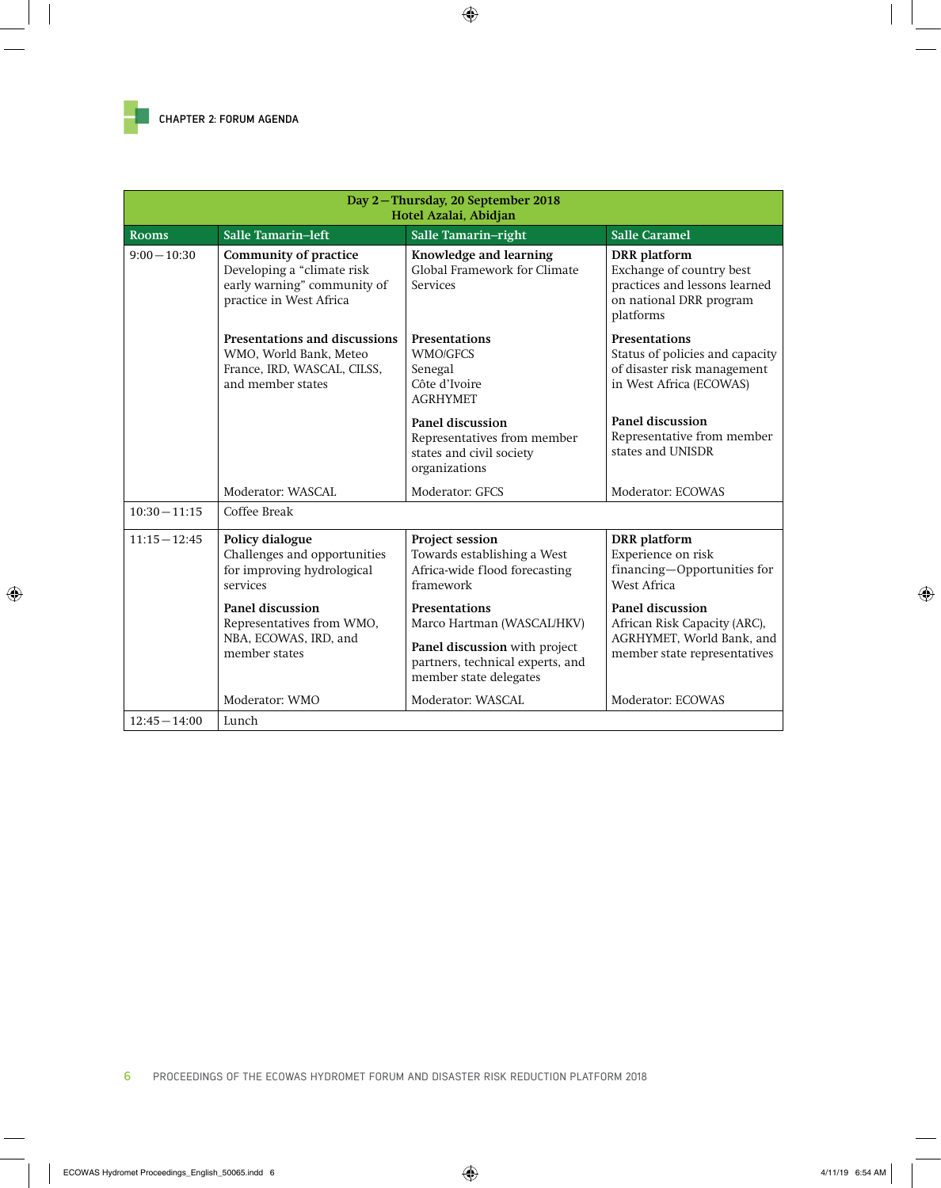| Day 2—Thursday, 20 September 2018<br>Hotel Azalai, Abidjan | | | |
|---|---|---|---|
| **Rooms** | **Salle Tamarin–left** | **Salle Tamarin–right** | **Salle Caramel** |
| 9:00—10:30 | **Community of practice**<br>Developing a "climate risk early warning" community of practice in West Africa<br><br>**Presentations and discussions**<br>WMO, World Bank, Meteo France, IRD, WASCAL, CILSS, and member states<br><br>Moderator: WASCAL | **Knowledge and learning**<br>Global Framework for Climate Services<br><br>**Presentations**<br>WMO/GFCS<br>Senegal<br>Côte d'Ivoire<br>AGRHYMET<br><br>**Panel discussion**<br>Representatives from member states and civil society organizations<br><br>Moderator: GFCS | **DRR platform**<br>Exchange of country best practices and lessons learned on national DRR program platforms<br><br>**Presentations**<br>Status of policies and capacity of disaster risk management in West Africa (ECOWAS)<br><br>**Panel discussion**<br>Representative from member states and UNISDR<br><br>Moderator: ECOWAS |
| 10:30—11:15 | Coffee Break | | |
| 11:15—12:45 | **Policy dialogue**<br>Challenges and opportunities for improving hydrological services<br><br>**Panel discussion**<br>Representatives from WMO, NBA, ECOWAS, IRD, and member states<br><br>Moderator: WMO | **Project session**<br>Towards establishing a West Africa-wide flood forecasting framework<br><br>**Presentations**<br>Marco Hartman (WASCAL/HKV)<br><br>**Panel discussion** with project partners, technical experts, and member state delegates<br><br>Moderator: WASCAL | **DRR platform**<br>Experience on risk financing—Opportunities for West Africa<br><br>**Panel discussion**<br>African Risk Capacity (ARC), AGRHYMET, World Bank, and member state representatives<br><br>Moderator: ECOWAS |
| 12:45—14:00 | Lunch | | |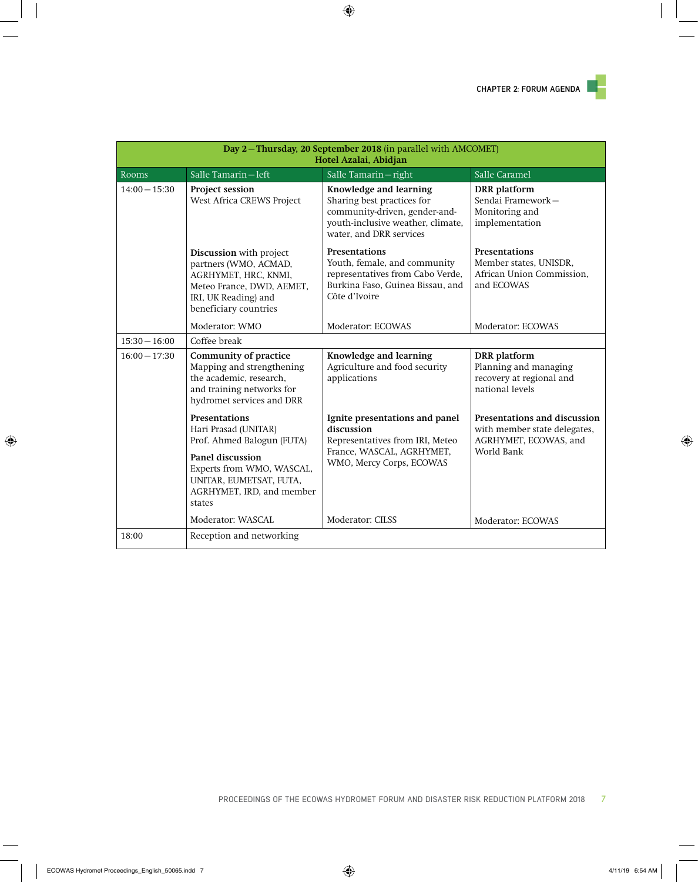| Day 2 — Thursday, 20 September 2018 (in parallel with AMCOMET) Hotel Azalai, Abidjan | | | |
|---|---|---|---|
| Rooms | Salle Tamarin — left | Salle Tamarin — right | Salle Caramel |
| 14:00 — 15:30 | **Project session** West Africa CREWS Project<br><br>**Discussion** with project partners (WMO, ACMAD, AGRHYMET, HRC, KNMI, Meteo France, DWD, AEMET, IRI, UK Reading) and beneficiary countries<br><br>Moderator: WMO | **Knowledge and learning** Sharing best practices for community-driven, gender-and-youth-inclusive weather, climate, water, and DRR services<br><br>**Presentations** Youth, female, and community representatives from Cabo Verde, Burkina Faso, Guinea Bissau, and Côte d'Ivoire<br><br>Moderator: ECOWAS | **DRR platform** Sendai Framework — Monitoring and implementation<br><br>**Presentations** Member states, UNISDR, African Union Commission, and ECOWAS<br><br>Moderator: ECOWAS |
| 15:30 — 16:00 | Coffee break | | |
| 16:00 — 17:30 | **Community of practice** Mapping and strengthening the academic, research, and training networks for hydromet services and DRR<br><br>**Presentations** Hari Prasad (UNITAR) Prof. Ahmed Balogun (FUTA)<br><br>**Panel discussion** Experts from WMO, WASCAL, UNITAR, EUMETSAT, FUTA, AGRHYMET, IRD, and member states<br><br>Moderator: WASCAL | **Knowledge and learning** Agriculture and food security applications<br><br>**Ignite presentations and panel discussion** Representatives from IRI, Meteo France, WASCAL, AGRHYMET, WMO, Mercy Corps, ECOWAS<br><br>Moderator: CILSS | **DRR platform** Planning and managing recovery at regional and national levels<br><br>**Presentations and discussion** with member state delegates, AGRHYMET, ECOWAS, and World Bank<br><br>Moderator: ECOWAS |
| 18:00 | Reception and networking | | |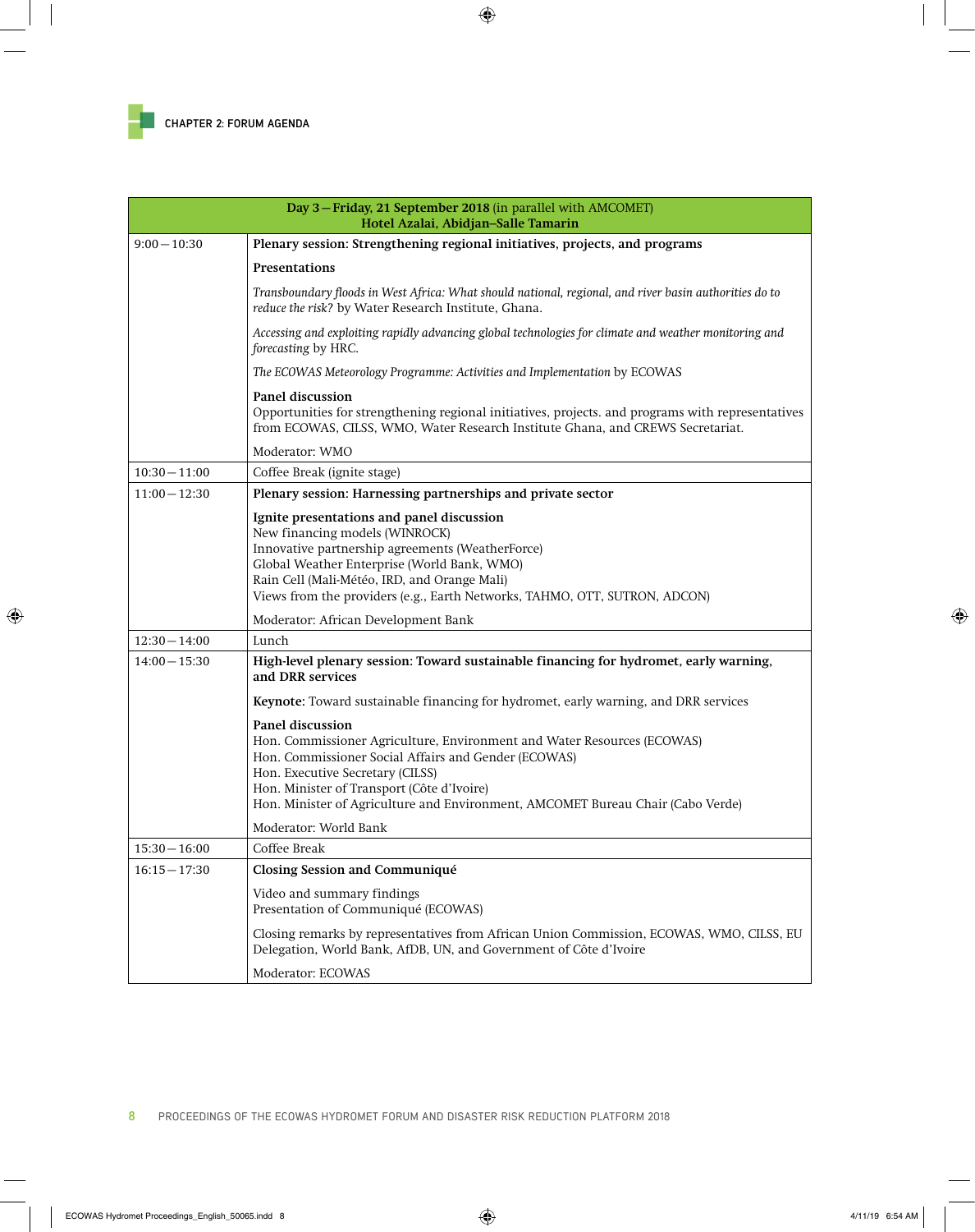| Day 3 — Friday, 21 September 2018 (in parallel with AMCOMET)<br>Hotel Azalai, Abidjan–Salle Tamarin | |
|---|---|
| 9:00 — 10:30 | **Plenary session: Strengthening regional initiatives, projects, and programs**<br><br>**Presentations**<br><br>*Transboundary floods in West Africa: What should national, regional, and river basin authorities do to reduce the risk?* by Water Research Institute, Ghana.<br><br>*Accessing and exploiting rapidly advancing global technologies for climate and weather monitoring and forecasting* by HRC.<br><br>*The ECOWAS Meteorology Programme: Activities and Implementation* by ECOWAS<br><br>**Panel discussion**<br>Opportunities for strengthening regional initiatives, projects. and programs with representatives from ECOWAS, CILSS, WMO, Water Research Institute Ghana, and CREWS Secretariat.<br><br>Moderator: WMO |
| 10:30 — 11:00 | Coffee Break (ignite stage) |
| 11:00 — 12:30 | **Plenary session: Harnessing partnerships and private sector**<br><br>**Ignite presentations and panel discussion**<br>New financing models (WINROCK)<br>Innovative partnership agreements (WeatherForce)<br>Global Weather Enterprise (World Bank, WMO)<br>Rain Cell (Mali-Météo, IRD, and Orange Mali)<br>Views from the providers (e.g., Earth Networks, TAHMO, OTT, SUTRON, ADCON)<br><br>Moderator: African Development Bank |
| 12:30 — 14:00 | Lunch |
| 14:00 — 15:30 | **High-level plenary session: Toward sustainable financing for hydromet, early warning, and DRR services**<br><br>**Keynote:** Toward sustainable financing for hydromet, early warning, and DRR services<br><br>**Panel discussion**<br>Hon. Commissioner Agriculture, Environment and Water Resources (ECOWAS)<br>Hon. Commissioner Social Affairs and Gender (ECOWAS)<br>Hon. Executive Secretary (CILSS)<br>Hon. Minister of Transport (Côte d'Ivoire)<br>Hon. Minister of Agriculture and Environment, AMCOMET Bureau Chair (Cabo Verde)<br><br>Moderator: World Bank |
| 15:30 — 16:00 | Coffee Break |
| 16:15 — 17:30 | **Closing Session and Communiqué**<br><br>Video and summary findings<br>Presentation of Communiqué (ECOWAS)<br><br>Closing remarks by representatives from African Union Commission, ECOWAS, WMO, CILSS, EU Delegation, World Bank, AfDB, UN, and Government of Côte d'Ivoire<br><br>Moderator: ECOWAS |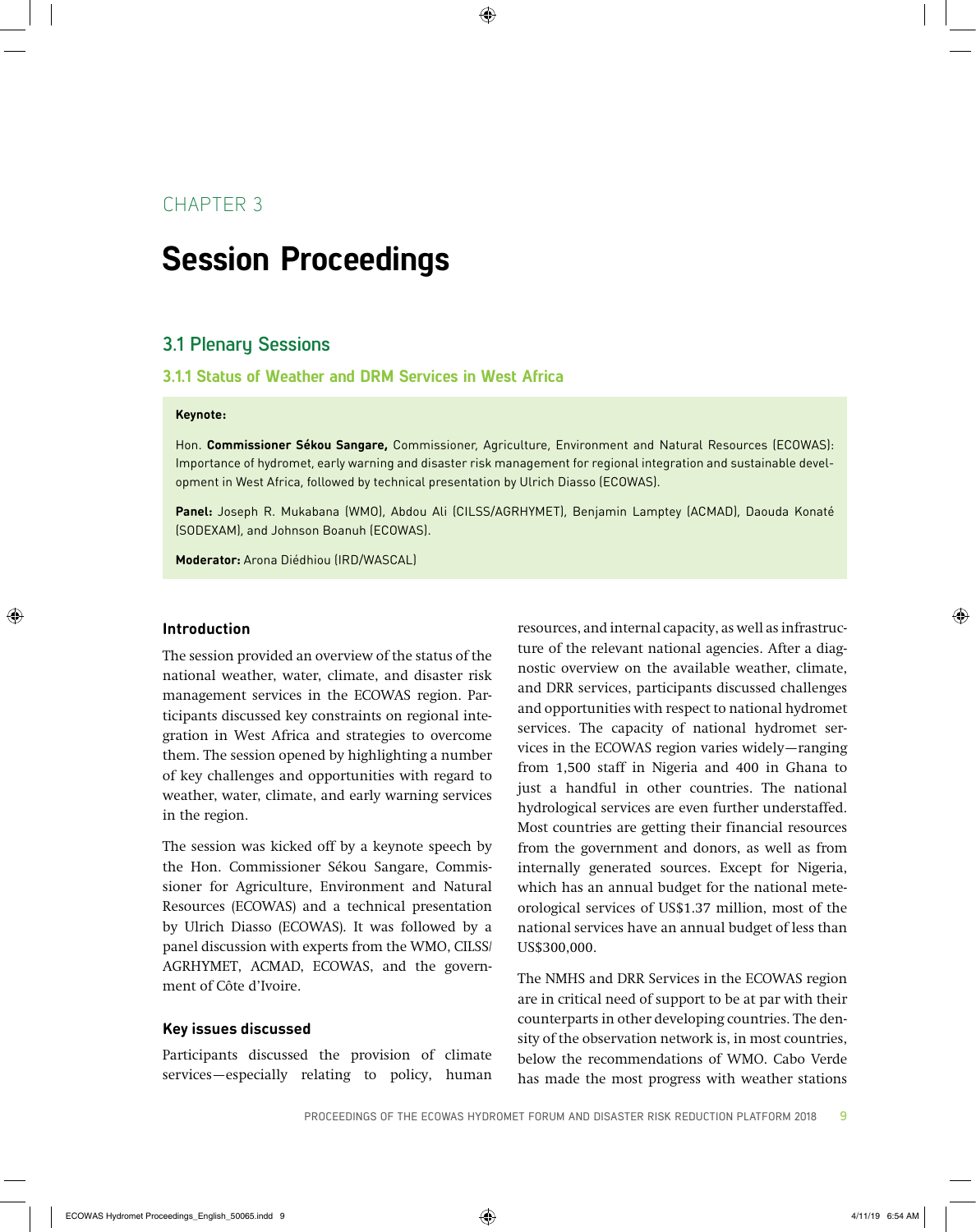# CHAPTER 3

# Session Proceedings

## 3.1 Plenary Sessions

### 3.1.1 Status of Weather and DRM Services in West Africa

**Keynote:**

Hon. **Commissioner Sékou Sangare,** Commissioner, Agriculture, Environment and Natural Resources (ECOWAS): Importance of hydromet, early warning and disaster risk management for regional integration and sustainable development in West Africa, followed by technical presentation by Ulrich Diasso (ECOWAS).

**Panel:** Joseph R. Mukabana (WMO), Abdou Ali (CILSS/AGRHYMET), Benjamin Lamptey (ACMAD), Daouda Konaté (SODEXAM), and Johnson Boanuh (ECOWAS).

**Moderator:** Arona Diédhiou (IRD/WASCAL)

#### Introduction

The session provided an overview of the status of the national weather, water, climate, and disaster risk management services in the ECOWAS region. Participants discussed key constraints on regional integration in West Africa and strategies to overcome them. The session opened by highlighting a number of key challenges and opportunities with regard to weather, water, climate, and early warning services in the region.

The session was kicked off by a keynote speech by the Hon. Commissioner Sékou Sangare, Commissioner for Agriculture, Environment and Natural Resources (ECOWAS) and a technical presentation by Ulrich Diasso (ECOWAS). It was followed by a panel discussion with experts from the WMO, CILSS/AGRHYMET, ACMAD, ECOWAS, and the government of Côte d'Ivoire.

#### Key issues discussed

Participants discussed the provision of climate services—especially relating to policy, human resources, and internal capacity, as well as infrastructure of the relevant national agencies. After a diagnostic overview on the available weather, climate, and DRR services, participants discussed challenges and opportunities with respect to national hydromet services. The capacity of national hydromet services in the ECOWAS region varies widely—ranging from 1,500 staff in Nigeria and 400 in Ghana to just a handful in other countries. The national hydrological services are even further understaffed. Most countries are getting their financial resources from the government and donors, as well as from internally generated sources. Except for Nigeria, which has an annual budget for the national meteorological services of US$1.37 million, most of the national services have an annual budget of less than US$300,000.

The NMHS and DRR Services in the ECOWAS region are in critical need of support to be at par with their counterparts in other developing countries. The density of the observation network is, in most countries, below the recommendations of WMO. Cabo Verde has made the most progress with weather stations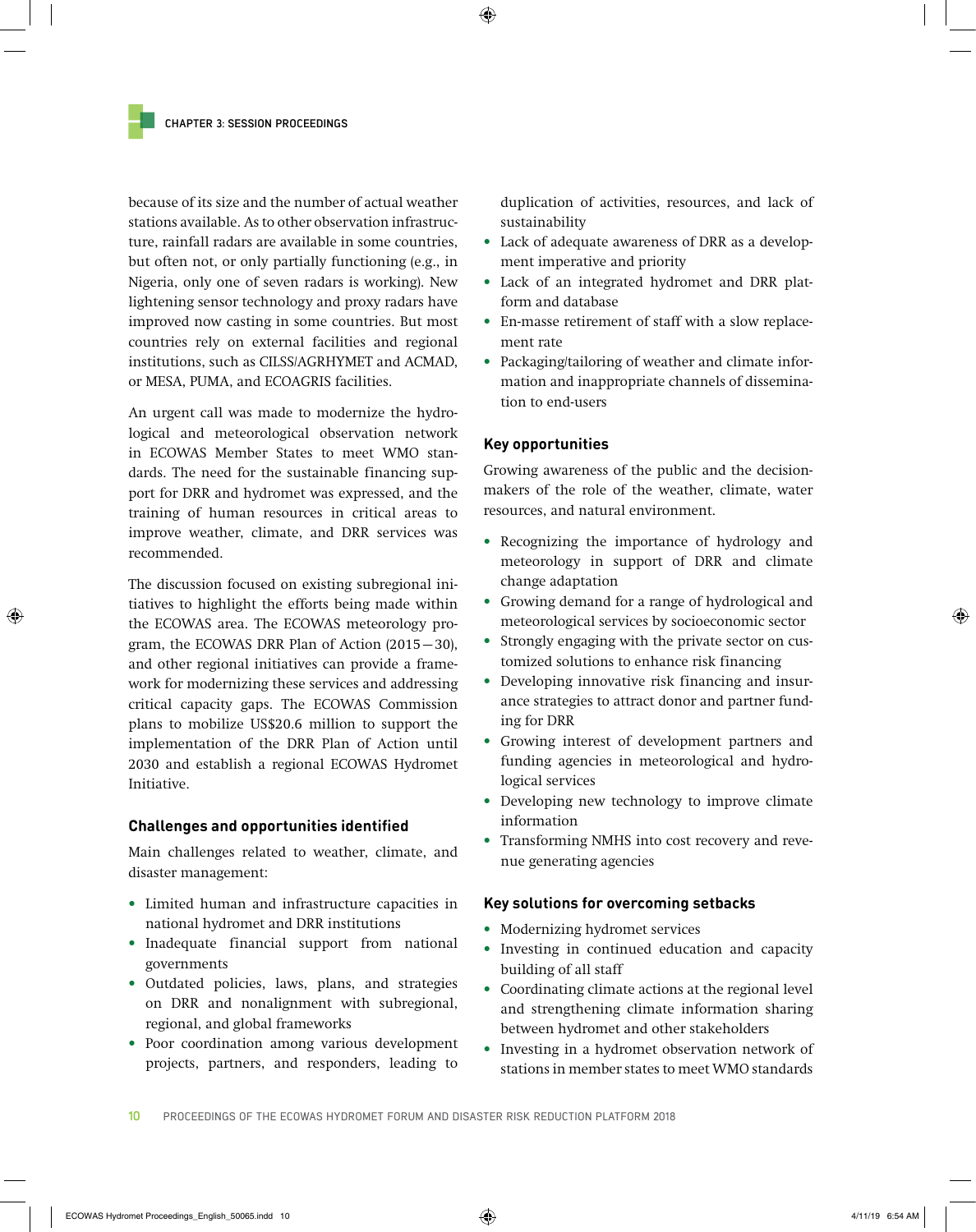because of its size and the number of actual weather stations available. As to other observation infrastructure, rainfall radars are available in some countries, but often not, or only partially functioning (e.g., in Nigeria, only one of seven radars is working). New lightening sensor technology and proxy radars have improved now casting in some countries. But most countries rely on external facilities and regional institutions, such as CILSS/AGRHYMET and ACMAD, or MESA, PUMA, and ECOAGRIS facilities.

An urgent call was made to modernize the hydrological and meteorological observation network in ECOWAS Member States to meet WMO standards. The need for the sustainable financing support for DRR and hydromet was expressed, and the training of human resources in critical areas to improve weather, climate, and DRR services was recommended.

The discussion focused on existing subregional initiatives to highlight the efforts being made within the ECOWAS area. The ECOWAS meteorology program, the ECOWAS DRR Plan of Action (2015—30), and other regional initiatives can provide a framework for modernizing these services and addressing critical capacity gaps. The ECOWAS Commission plans to mobilize US$20.6 million to support the implementation of the DRR Plan of Action until 2030 and establish a regional ECOWAS Hydromet Initiative.

### Challenges and opportunities identified

Main challenges related to weather, climate, and disaster management:

- Limited human and infrastructure capacities in national hydromet and DRR institutions
- Inadequate financial support from national governments
- Outdated policies, laws, plans, and strategies on DRR and nonalignment with subregional, regional, and global frameworks
- Poor coordination among various development projects, partners, and responders, leading to duplication of activities, resources, and lack of sustainability
- Lack of adequate awareness of DRR as a development imperative and priority
- Lack of an integrated hydromet and DRR platform and database
- En-masse retirement of staff with a slow replacement rate
- Packaging/tailoring of weather and climate information and inappropriate channels of dissemination to end-users

### Key opportunities

Growing awareness of the public and the decision-makers of the role of the weather, climate, water resources, and natural environment.

- Recognizing the importance of hydrology and meteorology in support of DRR and climate change adaptation
- Growing demand for a range of hydrological and meteorological services by socioeconomic sector
- Strongly engaging with the private sector on customized solutions to enhance risk financing
- Developing innovative risk financing and insurance strategies to attract donor and partner funding for DRR
- Growing interest of development partners and funding agencies in meteorological and hydrological services
- Developing new technology to improve climate information
- Transforming NMHS into cost recovery and revenue generating agencies

### Key solutions for overcoming setbacks

- Modernizing hydromet services
- Investing in continued education and capacity building of all staff
- Coordinating climate actions at the regional level and strengthening climate information sharing between hydromet and other stakeholders
- Investing in a hydromet observation network of stations in member states to meet WMO standards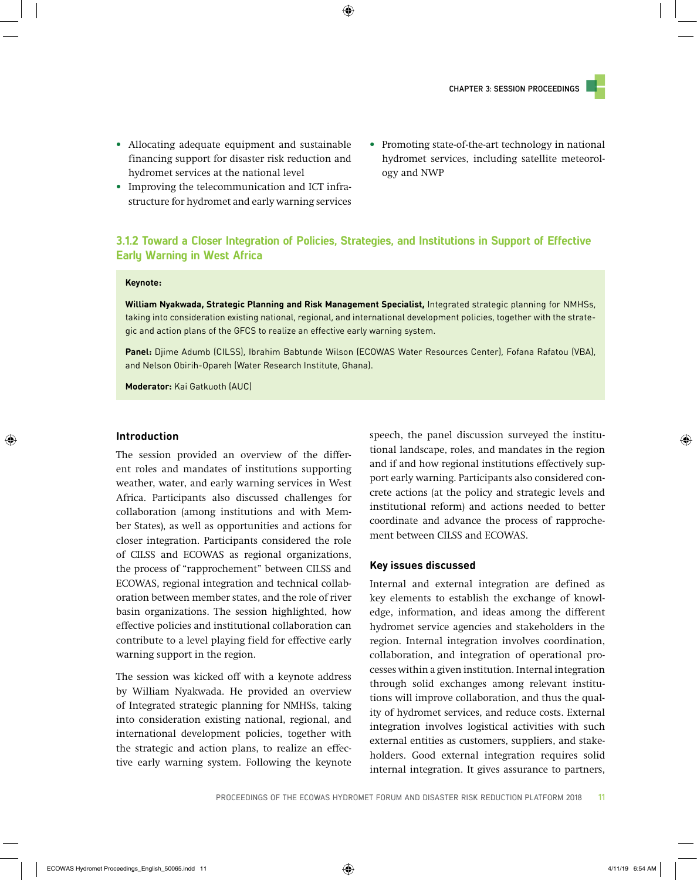- Allocating adequate equipment and sustainable financing support for disaster risk reduction and hydromet services at the national level
- Improving the telecommunication and ICT infrastructure for hydromet and early warning services
- Promoting state-of-the-art technology in national hydromet services, including satellite meteorology and NWP

### 3.1.2 Toward a Closer Integration of Policies, Strategies, and Institutions in Support of Effective Early Warning in West Africa

**Keynote:**

**William Nyakwada, Strategic Planning and Risk Management Specialist,** Integrated strategic planning for NMHSs, taking into consideration existing national, regional, and international development policies, together with the strategic and action plans of the GFCS to realize an effective early warning system.

**Panel:** Djime Adumb (CILSS), Ibrahim Babtunde Wilson (ECOWAS Water Resources Center), Fofana Rafatou (VBA), and Nelson Obirih-Opareh (Water Research Institute, Ghana).

**Moderator:** Kai Gatkuoth (AUC)

#### Introduction

The session provided an overview of the different roles and mandates of institutions supporting weather, water, and early warning services in West Africa. Participants also discussed challenges for collaboration (among institutions and with Member States), as well as opportunities and actions for closer integration. Participants considered the role of CILSS and ECOWAS as regional organizations, the process of "rapprochement" between CILSS and ECOWAS, regional integration and technical collaboration between member states, and the role of river basin organizations. The session highlighted, how effective policies and institutional collaboration can contribute to a level playing field for effective early warning support in the region.

The session was kicked off with a keynote address by William Nyakwada. He provided an overview of Integrated strategic planning for NMHSs, taking into consideration existing national, regional, and international development policies, together with the strategic and action plans, to realize an effective early warning system. Following the keynote speech, the panel discussion surveyed the institutional landscape, roles, and mandates in the region and if and how regional institutions effectively support early warning. Participants also considered concrete actions (at the policy and strategic levels and institutional reform) and actions needed to better coordinate and advance the process of rapprochement between CILSS and ECOWAS.

#### Key issues discussed

Internal and external integration are defined as key elements to establish the exchange of knowledge, information, and ideas among the different hydromet service agencies and stakeholders in the region. Internal integration involves coordination, collaboration, and integration of operational processes within a given institution. Internal integration through solid exchanges among relevant institutions will improve collaboration, and thus the quality of hydromet services, and reduce costs. External integration involves logistical activities with such external entities as customers, suppliers, and stakeholders. Good external integration requires solid internal integration. It gives assurance to partners,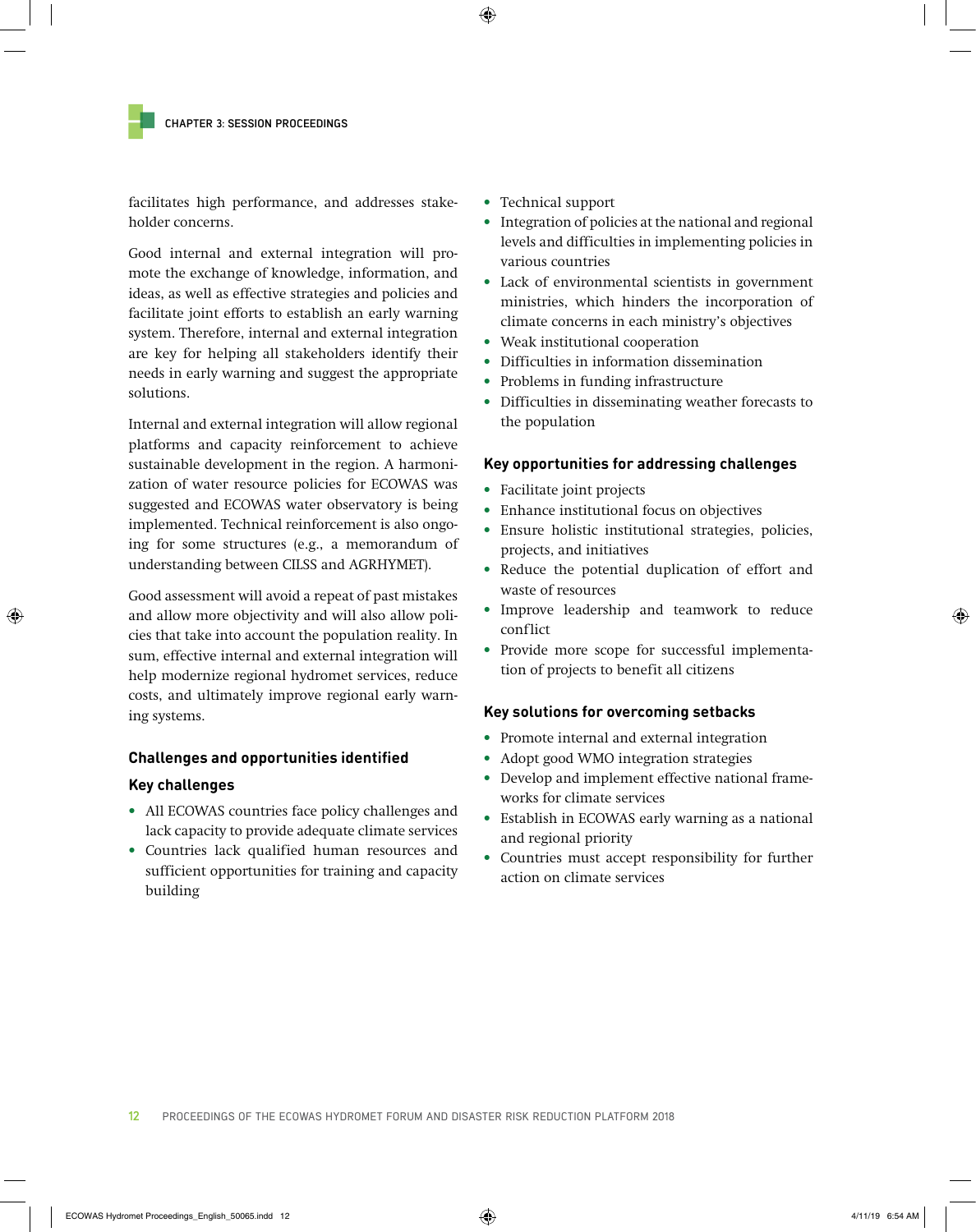facilitates high performance, and addresses stakeholder concerns.

Good internal and external integration will promote the exchange of knowledge, information, and ideas, as well as effective strategies and policies and facilitate joint efforts to establish an early warning system. Therefore, internal and external integration are key for helping all stakeholders identify their needs in early warning and suggest the appropriate solutions.

Internal and external integration will allow regional platforms and capacity reinforcement to achieve sustainable development in the region. A harmonization of water resource policies for ECOWAS was suggested and ECOWAS water observatory is being implemented. Technical reinforcement is also ongoing for some structures (e.g., a memorandum of understanding between CILSS and AGRHYMET).

Good assessment will avoid a repeat of past mistakes and allow more objectivity and will also allow policies that take into account the population reality. In sum, effective internal and external integration will help modernize regional hydromet services, reduce costs, and ultimately improve regional early warning systems.

### Challenges and opportunities identified

#### Key challenges

- All ECOWAS countries face policy challenges and lack capacity to provide adequate climate services
- Countries lack qualified human resources and sufficient opportunities for training and capacity building
- Technical support
- Integration of policies at the national and regional levels and difficulties in implementing policies in various countries
- Lack of environmental scientists in government ministries, which hinders the incorporation of climate concerns in each ministry's objectives
- Weak institutional cooperation
- Difficulties in information dissemination
- Problems in funding infrastructure
- Difficulties in disseminating weather forecasts to the population

#### Key opportunities for addressing challenges

- Facilitate joint projects
- Enhance institutional focus on objectives
- Ensure holistic institutional strategies, policies, projects, and initiatives
- Reduce the potential duplication of effort and waste of resources
- Improve leadership and teamwork to reduce conflict
- Provide more scope for successful implementation of projects to benefit all citizens

#### Key solutions for overcoming setbacks

- Promote internal and external integration
- Adopt good WMO integration strategies
- Develop and implement effective national frameworks for climate services
- Establish in ECOWAS early warning as a national and regional priority
- Countries must accept responsibility for further action on climate services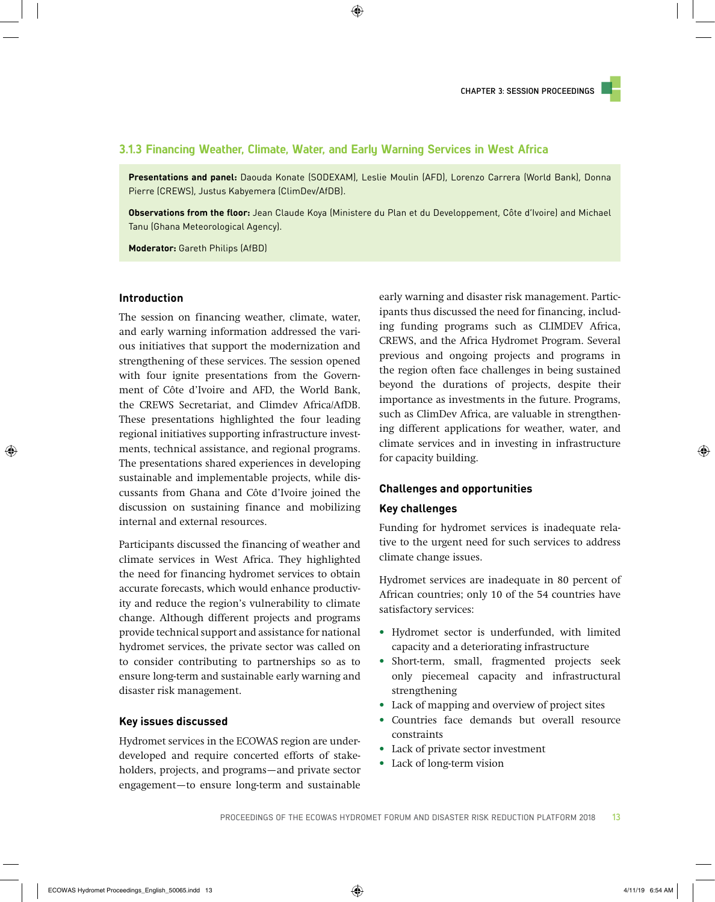### 3.1.3 Financing Weather, Climate, Water, and Early Warning Services in West Africa

**Presentations and panel:** Daouda Konate (SODEXAM), Leslie Moulin (AFD), Lorenzo Carrera (World Bank), Donna Pierre (CREWS), Justus Kabyemera (ClimDev/AfDB).

**Observations from the floor:** Jean Claude Koya (Ministere du Plan et du Developpement, Côte d'Ivoire) and Michael Tanu (Ghana Meteorological Agency).

**Moderator:** Gareth Philips (AfBD)

#### Introduction

The session on financing weather, climate, water, and early warning information addressed the various initiatives that support the modernization and strengthening of these services. The session opened with four ignite presentations from the Government of Côte d'Ivoire and AFD, the World Bank, the CREWS Secretariat, and Climdev Africa/AfDB. These presentations highlighted the four leading regional initiatives supporting infrastructure investments, technical assistance, and regional programs. The presentations shared experiences in developing sustainable and implementable projects, while discussants from Ghana and Côte d'Ivoire joined the discussion on sustaining finance and mobilizing internal and external resources.

Participants discussed the financing of weather and climate services in West Africa. They highlighted the need for financing hydromet services to obtain accurate forecasts, which would enhance productivity and reduce the region's vulnerability to climate change. Although different projects and programs provide technical support and assistance for national hydromet services, the private sector was called on to consider contributing to partnerships so as to ensure long-term and sustainable early warning and disaster risk management.

#### Key issues discussed

Hydromet services in the ECOWAS region are underdeveloped and require concerted efforts of stakeholders, projects, and programs—and private sector engagement—to ensure long-term and sustainable early warning and disaster risk management. Participants thus discussed the need for financing, including funding programs such as CLIMDEV Africa, CREWS, and the Africa Hydromet Program. Several previous and ongoing projects and programs in the region often face challenges in being sustained beyond the durations of projects, despite their importance as investments in the future. Programs, such as ClimDev Africa, are valuable in strengthening different applications for weather, water, and climate services and in investing in infrastructure for capacity building.

#### Challenges and opportunities

#### Key challenges

Funding for hydromet services is inadequate relative to the urgent need for such services to address climate change issues.

Hydromet services are inadequate in 80 percent of African countries; only 10 of the 54 countries have satisfactory services:

- Hydromet sector is underfunded, with limited capacity and a deteriorating infrastructure
- Short-term, small, fragmented projects seek only piecemeal capacity and infrastructural strengthening
- Lack of mapping and overview of project sites
- Countries face demands but overall resource constraints
- Lack of private sector investment
- Lack of long-term vision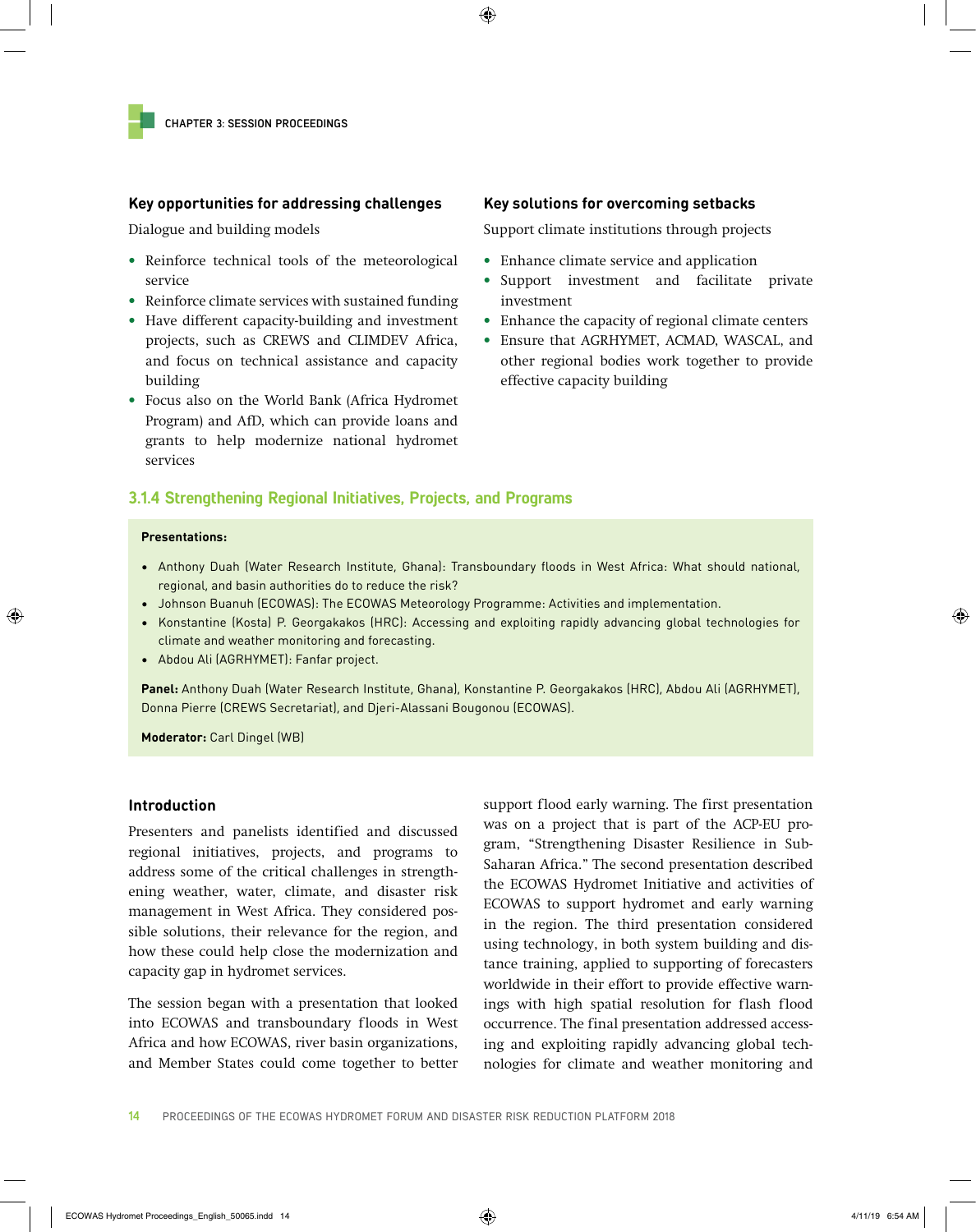#### Key opportunities for addressing challenges

Dialogue and building models

- Reinforce technical tools of the meteorological service
- Reinforce climate services with sustained funding
- Have different capacity-building and investment projects, such as CREWS and CLIMDEV Africa, and focus on technical assistance and capacity building
- Focus also on the World Bank (Africa Hydromet Program) and AfD, which can provide loans and grants to help modernize national hydromet services

#### Key solutions for overcoming setbacks

Support climate institutions through projects

- Enhance climate service and application
- Support investment and facilitate private investment
- Enhance the capacity of regional climate centers
- Ensure that AGRHYMET, ACMAD, WASCAL, and other regional bodies work together to provide effective capacity building

### 3.1.4 Strengthening Regional Initiatives, Projects, and Programs

**Presentations:**

- Anthony Duah (Water Research Institute, Ghana): Transboundary floods in West Africa: What should national, regional, and basin authorities do to reduce the risk?
- Johnson Buanuh (ECOWAS): The ECOWAS Meteorology Programme: Activities and implementation.
- Konstantine (Kosta) P. Georgakakos (HRC): Accessing and exploiting rapidly advancing global technologies for climate and weather monitoring and forecasting.
- Abdou Ali (AGRHYMET): Fanfar project.

**Panel:** Anthony Duah (Water Research Institute, Ghana), Konstantine P. Georgakakos (HRC), Abdou Ali (AGRHYMET), Donna Pierre (CREWS Secretariat), and Djeri-Alassani Bougonou (ECOWAS).

**Moderator:** Carl Dingel (WB)

#### Introduction

Presenters and panelists identified and discussed regional initiatives, projects, and programs to address some of the critical challenges in strengthening weather, water, climate, and disaster risk management in West Africa. They considered possible solutions, their relevance for the region, and how these could help close the modernization and capacity gap in hydromet services.

The session began with a presentation that looked into ECOWAS and transboundary floods in West Africa and how ECOWAS, river basin organizations, and Member States could come together to better support flood early warning. The first presentation was on a project that is part of the ACP-EU program, "Strengthening Disaster Resilience in Sub-Saharan Africa." The second presentation described the ECOWAS Hydromet Initiative and activities of ECOWAS to support hydromet and early warning in the region. The third presentation considered using technology, in both system building and distance training, applied to supporting of forecasters worldwide in their effort to provide effective warnings with high spatial resolution for flash flood occurrence. The final presentation addressed accessing and exploiting rapidly advancing global technologies for climate and weather monitoring and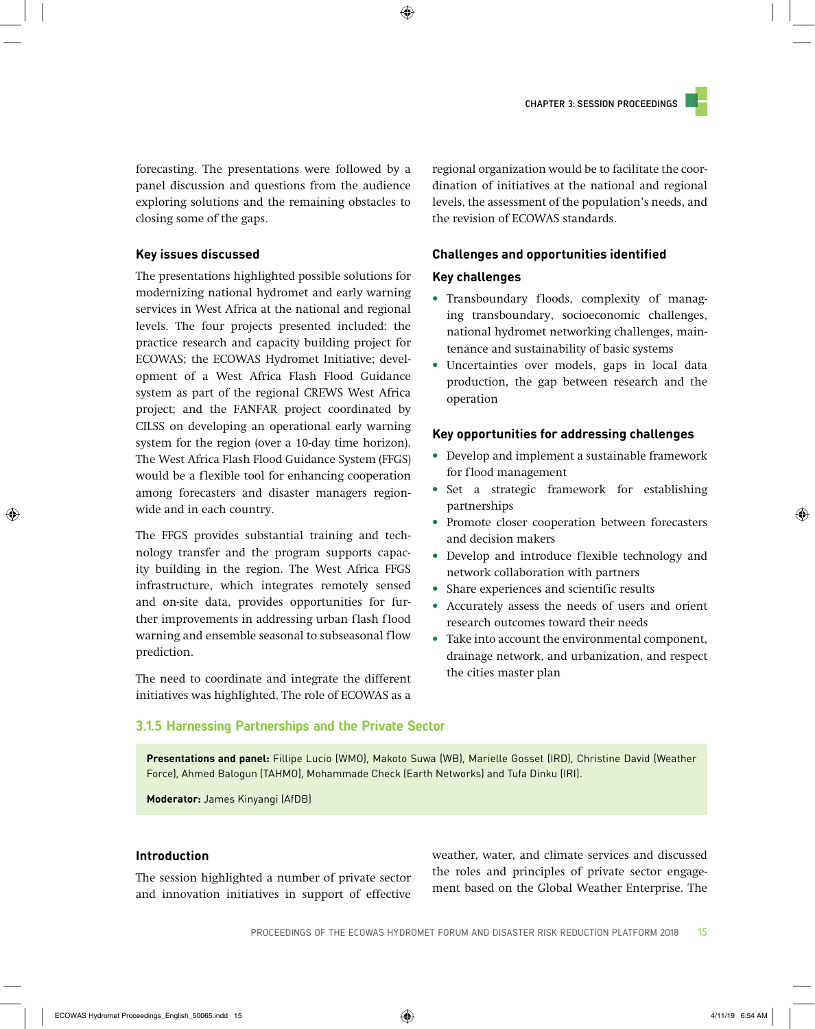forecasting. The presentations were followed by a panel discussion and questions from the audience exploring solutions and the remaining obstacles to closing some of the gaps.

### Key issues discussed

The presentations highlighted possible solutions for modernizing national hydromet and early warning services in West Africa at the national and regional levels. The four projects presented included: the practice research and capacity building project for ECOWAS; the ECOWAS Hydromet Initiative; development of a West Africa Flash Flood Guidance system as part of the regional CREWS West Africa project; and the FANFAR project coordinated by CILSS on developing an operational early warning system for the region (over a 10-day time horizon). The West Africa Flash Flood Guidance System (FFGS) would be a flexible tool for enhancing cooperation among forecasters and disaster managers region-wide and in each country.

The FFGS provides substantial training and technology transfer and the program supports capacity building in the region. The West Africa FFGS infrastructure, which integrates remotely sensed and on-site data, provides opportunities for further improvements in addressing urban flash flood warning and ensemble seasonal to subseasonal flow prediction.

The need to coordinate and integrate the different initiatives was highlighted. The role of ECOWAS as a regional organization would be to facilitate the coordination of initiatives at the national and regional levels, the assessment of the population's needs, and the revision of ECOWAS standards.

### Challenges and opportunities identified

### Key challenges

- Transboundary floods, complexity of managing transboundary, socioeconomic challenges, national hydromet networking challenges, maintenance and sustainability of basic systems
- Uncertainties over models, gaps in local data production, the gap between research and the operation

### Key opportunities for addressing challenges

- Develop and implement a sustainable framework for flood management
- Set a strategic framework for establishing partnerships
- Promote closer cooperation between forecasters and decision makers
- Develop and introduce flexible technology and network collaboration with partners
- Share experiences and scientific results
- Accurately assess the needs of users and orient research outcomes toward their needs
- Take into account the environmental component, drainage network, and urbanization, and respect the cities master plan

## 3.1.5 Harnessing Partnerships and the Private Sector

**Presentations and panel:** Fillipe Lucio (WMO), Makoto Suwa (WB), Marielle Gosset (IRD), Christine David (Weather Force), Ahmed Balogun (TAHMO), Mohammade Check (Earth Networks) and Tufa Dinku (IRI).

**Moderator:** James Kinyangi (AfDB)

### Introduction

The session highlighted a number of private sector and innovation initiatives in support of effective weather, water, and climate services and discussed the roles and principles of private sector engagement based on the Global Weather Enterprise. The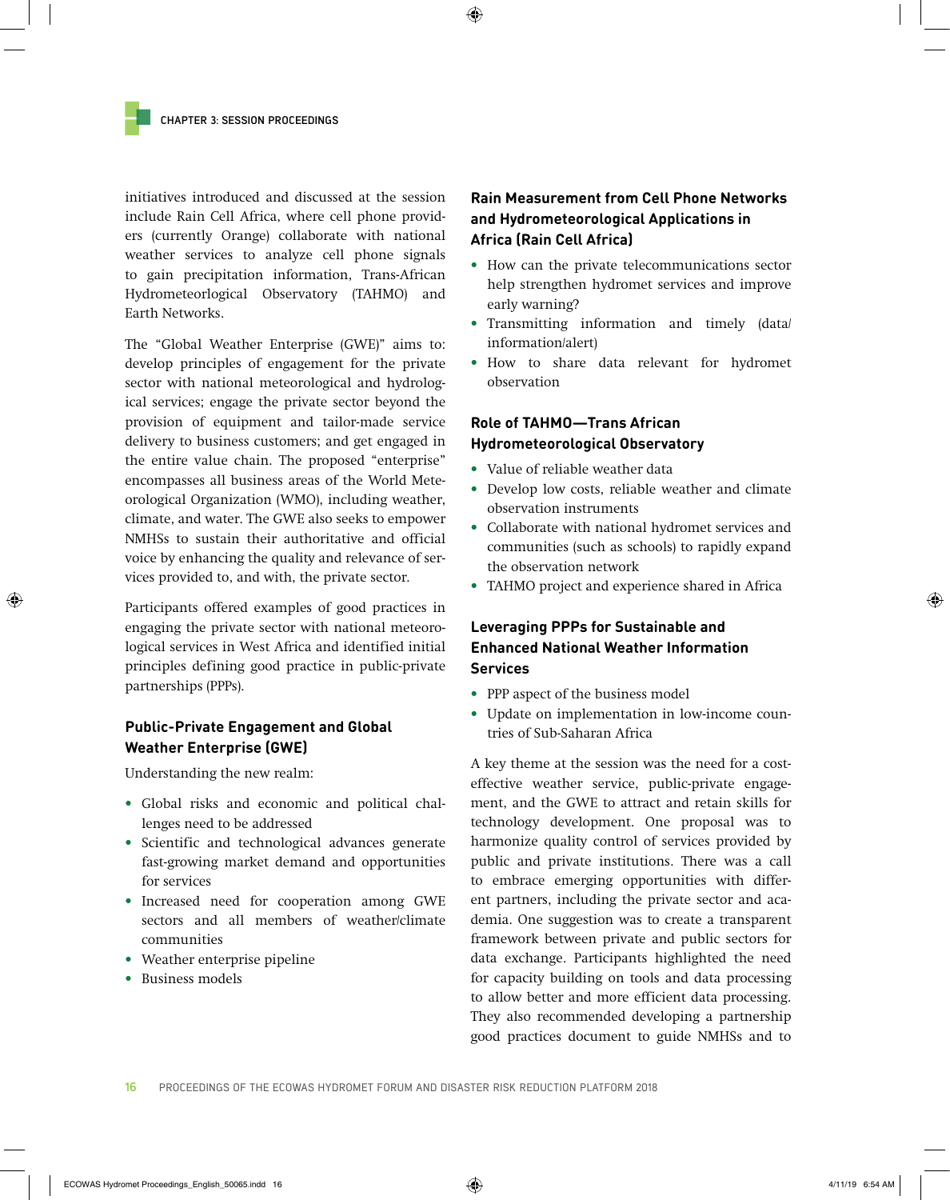initiatives introduced and discussed at the session include Rain Cell Africa, where cell phone providers (currently Orange) collaborate with national weather services to analyze cell phone signals to gain precipitation information, Trans-African Hydrometeorlogical Observatory (TAHMO) and Earth Networks.

The "Global Weather Enterprise (GWE)" aims to: develop principles of engagement for the private sector with national meteorological and hydrological services; engage the private sector beyond the provision of equipment and tailor-made service delivery to business customers; and get engaged in the entire value chain. The proposed "enterprise" encompasses all business areas of the World Meteorological Organization (WMO), including weather, climate, and water. The GWE also seeks to empower NMHSs to sustain their authoritative and official voice by enhancing the quality and relevance of services provided to, and with, the private sector.

Participants offered examples of good practices in engaging the private sector with national meteorological services in West Africa and identified initial principles defining good practice in public-private partnerships (PPPs).

### Public-Private Engagement and Global Weather Enterprise (GWE)

Understanding the new realm:

- Global risks and economic and political challenges need to be addressed
- Scientific and technological advances generate fast-growing market demand and opportunities for services
- Increased need for cooperation among GWE sectors and all members of weather/climate communities
- Weather enterprise pipeline
- Business models

### Rain Measurement from Cell Phone Networks and Hydrometeorological Applications in Africa (Rain Cell Africa)

- How can the private telecommunications sector help strengthen hydromet services and improve early warning?
- Transmitting information and timely (data/information/alert)
- How to share data relevant for hydromet observation

### Role of TAHMO—Trans African Hydrometeorological Observatory

- Value of reliable weather data
- Develop low costs, reliable weather and climate observation instruments
- Collaborate with national hydromet services and communities (such as schools) to rapidly expand the observation network
- TAHMO project and experience shared in Africa

### Leveraging PPPs for Sustainable and Enhanced National Weather Information Services

- PPP aspect of the business model
- Update on implementation in low-income countries of Sub-Saharan Africa

A key theme at the session was the need for a cost-effective weather service, public-private engagement, and the GWE to attract and retain skills for technology development. One proposal was to harmonize quality control of services provided by public and private institutions. There was a call to embrace emerging opportunities with different partners, including the private sector and academia. One suggestion was to create a transparent framework between private and public sectors for data exchange. Participants highlighted the need for capacity building on tools and data processing to allow better and more efficient data processing. They also recommended developing a partnership good practices document to guide NMHSs and to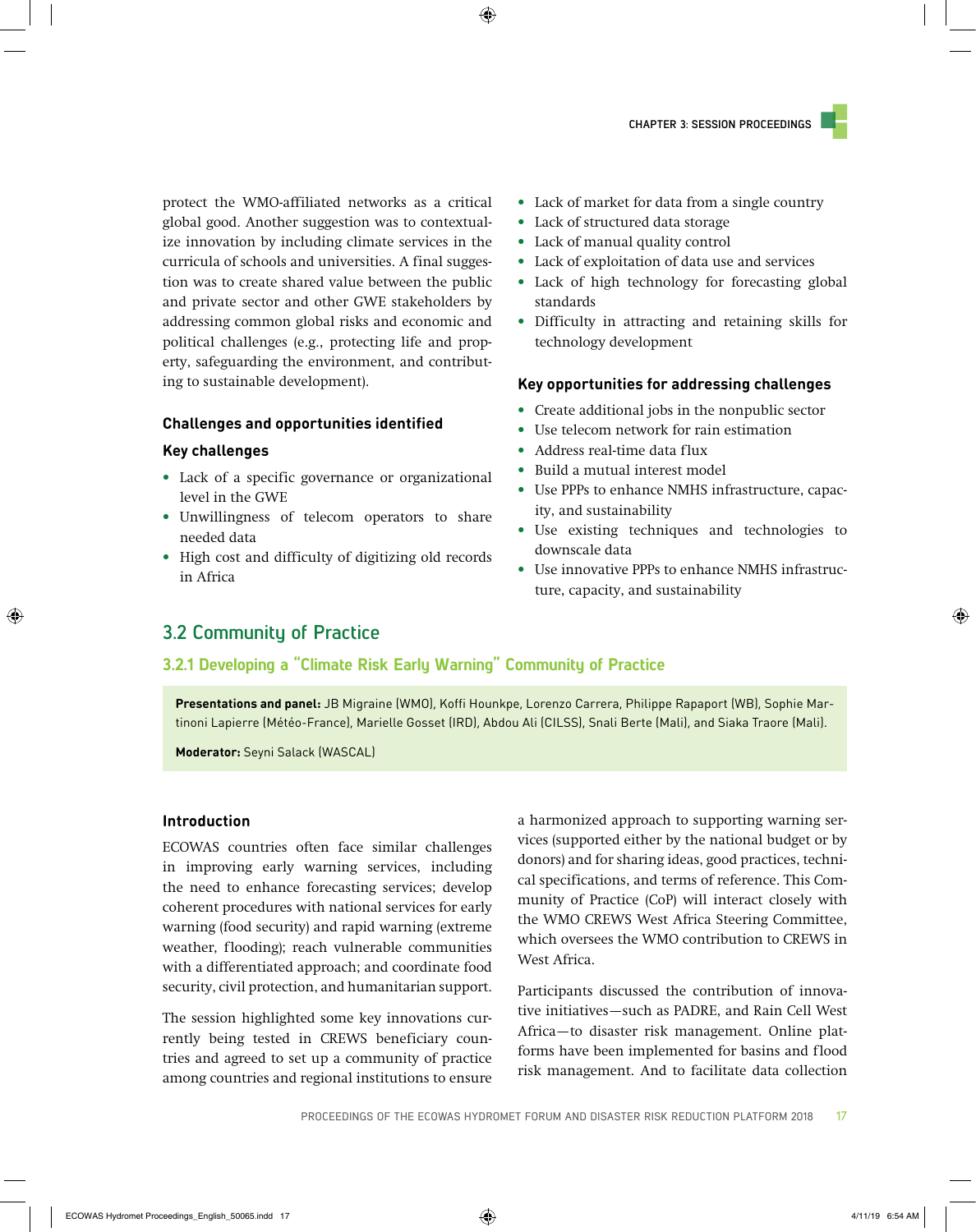protect the WMO-affiliated networks as a critical global good. Another suggestion was to contextualize innovation by including climate services in the curricula of schools and universities. A final suggestion was to create shared value between the public and private sector and other GWE stakeholders by addressing common global risks and economic and political challenges (e.g., protecting life and property, safeguarding the environment, and contributing to sustainable development).

### Challenges and opportunities identified

#### Key challenges

- Lack of a specific governance or organizational level in the GWE
- Unwillingness of telecom operators to share needed data
- High cost and difficulty of digitizing old records in Africa
- Lack of market for data from a single country
- Lack of structured data storage
- Lack of manual quality control
- Lack of exploitation of data use and services
- Lack of high technology for forecasting global standards
- Difficulty in attracting and retaining skills for technology development

#### Key opportunities for addressing challenges

- Create additional jobs in the nonpublic sector
- Use telecom network for rain estimation
- Address real-time data flux
- Build a mutual interest model
- Use PPPs to enhance NMHS infrastructure, capacity, and sustainability
- Use existing techniques and technologies to downscale data
- Use innovative PPPs to enhance NMHS infrastructure, capacity, and sustainability

## 3.2 Community of Practice

### 3.2.1 Developing a "Climate Risk Early Warning" Community of Practice

**Presentations and panel:** JB Migraine (WMO), Koffi Hounkpe, Lorenzo Carrera, Philippe Rapaport (WB), Sophie Martinoni Lapierre (Météo-France), Marielle Gosset (IRD), Abdou Ali (CILSS), Snali Berte (Mali), and Siaka Traore (Mali).

**Moderator:** Seyni Salack (WASCAL)

#### Introduction

ECOWAS countries often face similar challenges in improving early warning services, including the need to enhance forecasting services; develop coherent procedures with national services for early warning (food security) and rapid warning (extreme weather, flooding); reach vulnerable communities with a differentiated approach; and coordinate food security, civil protection, and humanitarian support.

The session highlighted some key innovations currently being tested in CREWS beneficiary countries and agreed to set up a community of practice among countries and regional institutions to ensure a harmonized approach to supporting warning services (supported either by the national budget or by donors) and for sharing ideas, good practices, technical specifications, and terms of reference. This Community of Practice (CoP) will interact closely with the WMO CREWS West Africa Steering Committee, which oversees the WMO contribution to CREWS in West Africa.

Participants discussed the contribution of innovative initiatives—such as PADRE, and Rain Cell West Africa—to disaster risk management. Online platforms have been implemented for basins and flood risk management. And to facilitate data collection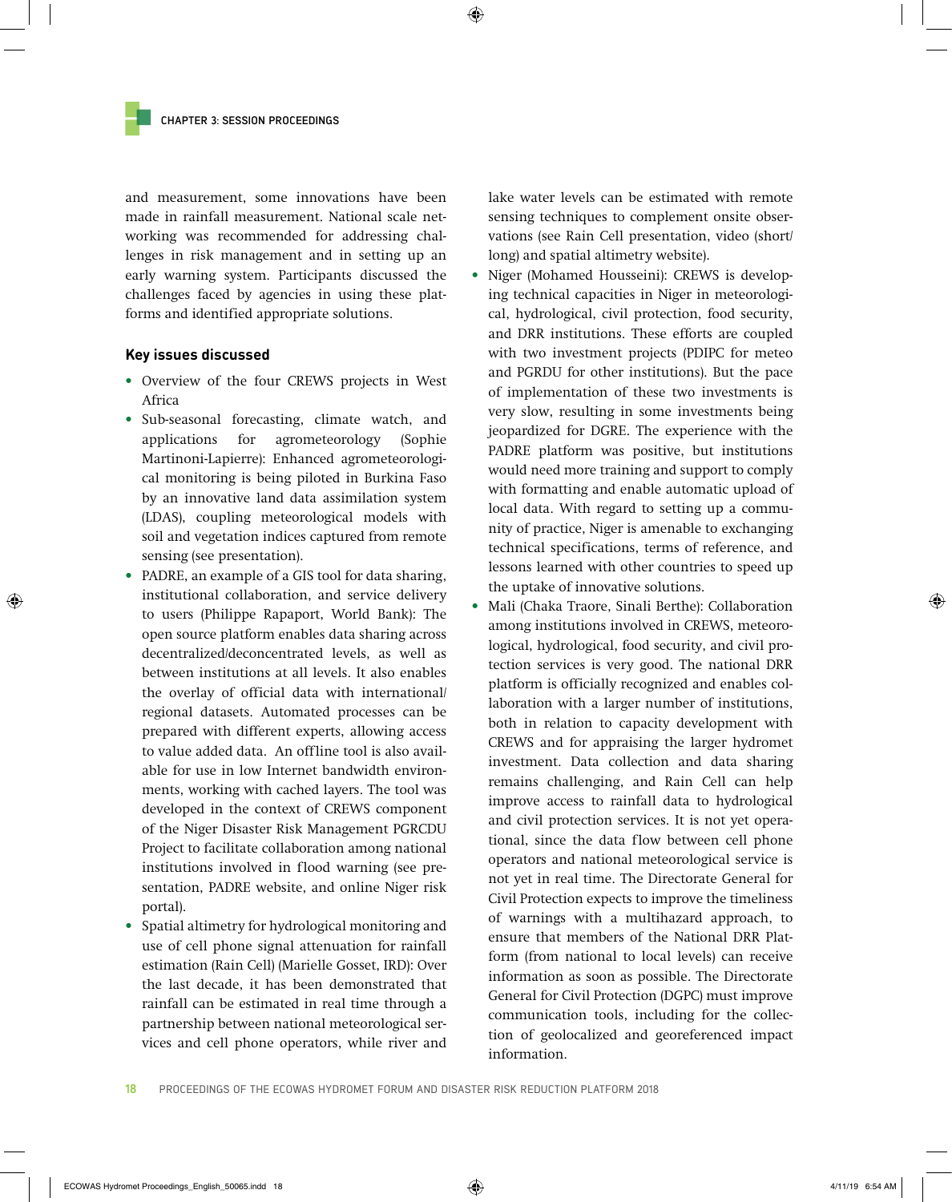and measurement, some innovations have been made in rainfall measurement. National scale networking was recommended for addressing challenges in risk management and in setting up an early warning system. Participants discussed the challenges faced by agencies in using these platforms and identified appropriate solutions.

### Key issues discussed

- Overview of the four CREWS projects in West Africa
- Sub-seasonal forecasting, climate watch, and applications for agrometeorology (Sophie Martinoni-Lapierre): Enhanced agrometeorological monitoring is being piloted in Burkina Faso by an innovative land data assimilation system (LDAS), coupling meteorological models with soil and vegetation indices captured from remote sensing (see presentation).
- PADRE, an example of a GIS tool for data sharing, institutional collaboration, and service delivery to users (Philippe Rapaport, World Bank): The open source platform enables data sharing across decentralized/deconcentrated levels, as well as between institutions at all levels. It also enables the overlay of official data with international/regional datasets. Automated processes can be prepared with different experts, allowing access to value added data. An offline tool is also available for use in low Internet bandwidth environments, working with cached layers. The tool was developed in the context of CREWS component of the Niger Disaster Risk Management PGRCDU Project to facilitate collaboration among national institutions involved in flood warning (see presentation, PADRE website, and online Niger risk portal).
- Spatial altimetry for hydrological monitoring and use of cell phone signal attenuation for rainfall estimation (Rain Cell) (Marielle Gosset, IRD): Over the last decade, it has been demonstrated that rainfall can be estimated in real time through a partnership between national meteorological services and cell phone operators, while river and lake water levels can be estimated with remote sensing techniques to complement onsite observations (see Rain Cell presentation, video (short/long) and spatial altimetry website).
- Niger (Mohamed Housseini): CREWS is developing technical capacities in Niger in meteorological, hydrological, civil protection, food security, and DRR institutions. These efforts are coupled with two investment projects (PDIPC for meteo and PGRDU for other institutions). But the pace of implementation of these two investments is very slow, resulting in some investments being jeopardized for DGRE. The experience with the PADRE platform was positive, but institutions would need more training and support to comply with formatting and enable automatic upload of local data. With regard to setting up a community of practice, Niger is amenable to exchanging technical specifications, terms of reference, and lessons learned with other countries to speed up the uptake of innovative solutions.
- Mali (Chaka Traore, Sinali Berthe): Collaboration among institutions involved in CREWS, meteorological, hydrological, food security, and civil protection services is very good. The national DRR platform is officially recognized and enables collaboration with a larger number of institutions, both in relation to capacity development with CREWS and for appraising the larger hydromet investment. Data collection and data sharing remains challenging, and Rain Cell can help improve access to rainfall data to hydrological and civil protection services. It is not yet operational, since the data flow between cell phone operators and national meteorological service is not yet in real time. The Directorate General for Civil Protection expects to improve the timeliness of warnings with a multihazard approach, to ensure that members of the National DRR Platform (from national to local levels) can receive information as soon as possible. The Directorate General for Civil Protection (DGPC) must improve communication tools, including for the collection of geolocalized and georeferenced impact information.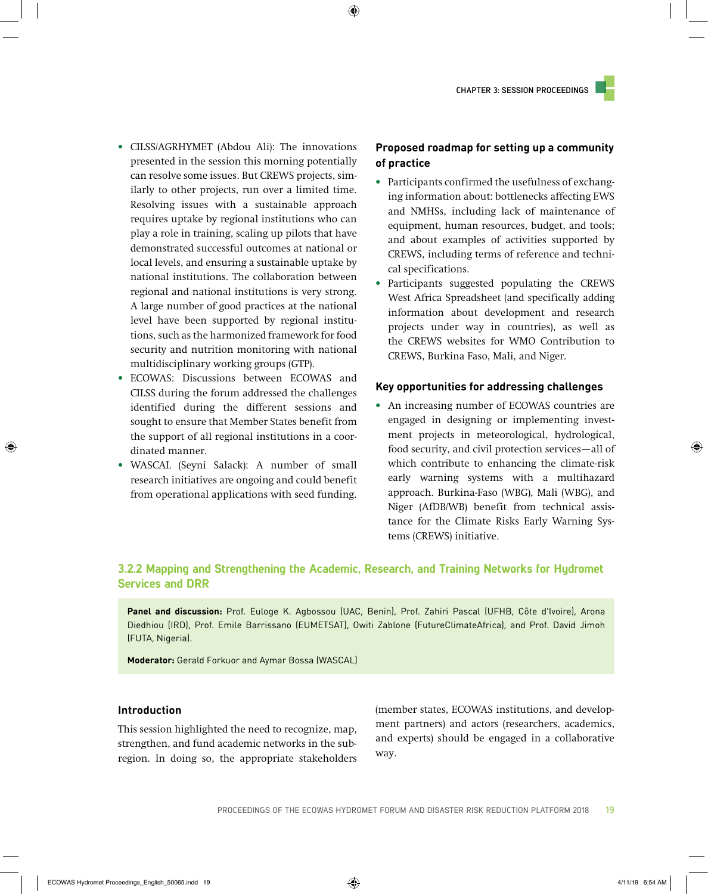- CILSS/AGRHYMET (Abdou Ali): The innovations presented in the session this morning potentially can resolve some issues. But CREWS projects, similarly to other projects, run over a limited time. Resolving issues with a sustainable approach requires uptake by regional institutions who can play a role in training, scaling up pilots that have demonstrated successful outcomes at national or local levels, and ensuring a sustainable uptake by national institutions. The collaboration between regional and national institutions is very strong. A large number of good practices at the national level have been supported by regional institutions, such as the harmonized framework for food security and nutrition monitoring with national multidisciplinary working groups (GTP).
- ECOWAS: Discussions between ECOWAS and CILSS during the forum addressed the challenges identified during the different sessions and sought to ensure that Member States benefit from the support of all regional institutions in a coordinated manner.
- WASCAL (Seyni Salack): A number of small research initiatives are ongoing and could benefit from operational applications with seed funding.

#### Proposed roadmap for setting up a community of practice

- Participants confirmed the usefulness of exchanging information about: bottlenecks affecting EWS and NMHSs, including lack of maintenance of equipment, human resources, budget, and tools; and about examples of activities supported by CREWS, including terms of reference and technical specifications.
- Participants suggested populating the CREWS West Africa Spreadsheet (and specifically adding information about development and research projects under way in countries), as well as the CREWS websites for WMO Contribution to CREWS, Burkina Faso, Mali, and Niger.

#### Key opportunities for addressing challenges

- An increasing number of ECOWAS countries are engaged in designing or implementing investment projects in meteorological, hydrological, food security, and civil protection services—all of which contribute to enhancing the climate-risk early warning systems with a multihazard approach. Burkina-Faso (WBG), Mali (WBG), and Niger (AfDB/WB) benefit from technical assistance for the Climate Risks Early Warning Systems (CREWS) initiative.

### 3.2.2 Mapping and Strengthening the Academic, Research, and Training Networks for Hydromet Services and DRR

**Panel and discussion:** Prof. Euloge K. Agbossou (UAC, Benin), Prof. Zahiri Pascal (UFHB, Côte d'Ivoire), Arona Diedhiou (IRD), Prof. Emile Barrissano (EUMETSAT), Owiti Zablone (FutureClimateAfrica), and Prof. David Jimoh (FUTA, Nigeria).

**Moderator:** Gerald Forkuor and Aymar Bossa (WASCAL)

#### Introduction

This session highlighted the need to recognize, map, strengthen, and fund academic networks in the subregion. In doing so, the appropriate stakeholders (member states, ECOWAS institutions, and development partners) and actors (researchers, academics, and experts) should be engaged in a collaborative way.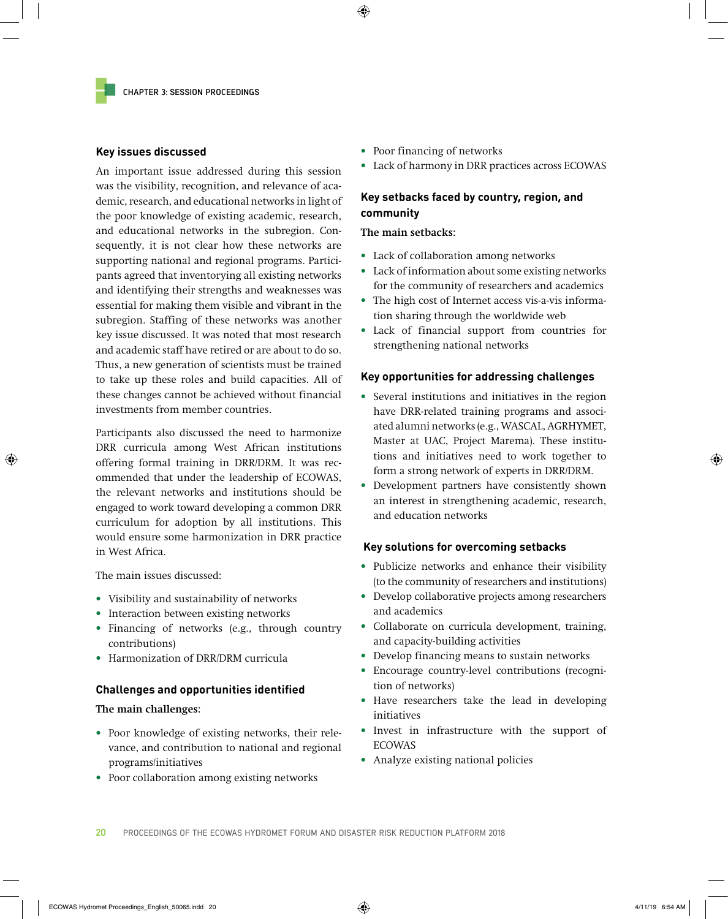### Key issues discussed

An important issue addressed during this session was the visibility, recognition, and relevance of academic, research, and educational networks in light of the poor knowledge of existing academic, research, and educational networks in the subregion. Consequently, it is not clear how these networks are supporting national and regional programs. Participants agreed that inventorying all existing networks and identifying their strengths and weaknesses was essential for making them visible and vibrant in the subregion. Staffing of these networks was another key issue discussed. It was noted that most research and academic staff have retired or are about to do so. Thus, a new generation of scientists must be trained to take up these roles and build capacities. All of these changes cannot be achieved without financial investments from member countries.

Participants also discussed the need to harmonize DRR curricula among West African institutions offering formal training in DRR/DRM. It was recommended that under the leadership of ECOWAS, the relevant networks and institutions should be engaged to work toward developing a common DRR curriculum for adoption by all institutions. This would ensure some harmonization in DRR practice in West Africa.

The main issues discussed:

- Visibility and sustainability of networks
- Interaction between existing networks
- Financing of networks (e.g., through country contributions)
- Harmonization of DRR/DRM curricula

### Challenges and opportunities identified

**The main challenges:**

- Poor knowledge of existing networks, their relevance, and contribution to national and regional programs/initiatives
- Poor collaboration among existing networks
- Poor financing of networks
- Lack of harmony in DRR practices across ECOWAS

### Key setbacks faced by country, region, and community

**The main setbacks:**

- Lack of collaboration among networks
- Lack of information about some existing networks for the community of researchers and academics
- The high cost of Internet access vis-a-vis information sharing through the worldwide web
- Lack of financial support from countries for strengthening national networks

### Key opportunities for addressing challenges

- Several institutions and initiatives in the region have DRR-related training programs and associated alumni networks (e.g., WASCAL, AGRHYMET, Master at UAC, Project Marema). These institutions and initiatives need to work together to form a strong network of experts in DRR/DRM.
- Development partners have consistently shown an interest in strengthening academic, research, and education networks

### Key solutions for overcoming setbacks

- Publicize networks and enhance their visibility (to the community of researchers and institutions)
- Develop collaborative projects among researchers and academics
- Collaborate on curricula development, training, and capacity-building activities
- Develop financing means to sustain networks
- Encourage country-level contributions (recognition of networks)
- Have researchers take the lead in developing initiatives
- Invest in infrastructure with the support of ECOWAS
- Analyze existing national policies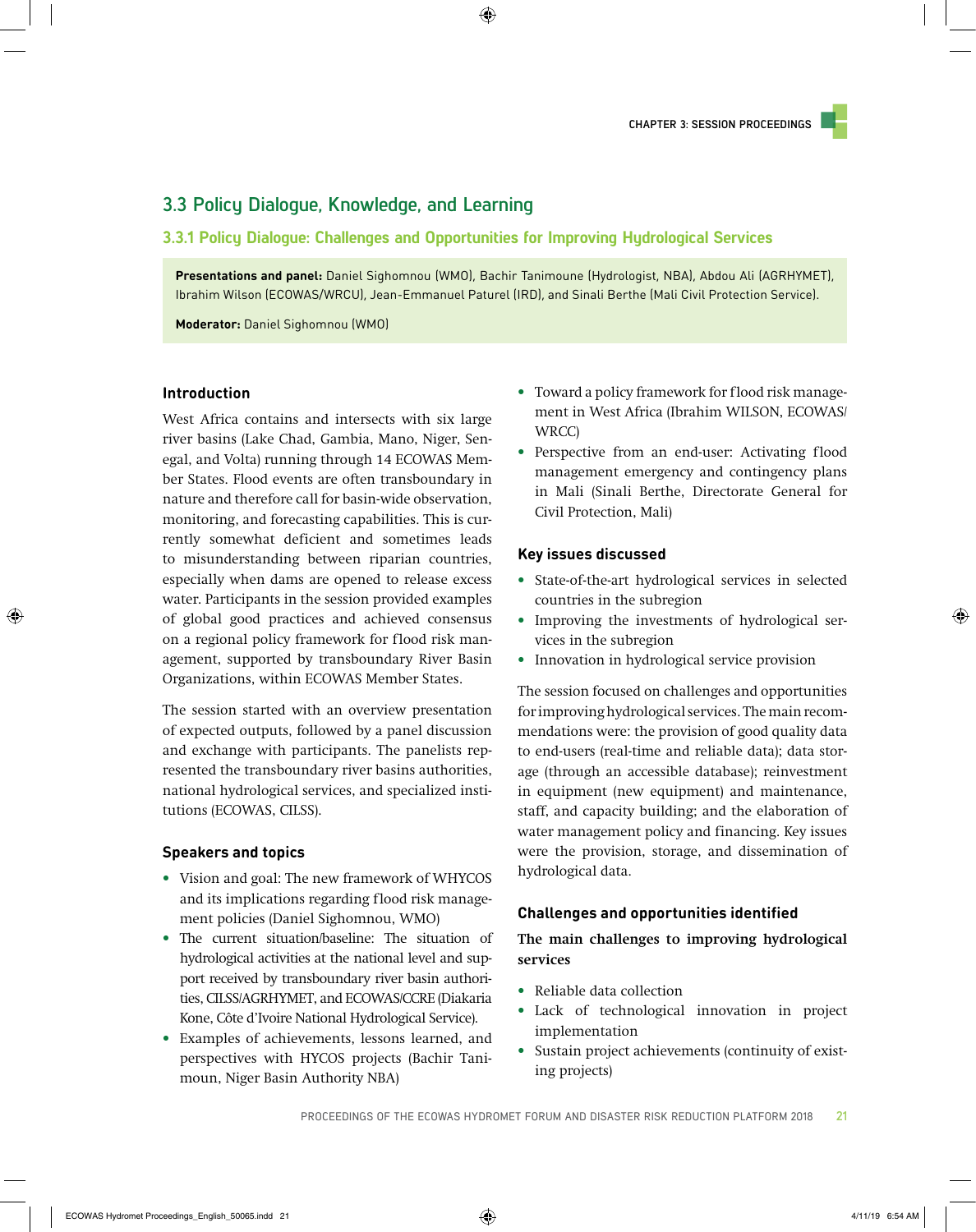## 3.3 Policy Dialogue, Knowledge, and Learning

### 3.3.1 Policy Dialogue: Challenges and Opportunities for Improving Hydrological Services

**Presentations and panel:** Daniel Sighomnou (WMO), Bachir Tanimoune (Hydrologist, NBA), Abdou Ali (AGRHYMET), Ibrahim Wilson (ECOWAS/WRCU), Jean-Emmanuel Paturel (IRD), and Sinali Berthe (Mali Civil Protection Service).

**Moderator:** Daniel Sighomnou (WMO)

#### Introduction

West Africa contains and intersects with six large river basins (Lake Chad, Gambia, Mano, Niger, Senegal, and Volta) running through 14 ECOWAS Member States. Flood events are often transboundary in nature and therefore call for basin-wide observation, monitoring, and forecasting capabilities. This is currently somewhat deficient and sometimes leads to misunderstanding between riparian countries, especially when dams are opened to release excess water. Participants in the session provided examples of global good practices and achieved consensus on a regional policy framework for flood risk management, supported by transboundary River Basin Organizations, within ECOWAS Member States.

The session started with an overview presentation of expected outputs, followed by a panel discussion and exchange with participants. The panelists represented the transboundary river basins authorities, national hydrological services, and specialized institutions (ECOWAS, CILSS).

#### Speakers and topics

- Vision and goal: The new framework of WHYCOS and its implications regarding flood risk management policies (Daniel Sighomnou, WMO)
- The current situation/baseline: The situation of hydrological activities at the national level and support received by transboundary river basin authorities, CILSS/AGRHYMET, and ECOWAS/CCRE (Diakaria Kone, Côte d'Ivoire National Hydrological Service).
- Examples of achievements, lessons learned, and perspectives with HYCOS projects (Bachir Tanimoun, Niger Basin Authority NBA)
- Toward a policy framework for flood risk management in West Africa (Ibrahim WILSON, ECOWAS/WRCC)
- Perspective from an end-user: Activating flood management emergency and contingency plans in Mali (Sinali Berthe, Directorate General for Civil Protection, Mali)

#### Key issues discussed

- State-of-the-art hydrological services in selected countries in the subregion
- Improving the investments of hydrological services in the subregion
- Innovation in hydrological service provision

The session focused on challenges and opportunities for improving hydrological services. The main recommendations were: the provision of good quality data to end-users (real-time and reliable data); data storage (through an accessible database); reinvestment in equipment (new equipment) and maintenance, staff, and capacity building; and the elaboration of water management policy and financing. Key issues were the provision, storage, and dissemination of hydrological data.

#### Challenges and opportunities identified

**The main challenges to improving hydrological services**

- Reliable data collection
- Lack of technological innovation in project implementation
- Sustain project achievements (continuity of existing projects)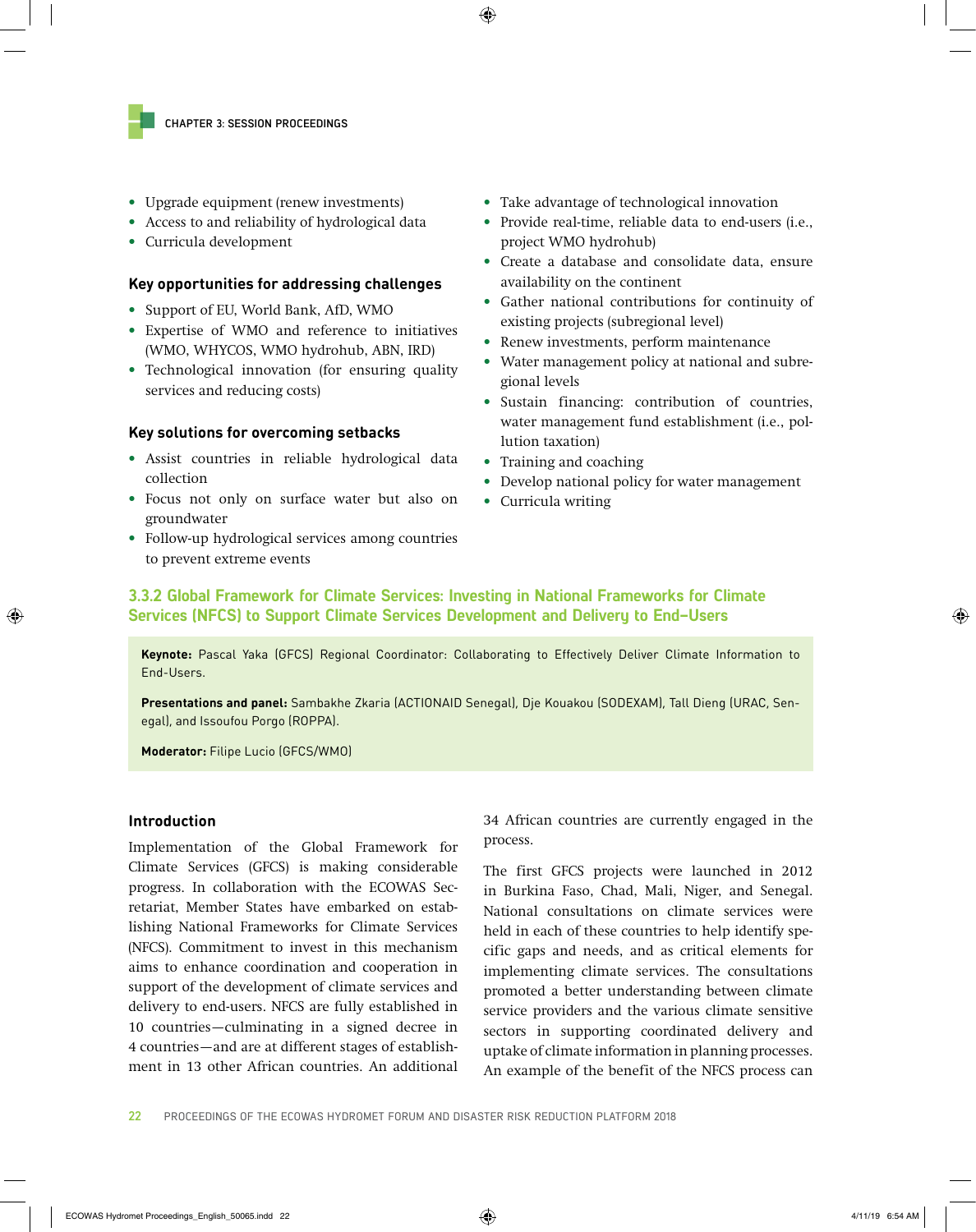- Upgrade equipment (renew investments)
- Access to and reliability of hydrological data
- Curricula development

### Key opportunities for addressing challenges

- Support of EU, World Bank, AfD, WMO
- Expertise of WMO and reference to initiatives (WMO, WHYCOS, WMO hydrohub, ABN, IRD)
- Technological innovation (for ensuring quality services and reducing costs)

### Key solutions for overcoming setbacks

- Assist countries in reliable hydrological data collection
- Focus not only on surface water but also on groundwater
- Follow-up hydrological services among countries to prevent extreme events
- Take advantage of technological innovation
- Provide real-time, reliable data to end-users (i.e., project WMO hydrohub)
- Create a database and consolidate data, ensure availability on the continent
- Gather national contributions for continuity of existing projects (subregional level)
- Renew investments, perform maintenance
- Water management policy at national and subregional levels
- Sustain financing: contribution of countries, water management fund establishment (i.e., pollution taxation)
- Training and coaching
- Develop national policy for water management
- Curricula writing

## 3.3.2 Global Framework for Climate Services: Investing in National Frameworks for Climate Services (NFCS) to Support Climate Services Development and Delivery to End-Users

**Keynote:** Pascal Yaka (GFCS) Regional Coordinator: Collaborating to Effectively Deliver Climate Information to End-Users.

**Presentations and panel:** Sambakhe Zkaria (ACTIONAID Senegal), Dje Kouakou (SODEXAM), Tall Dieng (URAC, Senegal), and Issoufou Porgo (ROPPA).

**Moderator:** Filipe Lucio (GFCS/WMO)

### Introduction

Implementation of the Global Framework for Climate Services (GFCS) is making considerable progress. In collaboration with the ECOWAS Secretariat, Member States have embarked on establishing National Frameworks for Climate Services (NFCS). Commitment to invest in this mechanism aims to enhance coordination and cooperation in support of the development of climate services and delivery to end-users. NFCS are fully established in 10 countries—culminating in a signed decree in 4 countries—and are at different stages of establishment in 13 other African countries. An additional 34 African countries are currently engaged in the process.

The first GFCS projects were launched in 2012 in Burkina Faso, Chad, Mali, Niger, and Senegal. National consultations on climate services were held in each of these countries to help identify specific gaps and needs, and as critical elements for implementing climate services. The consultations promoted a better understanding between climate service providers and the various climate sensitive sectors in supporting coordinated delivery and uptake of climate information in planning processes. An example of the benefit of the NFCS process can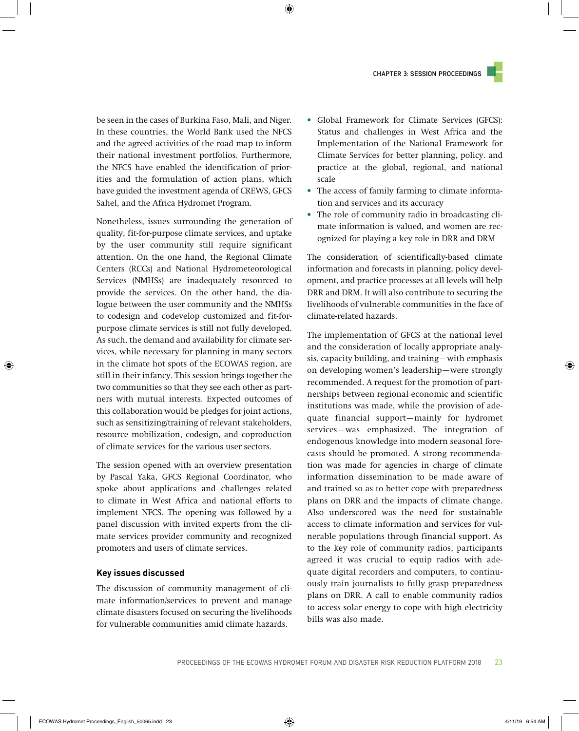be seen in the cases of Burkina Faso, Mali, and Niger. In these countries, the World Bank used the NFCS and the agreed activities of the road map to inform their national investment portfolios. Furthermore, the NFCS have enabled the identification of priorities and the formulation of action plans, which have guided the investment agenda of CREWS, GFCS Sahel, and the Africa Hydromet Program.

Nonetheless, issues surrounding the generation of quality, fit-for-purpose climate services, and uptake by the user community still require significant attention. On the one hand, the Regional Climate Centers (RCCs) and National Hydrometeorological Services (NMHSs) are inadequately resourced to provide the services. On the other hand, the dialogue between the user community and the NMHSs to codesign and codevelop customized and fit-for-purpose climate services is still not fully developed. As such, the demand and availability for climate services, while necessary for planning in many sectors in the climate hot spots of the ECOWAS region, are still in their infancy. This session brings together the two communities so that they see each other as partners with mutual interests. Expected outcomes of this collaboration would be pledges for joint actions, such as sensitizing/training of relevant stakeholders, resource mobilization, codesign, and coproduction of climate services for the various user sectors.

The session opened with an overview presentation by Pascal Yaka, GFCS Regional Coordinator, who spoke about applications and challenges related to climate in West Africa and national efforts to implement NFCS. The opening was followed by a panel discussion with invited experts from the climate services provider community and recognized promoters and users of climate services.

### Key issues discussed

The discussion of community management of climate information/services to prevent and manage climate disasters focused on securing the livelihoods for vulnerable communities amid climate hazards.

- Global Framework for Climate Services (GFCS): Status and challenges in West Africa and the Implementation of the National Framework for Climate Services for better planning, policy. and practice at the global, regional, and national scale
- The access of family farming to climate information and services and its accuracy
- The role of community radio in broadcasting climate information is valued, and women are recognized for playing a key role in DRR and DRM

The consideration of scientifically-based climate information and forecasts in planning, policy development, and practice processes at all levels will help DRR and DRM. It will also contribute to securing the livelihoods of vulnerable communities in the face of climate-related hazards.

The implementation of GFCS at the national level and the consideration of locally appropriate analysis, capacity building, and training—with emphasis on developing women's leadership—were strongly recommended. A request for the promotion of partnerships between regional economic and scientific institutions was made, while the provision of adequate financial support—mainly for hydromet services—was emphasized. The integration of endogenous knowledge into modern seasonal forecasts should be promoted. A strong recommendation was made for agencies in charge of climate information dissemination to be made aware of and trained so as to better cope with preparedness plans on DRR and the impacts of climate change. Also underscored was the need for sustainable access to climate information and services for vulnerable populations through financial support. As to the key role of community radios, participants agreed it was crucial to equip radios with adequate digital recorders and computers, to continuously train journalists to fully grasp preparedness plans on DRR. A call to enable community radios to access solar energy to cope with high electricity bills was also made.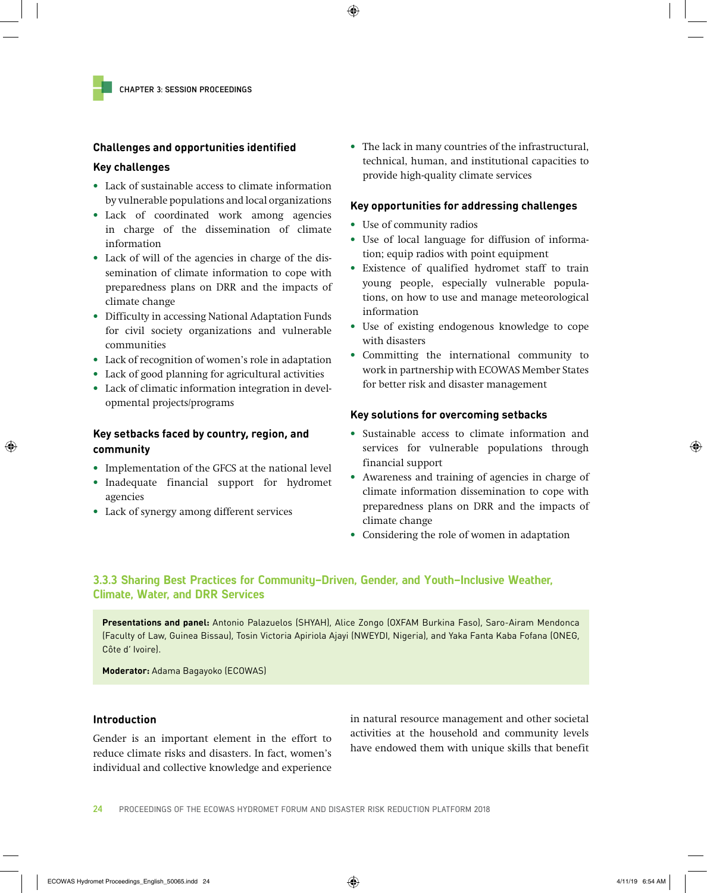### Challenges and opportunities identified

#### Key challenges

- Lack of sustainable access to climate information by vulnerable populations and local organizations
- Lack of coordinated work among agencies in charge of the dissemination of climate information
- Lack of will of the agencies in charge of the dissemination of climate information to cope with preparedness plans on DRR and the impacts of climate change
- Difficulty in accessing National Adaptation Funds for civil society organizations and vulnerable communities
- Lack of recognition of women's role in adaptation
- Lack of good planning for agricultural activities
- Lack of climatic information integration in developmental projects/programs

#### Key setbacks faced by country, region, and community

- Implementation of the GFCS at the national level
- Inadequate financial support for hydromet agencies
- Lack of synergy among different services
- The lack in many countries of the infrastructural, technical, human, and institutional capacities to provide high-quality climate services

#### Key opportunities for addressing challenges

- Use of community radios
- Use of local language for diffusion of information; equip radios with point equipment
- Existence of qualified hydromet staff to train young people, especially vulnerable populations, on how to use and manage meteorological information
- Use of existing endogenous knowledge to cope with disasters
- Committing the international community to work in partnership with ECOWAS Member States for better risk and disaster management

#### Key solutions for overcoming setbacks

- Sustainable access to climate information and services for vulnerable populations through financial support
- Awareness and training of agencies in charge of climate information dissemination to cope with preparedness plans on DRR and the impacts of climate change
- Considering the role of women in adaptation

## 3.3.3 Sharing Best Practices for Community-Driven, Gender, and Youth-Inclusive Weather, Climate, Water, and DRR Services

**Presentations and panel:** Antonio Palazuelos (SHYAH), Alice Zongo (OXFAM Burkina Faso), Saro-Airam Mendonca (Faculty of Law, Guinea Bissau), Tosin Victoria Apiriola Ajayi (NWEYDI, Nigeria), and Yaka Fanta Kaba Fofana (ONEG, Côte d' Ivoire).

**Moderator:** Adama Bagayoko (ECOWAS)

### Introduction

Gender is an important element in the effort to reduce climate risks and disasters. In fact, women's individual and collective knowledge and experience in natural resource management and other societal activities at the household and community levels have endowed them with unique skills that benefit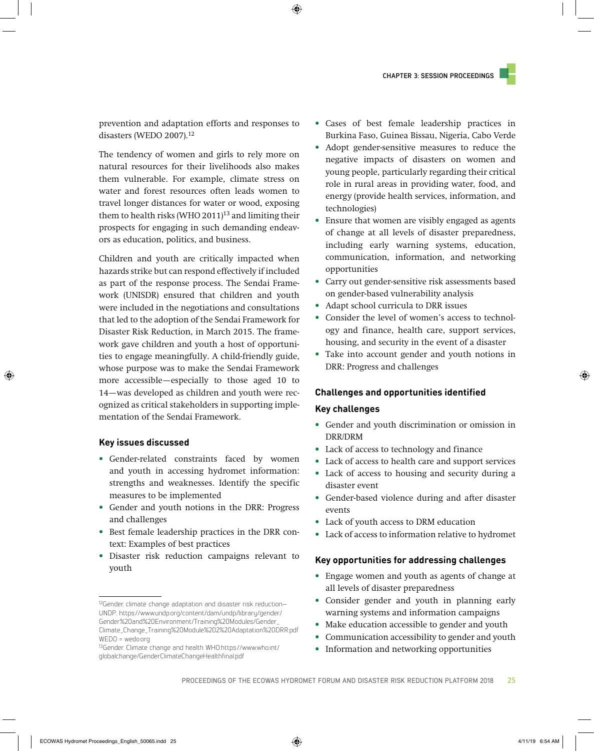prevention and adaptation efforts and responses to disasters (WEDO 2007).[12]

The tendency of women and girls to rely more on natural resources for their livelihoods also makes them vulnerable. For example, climate stress on water and forest resources often leads women to travel longer distances for water or wood, exposing them to health risks (WHO 2011)[13] and limiting their prospects for engaging in such demanding endeavors as education, politics, and business.

Children and youth are critically impacted when hazards strike but can respond effectively if included as part of the response process. The Sendai Framework (UNISDR) ensured that children and youth were included in the negotiations and consultations that led to the adoption of the Sendai Framework for Disaster Risk Reduction, in March 2015. The framework gave children and youth a host of opportunities to engage meaningfully. A child-friendly guide, whose purpose was to make the Sendai Framework more accessible—especially to those aged 10 to 14—was developed as children and youth were recognized as critical stakeholders in supporting implementation of the Sendai Framework.

### Key issues discussed

- Gender-related constraints faced by women and youth in accessing hydromet information: strengths and weaknesses. Identify the specific measures to be implemented
- Gender and youth notions in the DRR: Progress and challenges
- Best female leadership practices in the DRR context: Examples of best practices
- Disaster risk reduction campaigns relevant to youth
- Cases of best female leadership practices in Burkina Faso, Guinea Bissau, Nigeria, Cabo Verde
- Adopt gender-sensitive measures to reduce the negative impacts of disasters on women and young people, particularly regarding their critical role in rural areas in providing water, food, and energy (provide health services, information, and technologies)
- Ensure that women are visibly engaged as agents of change at all levels of disaster preparedness, including early warning systems, education, communication, information, and networking opportunities
- Carry out gender-sensitive risk assessments based on gender-based vulnerability analysis
- Adapt school curricula to DRR issues
- Consider the level of women's access to technology and finance, health care, support services, housing, and security in the event of a disaster
- Take into account gender and youth notions in DRR: Progress and challenges

### Challenges and opportunities identified

#### Key challenges

- Gender and youth discrimination or omission in DRR/DRM
- Lack of access to technology and finance
- Lack of access to health care and support services
- Lack of access to housing and security during a disaster event
- Gender-based violence during and after disaster events
- Lack of youth access to DRM education
- Lack of access to information relative to hydromet

#### Key opportunities for addressing challenges

- Engage women and youth as agents of change at all levels of disaster preparedness
- Consider gender and youth in planning early warning systems and information campaigns
- Make education accessible to gender and youth
- Communication accessibility to gender and youth
- Information and networking opportunities

---

[12] Gender, climate change adaptation and disaster risk reduction—UNDP, https://www.undp.org/content/dam/undp/library/gender/Gender%20and%20Environment/Training%20Modules/Gender_Climate_Change_Training%20Module%202%20Adaptation%20DRR.pdf WEDO = wedo.org

[13] Gender, Climate change and health WHO.https://www.who.int/globalchange/GenderClimateChangeHealthfinal.pdf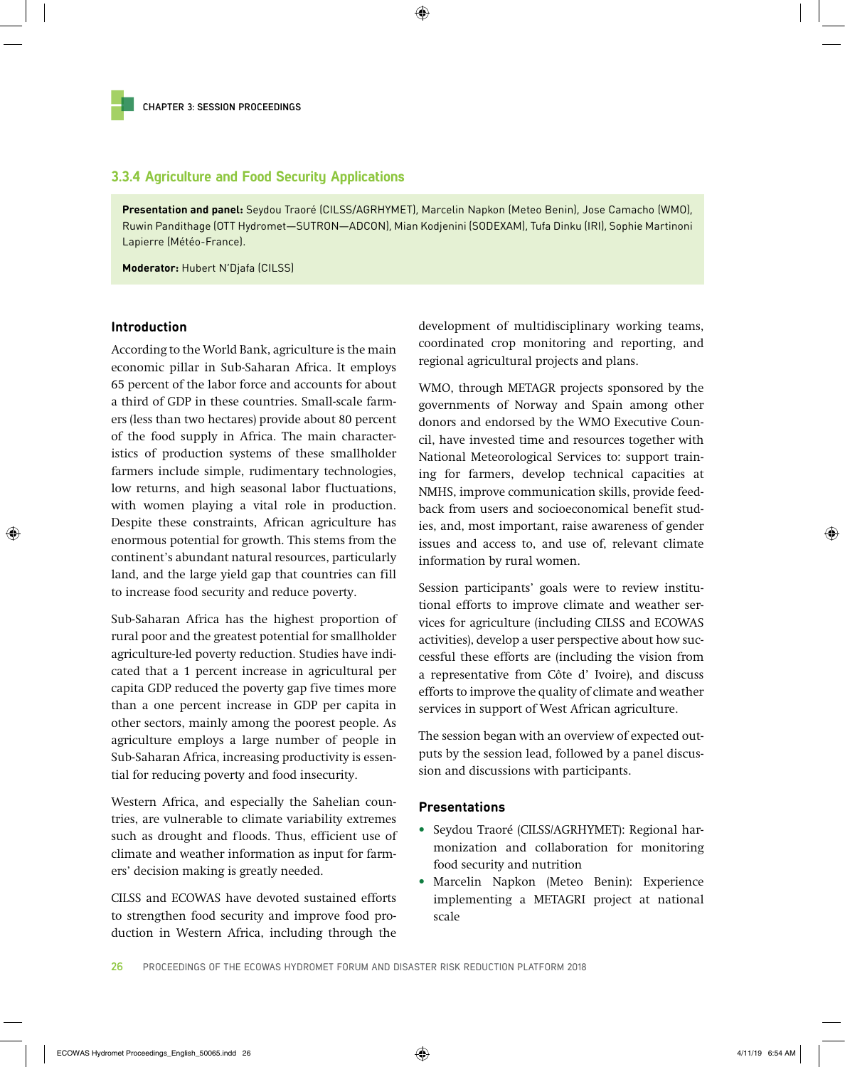### 3.3.4 Agriculture and Food Security Applications

**Presentation and panel:** Seydou Traoré (CILSS/AGRHYMET), Marcelin Napkon (Meteo Benin), Jose Camacho (WMO), Ruwin Pandithage (OTT Hydromet—SUTRON—ADCON), Mian Kodjenini (SODEXAM), Tufa Dinku (IRI), Sophie Martinoni Lapierre (Météo-France).

**Moderator:** Hubert N'Djafa (CILSS)

#### Introduction

According to the World Bank, agriculture is the main economic pillar in Sub-Saharan Africa. It employs 65 percent of the labor force and accounts for about a third of GDP in these countries. Small-scale farmers (less than two hectares) provide about 80 percent of the food supply in Africa. The main characteristics of production systems of these smallholder farmers include simple, rudimentary technologies, low returns, and high seasonal labor fluctuations, with women playing a vital role in production. Despite these constraints, African agriculture has enormous potential for growth. This stems from the continent's abundant natural resources, particularly land, and the large yield gap that countries can fill to increase food security and reduce poverty.

Sub-Saharan Africa has the highest proportion of rural poor and the greatest potential for smallholder agriculture-led poverty reduction. Studies have indicated that a 1 percent increase in agricultural per capita GDP reduced the poverty gap five times more than a one percent increase in GDP per capita in other sectors, mainly among the poorest people. As agriculture employs a large number of people in Sub-Saharan Africa, increasing productivity is essential for reducing poverty and food insecurity.

Western Africa, and especially the Sahelian countries, are vulnerable to climate variability extremes such as drought and floods. Thus, efficient use of climate and weather information as input for farmers' decision making is greatly needed.

CILSS and ECOWAS have devoted sustained efforts to strengthen food security and improve food production in Western Africa, including through the development of multidisciplinary working teams, coordinated crop monitoring and reporting, and regional agricultural projects and plans.

WMO, through METAGR projects sponsored by the governments of Norway and Spain among other donors and endorsed by the WMO Executive Council, have invested time and resources together with National Meteorological Services to: support training for farmers, develop technical capacities at NMHS, improve communication skills, provide feedback from users and socioeconomical benefit studies, and, most important, raise awareness of gender issues and access to, and use of, relevant climate information by rural women.

Session participants' goals were to review institutional efforts to improve climate and weather services for agriculture (including CILSS and ECOWAS activities), develop a user perspective about how successful these efforts are (including the vision from a representative from Côte d' Ivoire), and discuss efforts to improve the quality of climate and weather services in support of West African agriculture.

The session began with an overview of expected outputs by the session lead, followed by a panel discussion and discussions with participants.

#### Presentations

- Seydou Traoré (CILSS/AGRHYMET): Regional harmonization and collaboration for monitoring food security and nutrition
- Marcelin Napkon (Meteo Benin): Experience implementing a METAGRI project at national scale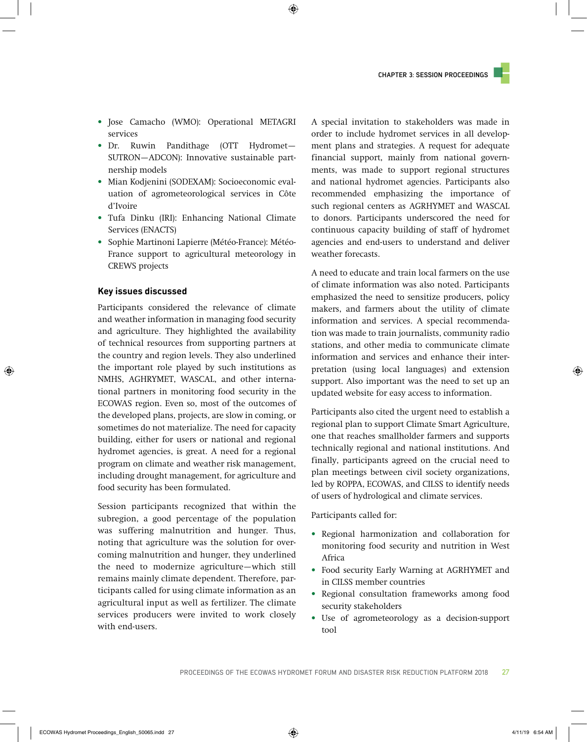- Jose Camacho (WMO): Operational METAGRI services
- Dr. Ruwin Pandithage (OTT Hydromet—SUTRON—ADCON): Innovative sustainable partnership models
- Mian Kodjenini (SODEXAM): Socioeconomic evaluation of agrometeorological services in Côte d'Ivoire
- Tufa Dinku (IRI): Enhancing National Climate Services (ENACTS)
- Sophie Martinoni Lapierre (Météo-France): Météo-France support to agricultural meteorology in CREWS projects

### Key issues discussed

Participants considered the relevance of climate and weather information in managing food security and agriculture. They highlighted the availability of technical resources from supporting partners at the country and region levels. They also underlined the important role played by such institutions as NMHS, AGHRYMET, WASCAL, and other international partners in monitoring food security in the ECOWAS region. Even so, most of the outcomes of the developed plans, projects, are slow in coming, or sometimes do not materialize. The need for capacity building, either for users or national and regional hydromet agencies, is great. A need for a regional program on climate and weather risk management, including drought management, for agriculture and food security has been formulated.

Session participants recognized that within the subregion, a good percentage of the population was suffering malnutrition and hunger. Thus, noting that agriculture was the solution for overcoming malnutrition and hunger, they underlined the need to modernize agriculture—which still remains mainly climate dependent. Therefore, participants called for using climate information as an agricultural input as well as fertilizer. The climate services producers were invited to work closely with end-users.

A special invitation to stakeholders was made in order to include hydromet services in all development plans and strategies. A request for adequate financial support, mainly from national governments, was made to support regional structures and national hydromet agencies. Participants also recommended emphasizing the importance of such regional centers as AGRHYMET and WASCAL to donors. Participants underscored the need for continuous capacity building of staff of hydromet agencies and end-users to understand and deliver weather forecasts.

A need to educate and train local farmers on the use of climate information was also noted. Participants emphasized the need to sensitize producers, policy makers, and farmers about the utility of climate information and services. A special recommendation was made to train journalists, community radio stations, and other media to communicate climate information and services and enhance their interpretation (using local languages) and extension support. Also important was the need to set up an updated website for easy access to information.

Participants also cited the urgent need to establish a regional plan to support Climate Smart Agriculture, one that reaches smallholder farmers and supports technically regional and national institutions. And finally, participants agreed on the crucial need to plan meetings between civil society organizations, led by ROPPA, ECOWAS, and CILSS to identify needs of users of hydrological and climate services.

Participants called for:

- Regional harmonization and collaboration for monitoring food security and nutrition in West Africa
- Food security Early Warning at AGRHYMET and in CILSS member countries
- Regional consultation frameworks among food security stakeholders
- Use of agrometeorology as a decision-support tool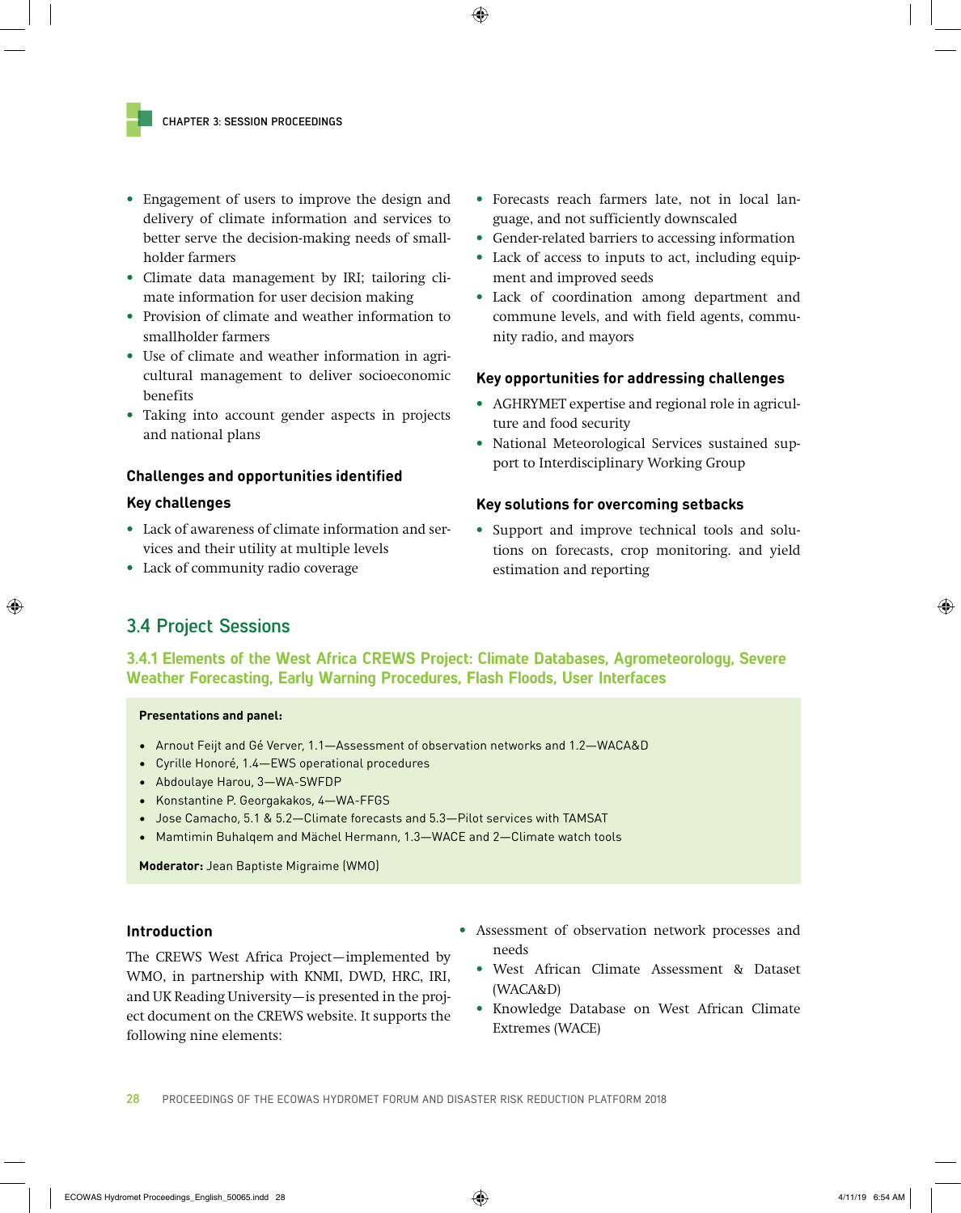- Engagement of users to improve the design and delivery of climate information and services to better serve the decision-making needs of smallholder farmers
- Climate data management by IRI; tailoring climate information for user decision making
- Provision of climate and weather information to smallholder farmers
- Use of climate and weather information in agricultural management to deliver socioeconomic benefits
- Taking into account gender aspects in projects and national plans

### Challenges and opportunities identified

#### Key challenges

- Lack of awareness of climate information and services and their utility at multiple levels
- Lack of community radio coverage
- Forecasts reach farmers late, not in local language, and not sufficiently downscaled
- Gender-related barriers to accessing information
- Lack of access to inputs to act, including equipment and improved seeds
- Lack of coordination among department and commune levels, and with field agents, community radio, and mayors

#### Key opportunities for addressing challenges

- AGHRYMET expertise and regional role in agriculture and food security
- National Meteorological Services sustained support to Interdisciplinary Working Group

#### Key solutions for overcoming setbacks

- Support and improve technical tools and solutions on forecasts, crop monitoring. and yield estimation and reporting

## 3.4 Project Sessions

### 3.4.1 Elements of the West Africa CREWS Project: Climate Databases, Agrometeorology, Severe Weather Forecasting, Early Warning Procedures, Flash Floods, User Interfaces

**Presentations and panel:**

- Arnout Feijt and Gé Verver, 1.1—Assessment of observation networks and 1.2—WACA&D
- Cyrille Honoré, 1.4—EWS operational procedures
- Abdoulaye Harou, 3—WA-SWFDP
- Konstantine P. Georgakakos, 4—WA-FFGS
- Jose Camacho, 5.1 & 5.2—Climate forecasts and 5.3—Pilot services with TAMSAT
- Mamtimin Buhalqem and Mächel Hermann, 1.3—WACE and 2—Climate watch tools

**Moderator:** Jean Baptiste Migraime (WMO)

#### Introduction

The CREWS West Africa Project—implemented by WMO, in partnership with KNMI, DWD, HRC, IRI, and UK Reading University—is presented in the project document on the CREWS website. It supports the following nine elements:

- Assessment of observation network processes and needs
- West African Climate Assessment & Dataset (WACA&D)
- Knowledge Database on West African Climate Extremes (WACE)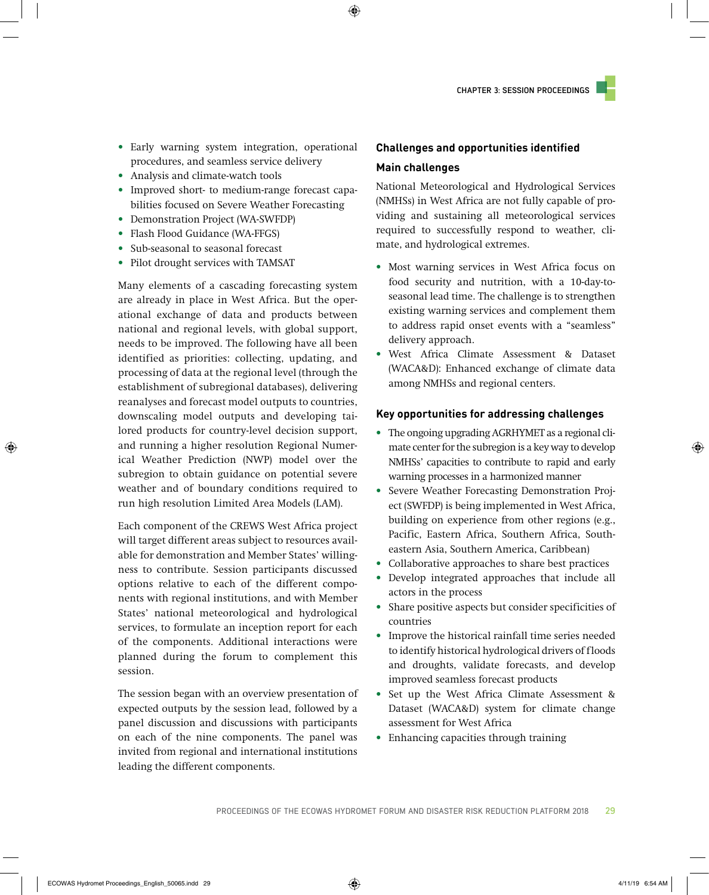- Early warning system integration, operational procedures, and seamless service delivery
- Analysis and climate-watch tools
- Improved short- to medium-range forecast capabilities focused on Severe Weather Forecasting
- Demonstration Project (WA-SWFDP)
- Flash Flood Guidance (WA-FFGS)
- Sub-seasonal to seasonal forecast
- Pilot drought services with TAMSAT

Many elements of a cascading forecasting system are already in place in West Africa. But the operational exchange of data and products between national and regional levels, with global support, needs to be improved. The following have all been identified as priorities: collecting, updating, and processing of data at the regional level (through the establishment of subregional databases), delivering reanalyses and forecast model outputs to countries, downscaling model outputs and developing tailored products for country-level decision support, and running a higher resolution Regional Numerical Weather Prediction (NWP) model over the subregion to obtain guidance on potential severe weather and of boundary conditions required to run high resolution Limited Area Models (LAM).

Each component of the CREWS West Africa project will target different areas subject to resources available for demonstration and Member States' willingness to contribute. Session participants discussed options relative to each of the different components with regional institutions, and with Member States' national meteorological and hydrological services, to formulate an inception report for each of the components. Additional interactions were planned during the forum to complement this session.

The session began with an overview presentation of expected outputs by the session lead, followed by a panel discussion and discussions with participants on each of the nine components. The panel was invited from regional and international institutions leading the different components.

### Challenges and opportunities identified

#### Main challenges

National Meteorological and Hydrological Services (NMHSs) in West Africa are not fully capable of providing and sustaining all meteorological services required to successfully respond to weather, climate, and hydrological extremes.

- Most warning services in West Africa focus on food security and nutrition, with a 10-day-to-seasonal lead time. The challenge is to strengthen existing warning services and complement them to address rapid onset events with a "seamless" delivery approach.
- West Africa Climate Assessment & Dataset (WACA&D): Enhanced exchange of climate data among NMHSs and regional centers.

#### Key opportunities for addressing challenges

- The ongoing upgrading AGRHYMET as a regional climate center for the subregion is a key way to develop NMHSs' capacities to contribute to rapid and early warning processes in a harmonized manner
- Severe Weather Forecasting Demonstration Project (SWFDP) is being implemented in West Africa, building on experience from other regions (e.g., Pacific, Eastern Africa, Southern Africa, Southeastern Asia, Southern America, Caribbean)
- Collaborative approaches to share best practices
- Develop integrated approaches that include all actors in the process
- Share positive aspects but consider specificities of countries
- Improve the historical rainfall time series needed to identify historical hydrological drivers of floods and droughts, validate forecasts, and develop improved seamless forecast products
- Set up the West Africa Climate Assessment & Dataset (WACA&D) system for climate change assessment for West Africa
- Enhancing capacities through training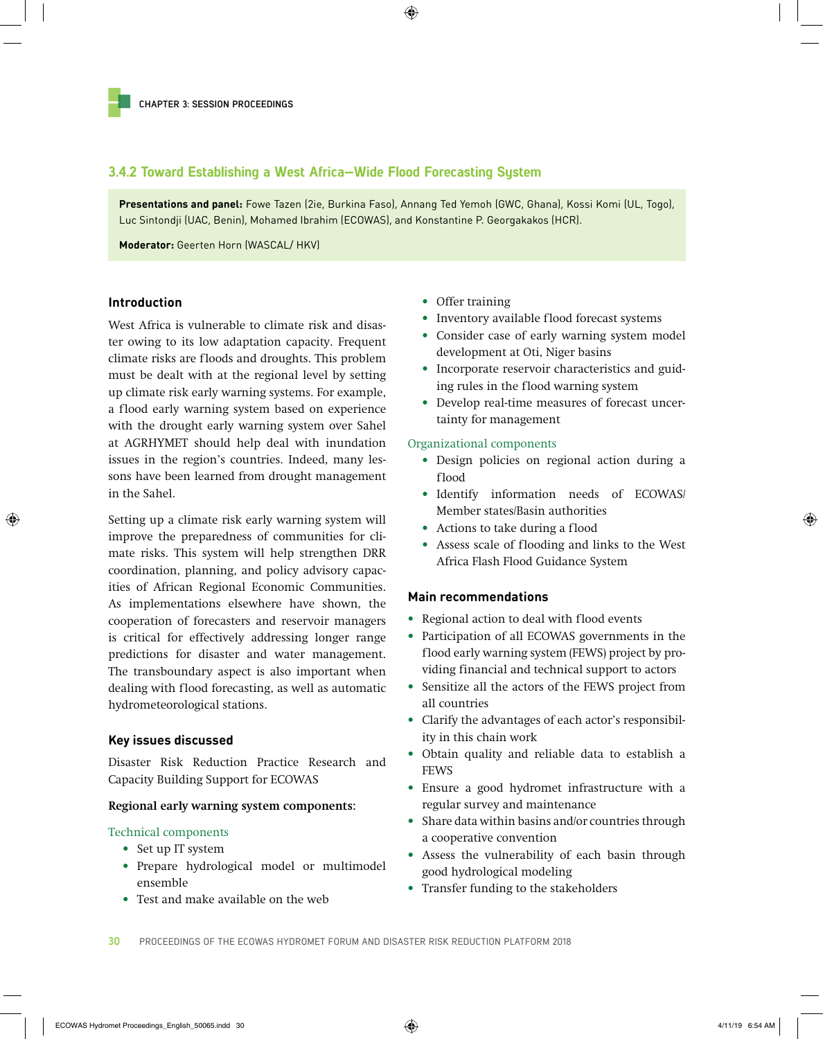### 3.4.2 Toward Establishing a West Africa—Wide Flood Forecasting System

**Presentations and panel:** Fowe Tazen (2ie, Burkina Faso), Annang Ted Yemoh (GWC, Ghana), Kossi Komi (UL, Togo), Luc Sintondji (UAC, Benin), Mohamed Ibrahim (ECOWAS), and Konstantine P. Georgakakos (HCR).

**Moderator:** Geerten Horn (WASCAL/ HKV)

#### Introduction

West Africa is vulnerable to climate risk and disaster owing to its low adaptation capacity. Frequent climate risks are floods and droughts. This problem must be dealt with at the regional level by setting up climate risk early warning systems. For example, a flood early warning system based on experience with the drought early warning system over Sahel at AGRHYMET should help deal with inundation issues in the region's countries. Indeed, many lessons have been learned from drought management in the Sahel.

Setting up a climate risk early warning system will improve the preparedness of communities for climate risks. This system will help strengthen DRR coordination, planning, and policy advisory capacities of African Regional Economic Communities. As implementations elsewhere have shown, the cooperation of forecasters and reservoir managers is critical for effectively addressing longer range predictions for disaster and water management. The transboundary aspect is also important when dealing with flood forecasting, as well as automatic hydrometeorological stations.

#### Key issues discussed

Disaster Risk Reduction Practice Research and Capacity Building Support for ECOWAS

**Regional early warning system components:**

Technical components

- Set up IT system
- Prepare hydrological model or multimodel ensemble
- Test and make available on the web
- Offer training
- Inventory available flood forecast systems
- Consider case of early warning system model development at Oti, Niger basins
- Incorporate reservoir characteristics and guiding rules in the flood warning system
- Develop real-time measures of forecast uncertainty for management

Organizational components

- Design policies on regional action during a flood
- Identify information needs of ECOWAS/ Member states/Basin authorities
- Actions to take during a flood
- Assess scale of flooding and links to the West Africa Flash Flood Guidance System

#### Main recommendations

- Regional action to deal with flood events
- Participation of all ECOWAS governments in the flood early warning system (FEWS) project by providing financial and technical support to actors
- Sensitize all the actors of the FEWS project from all countries
- Clarify the advantages of each actor's responsibility in this chain work
- Obtain quality and reliable data to establish a FEWS
- Ensure a good hydromet infrastructure with a regular survey and maintenance
- Share data within basins and/or countries through a cooperative convention
- Assess the vulnerability of each basin through good hydrological modeling
- Transfer funding to the stakeholders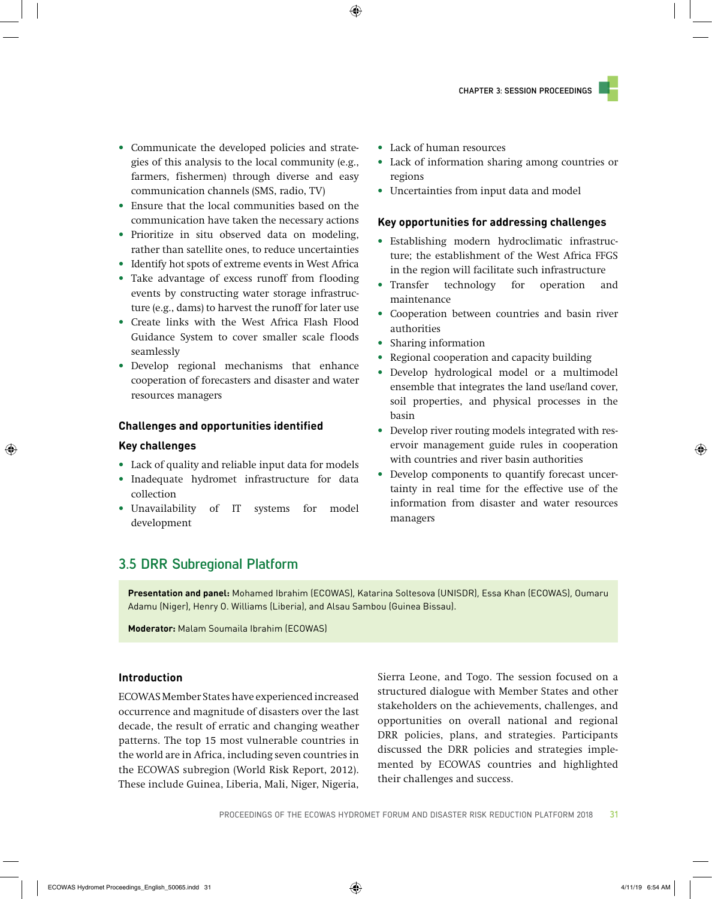- Communicate the developed policies and strategies of this analysis to the local community (e.g., farmers, fishermen) through diverse and easy communication channels (SMS, radio, TV)
- Ensure that the local communities based on the communication have taken the necessary actions
- Prioritize in situ observed data on modeling, rather than satellite ones, to reduce uncertainties
- Identify hot spots of extreme events in West Africa
- Take advantage of excess runoff from flooding events by constructing water storage infrastructure (e.g., dams) to harvest the runoff for later use
- Create links with the West Africa Flash Flood Guidance System to cover smaller scale floods seamlessly
- Develop regional mechanisms that enhance cooperation of forecasters and disaster and water resources managers

### Challenges and opportunities identified

#### Key challenges

- Lack of quality and reliable input data for models
- Inadequate hydromet infrastructure for data collection
- Unavailability of IT systems for model development
- Lack of human resources
- Lack of information sharing among countries or regions
- Uncertainties from input data and model

#### Key opportunities for addressing challenges

- Establishing modern hydroclimatic infrastructure; the establishment of the West Africa FFGS in the region will facilitate such infrastructure
- Transfer technology for operation and maintenance
- Cooperation between countries and basin river authorities
- Sharing information
- Regional cooperation and capacity building
- Develop hydrological model or a multimodel ensemble that integrates the land use/land cover, soil properties, and physical processes in the basin
- Develop river routing models integrated with reservoir management guide rules in cooperation with countries and river basin authorities
- Develop components to quantify forecast uncertainty in real time for the effective use of the information from disaster and water resources managers

## 3.5 DRR Subregional Platform

**Presentation and panel:** Mohamed Ibrahim (ECOWAS), Katarina Soltesova (UNISDR), Essa Khan (ECOWAS), Oumaru Adamu (Niger), Henry O. Williams (Liberia), and Alsau Sambou (Guinea Bissau).

**Moderator:** Malam Soumaila Ibrahim (ECOWAS)

### Introduction

ECOWAS Member States have experienced increased occurrence and magnitude of disasters over the last decade, the result of erratic and changing weather patterns. The top 15 most vulnerable countries in the world are in Africa, including seven countries in the ECOWAS subregion (World Risk Report, 2012). These include Guinea, Liberia, Mali, Niger, Nigeria, Sierra Leone, and Togo. The session focused on a structured dialogue with Member States and other stakeholders on the achievements, challenges, and opportunities on overall national and regional DRR policies, plans, and strategies. Participants discussed the DRR policies and strategies implemented by ECOWAS countries and highlighted their challenges and success.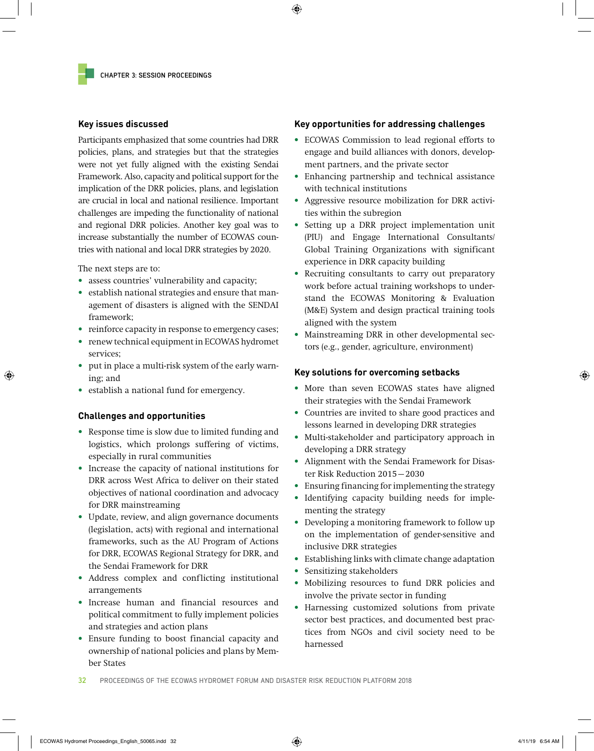### Key issues discussed

Participants emphasized that some countries had DRR policies, plans, and strategies but that the strategies were not yet fully aligned with the existing Sendai Framework. Also, capacity and political support for the implication of the DRR policies, plans, and legislation are crucial in local and national resilience. Important challenges are impeding the functionality of national and regional DRR policies. Another key goal was to increase substantially the number of ECOWAS countries with national and local DRR strategies by 2020.

The next steps are to:

- assess countries' vulnerability and capacity;
- establish national strategies and ensure that management of disasters is aligned with the SENDAI framework;
- reinforce capacity in response to emergency cases;
- renew technical equipment in ECOWAS hydromet services;
- put in place a multi-risk system of the early warning; and
- establish a national fund for emergency.

### Challenges and opportunities

- Response time is slow due to limited funding and logistics, which prolongs suffering of victims, especially in rural communities
- Increase the capacity of national institutions for DRR across West Africa to deliver on their stated objectives of national coordination and advocacy for DRR mainstreaming
- Update, review, and align governance documents (legislation, acts) with regional and international frameworks, such as the AU Program of Actions for DRR, ECOWAS Regional Strategy for DRR, and the Sendai Framework for DRR
- Address complex and conflicting institutional arrangements
- Increase human and financial resources and political commitment to fully implement policies and strategies and action plans
- Ensure funding to boost financial capacity and ownership of national policies and plans by Member States

### Key opportunities for addressing challenges

- ECOWAS Commission to lead regional efforts to engage and build alliances with donors, development partners, and the private sector
- Enhancing partnership and technical assistance with technical institutions
- Aggressive resource mobilization for DRR activities within the subregion
- Setting up a DRR project implementation unit (PIU) and Engage International Consultants/Global Training Organizations with significant experience in DRR capacity building
- Recruiting consultants to carry out preparatory work before actual training workshops to understand the ECOWAS Monitoring & Evaluation (M&E) System and design practical training tools aligned with the system
- Mainstreaming DRR in other developmental sectors (e.g., gender, agriculture, environment)

### Key solutions for overcoming setbacks

- More than seven ECOWAS states have aligned their strategies with the Sendai Framework
- Countries are invited to share good practices and lessons learned in developing DRR strategies
- Multi-stakeholder and participatory approach in developing a DRR strategy
- Alignment with the Sendai Framework for Disaster Risk Reduction 2015—2030
- Ensuring financing for implementing the strategy
- Identifying capacity building needs for implementing the strategy
- Developing a monitoring framework to follow up on the implementation of gender-sensitive and inclusive DRR strategies
- Establishing links with climate change adaptation
- Sensitizing stakeholders
- Mobilizing resources to fund DRR policies and involve the private sector in funding
- Harnessing customized solutions from private sector best practices, and documented best practices from NGOs and civil society need to be harnessed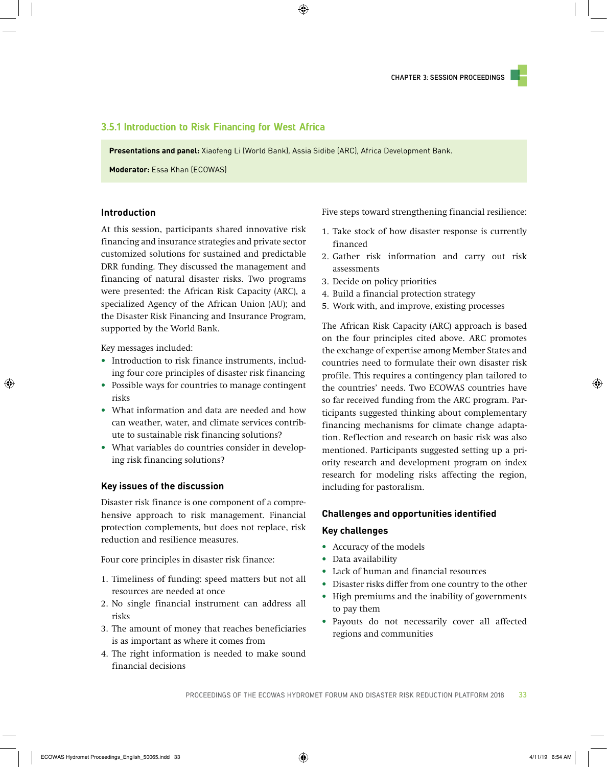### 3.5.1 Introduction to Risk Financing for West Africa

**Presentations and panel:** Xiaofeng Li (World Bank), Assia Sidibe (ARC), Africa Development Bank.

**Moderator:** Essa Khan (ECOWAS)

#### Introduction

At this session, participants shared innovative risk financing and insurance strategies and private sector customized solutions for sustained and predictable DRR funding. They discussed the management and financing of natural disaster risks. Two programs were presented: the African Risk Capacity (ARC), a specialized Agency of the African Union (AU); and the Disaster Risk Financing and Insurance Program, supported by the World Bank.

Key messages included:

- Introduction to risk finance instruments, including four core principles of disaster risk financing
- Possible ways for countries to manage contingent risks
- What information and data are needed and how can weather, water, and climate services contribute to sustainable risk financing solutions?
- What variables do countries consider in developing risk financing solutions?

#### Key issues of the discussion

Disaster risk finance is one component of a comprehensive approach to risk management. Financial protection complements, but does not replace, risk reduction and resilience measures.

Four core principles in disaster risk finance:

1. Timeliness of funding: speed matters but not all resources are needed at once
2. No single financial instrument can address all risks
3. The amount of money that reaches beneficiaries is as important as where it comes from
4. The right information is needed to make sound financial decisions

Five steps toward strengthening financial resilience:

1. Take stock of how disaster response is currently financed
2. Gather risk information and carry out risk assessments
3. Decide on policy priorities
4. Build a financial protection strategy
5. Work with, and improve, existing processes

The African Risk Capacity (ARC) approach is based on the four principles cited above. ARC promotes the exchange of expertise among Member States and countries need to formulate their own disaster risk profile. This requires a contingency plan tailored to the countries' needs. Two ECOWAS countries have so far received funding from the ARC program. Participants suggested thinking about complementary financing mechanisms for climate change adaptation. Reflection and research on basic risk was also mentioned. Participants suggested setting up a priority research and development program on index research for modeling risks affecting the region, including for pastoralism.

#### Challenges and opportunities identified

#### Key challenges

- Accuracy of the models
- Data availability
- Lack of human and financial resources
- Disaster risks differ from one country to the other
- High premiums and the inability of governments to pay them
- Payouts do not necessarily cover all affected regions and communities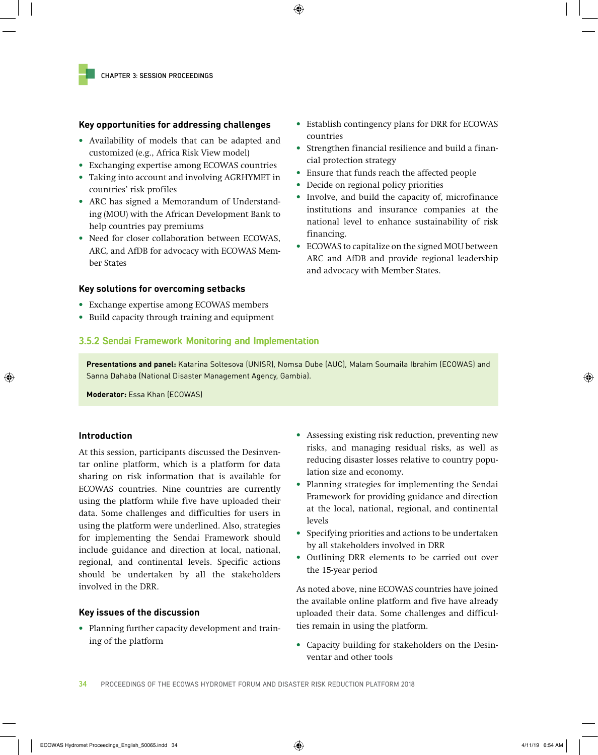### Key opportunities for addressing challenges

- Availability of models that can be adapted and customized (e.g., Africa Risk View model)
- Exchanging expertise among ECOWAS countries
- Taking into account and involving AGRHYMET in countries' risk profiles
- ARC has signed a Memorandum of Understanding (MOU) with the African Development Bank to help countries pay premiums
- Need for closer collaboration between ECOWAS, ARC, and AfDB for advocacy with ECOWAS Member States

### Key solutions for overcoming setbacks

- Exchange expertise among ECOWAS members
- Build capacity through training and equipment
- Establish contingency plans for DRR for ECOWAS countries
- Strengthen financial resilience and build a financial protection strategy
- Ensure that funds reach the affected people
- Decide on regional policy priorities
- Involve, and build the capacity of, microfinance institutions and insurance companies at the national level to enhance sustainability of risk financing.
- ECOWAS to capitalize on the signed MOU between ARC and AfDB and provide regional leadership and advocacy with Member States.

## 3.5.2 Sendai Framework Monitoring and Implementation

**Presentations and panel:** Katarina Soltesova (UNISR), Nomsa Dube (AUC), Malam Soumaila Ibrahim (ECOWAS) and Sanna Dahaba (National Disaster Management Agency, Gambia).

**Moderator:** Essa Khan (ECOWAS)

### Introduction

At this session, participants discussed the Desinventar online platform, which is a platform for data sharing on risk information that is available for ECOWAS countries. Nine countries are currently using the platform while five have uploaded their data. Some challenges and difficulties for users in using the platform were underlined. Also, strategies for implementing the Sendai Framework should include guidance and direction at local, national, regional, and continental levels. Specific actions should be undertaken by all the stakeholders involved in the DRR.

### Key issues of the discussion

- Planning further capacity development and training of the platform
- Assessing existing risk reduction, preventing new risks, and managing residual risks, as well as reducing disaster losses relative to country population size and economy.
- Planning strategies for implementing the Sendai Framework for providing guidance and direction at the local, national, regional, and continental levels
- Specifying priorities and actions to be undertaken by all stakeholders involved in DRR
- Outlining DRR elements to be carried out over the 15-year period

As noted above, nine ECOWAS countries have joined the available online platform and five have already uploaded their data. Some challenges and difficulties remain in using the platform.

- Capacity building for stakeholders on the Desinventar and other tools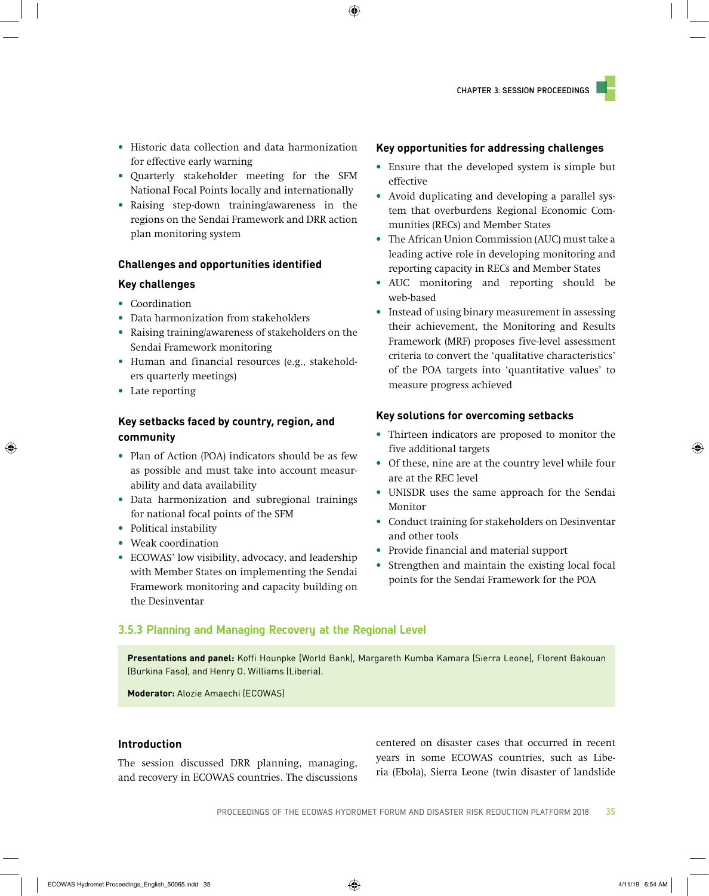- Historic data collection and data harmonization for effective early warning
- Quarterly stakeholder meeting for the SFM National Focal Points locally and internationally
- Raising step-down training/awareness in the regions on the Sendai Framework and DRR action plan monitoring system

### Challenges and opportunities identified

#### Key challenges

- Coordination
- Data harmonization from stakeholders
- Raising training/awareness of stakeholders on the Sendai Framework monitoring
- Human and financial resources (e.g., stakeholders quarterly meetings)
- Late reporting

#### Key setbacks faced by country, region, and community

- Plan of Action (POA) indicators should be as few as possible and must take into account measurability and data availability
- Data harmonization and subregional trainings for national focal points of the SFM
- Political instability
- Weak coordination
- ECOWAS' low visibility, advocacy, and leadership with Member States on implementing the Sendai Framework monitoring and capacity building on the Desinventar

#### Key opportunities for addressing challenges

- Ensure that the developed system is simple but effective
- Avoid duplicating and developing a parallel system that overburdens Regional Economic Communities (RECs) and Member States
- The African Union Commission (AUC) must take a leading active role in developing monitoring and reporting capacity in RECs and Member States
- AUC monitoring and reporting should be web-based
- Instead of using binary measurement in assessing their achievement, the Monitoring and Results Framework (MRF) proposes five-level assessment criteria to convert the 'qualitative characteristics' of the POA targets into 'quantitative values' to measure progress achieved

#### Key solutions for overcoming setbacks

- Thirteen indicators are proposed to monitor the five additional targets
- Of these, nine are at the country level while four are at the REC level
- UNISDR uses the same approach for the Sendai Monitor
- Conduct training for stakeholders on Desinventar and other tools
- Provide financial and material support
- Strengthen and maintain the existing local focal points for the Sendai Framework for the POA

## 3.5.3 Planning and Managing Recovery at the Regional Level

**Presentations and panel:** Koffi Hounpke (World Bank), Margareth Kumba Kamara (Sierra Leone), Florent Bakouan (Burkina Faso), and Henry O. Williams (Liberia).

**Moderator:** Alozie Amaechi (ECOWAS)

#### Introduction

The session discussed DRR planning, managing, and recovery in ECOWAS countries. The discussions centered on disaster cases that occurred in recent years in some ECOWAS countries, such as Liberia (Ebola), Sierra Leone (twin disaster of landslide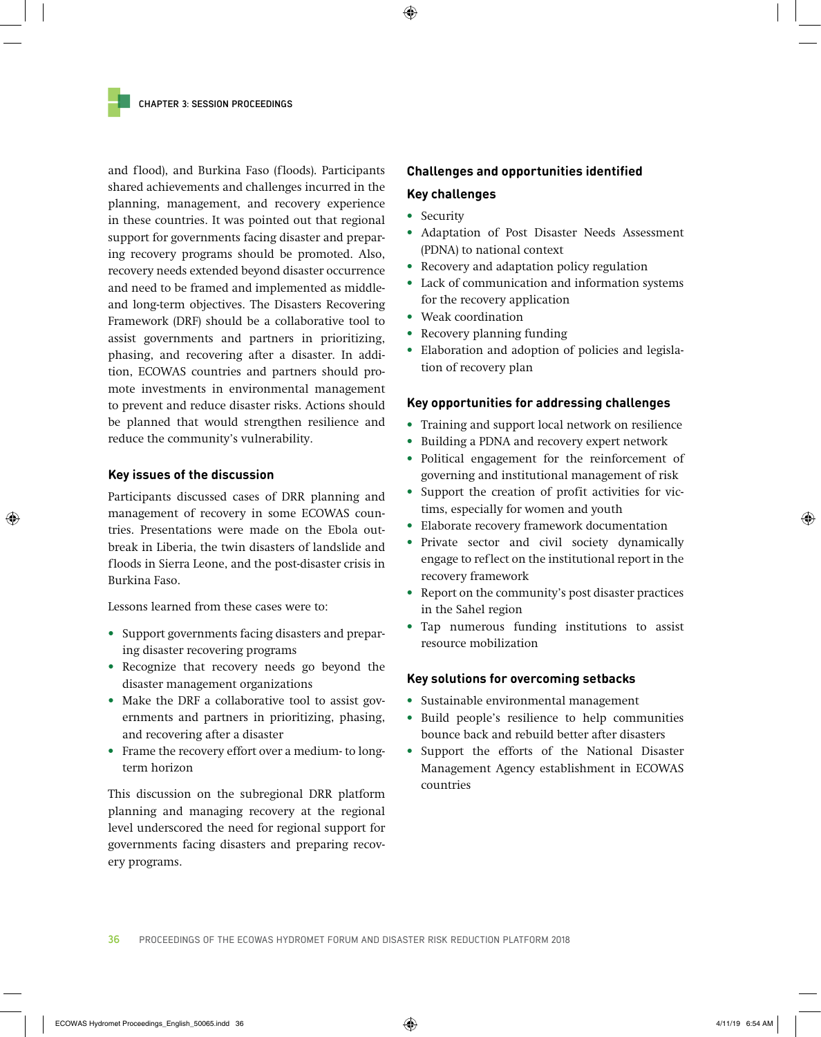and flood), and Burkina Faso (floods). Participants shared achievements and challenges incurred in the planning, management, and recovery experience in these countries. It was pointed out that regional support for governments facing disaster and preparing recovery programs should be promoted. Also, recovery needs extended beyond disaster occurrence and need to be framed and implemented as middle- and long-term objectives. The Disasters Recovering Framework (DRF) should be a collaborative tool to assist governments and partners in prioritizing, phasing, and recovering after a disaster. In addition, ECOWAS countries and partners should promote investments in environmental management to prevent and reduce disaster risks. Actions should be planned that would strengthen resilience and reduce the community's vulnerability.

### Key issues of the discussion

Participants discussed cases of DRR planning and management of recovery in some ECOWAS countries. Presentations were made on the Ebola outbreak in Liberia, the twin disasters of landslide and floods in Sierra Leone, and the post-disaster crisis in Burkina Faso.

Lessons learned from these cases were to:

- Support governments facing disasters and preparing disaster recovering programs
- Recognize that recovery needs go beyond the disaster management organizations
- Make the DRF a collaborative tool to assist governments and partners in prioritizing, phasing, and recovering after a disaster
- Frame the recovery effort over a medium- to long-term horizon

This discussion on the subregional DRR platform planning and managing recovery at the regional level underscored the need for regional support for governments facing disasters and preparing recovery programs.

### Challenges and opportunities identified

#### Key challenges

- Security
- Adaptation of Post Disaster Needs Assessment (PDNA) to national context
- Recovery and adaptation policy regulation
- Lack of communication and information systems for the recovery application
- Weak coordination
- Recovery planning funding
- Elaboration and adoption of policies and legislation of recovery plan

#### Key opportunities for addressing challenges

- Training and support local network on resilience
- Building a PDNA and recovery expert network
- Political engagement for the reinforcement of governing and institutional management of risk
- Support the creation of profit activities for victims, especially for women and youth
- Elaborate recovery framework documentation
- Private sector and civil society dynamically engage to reflect on the institutional report in the recovery framework
- Report on the community's post disaster practices in the Sahel region
- Tap numerous funding institutions to assist resource mobilization

#### Key solutions for overcoming setbacks

- Sustainable environmental management
- Build people's resilience to help communities bounce back and rebuild better after disasters
- Support the efforts of the National Disaster Management Agency establishment in ECOWAS countries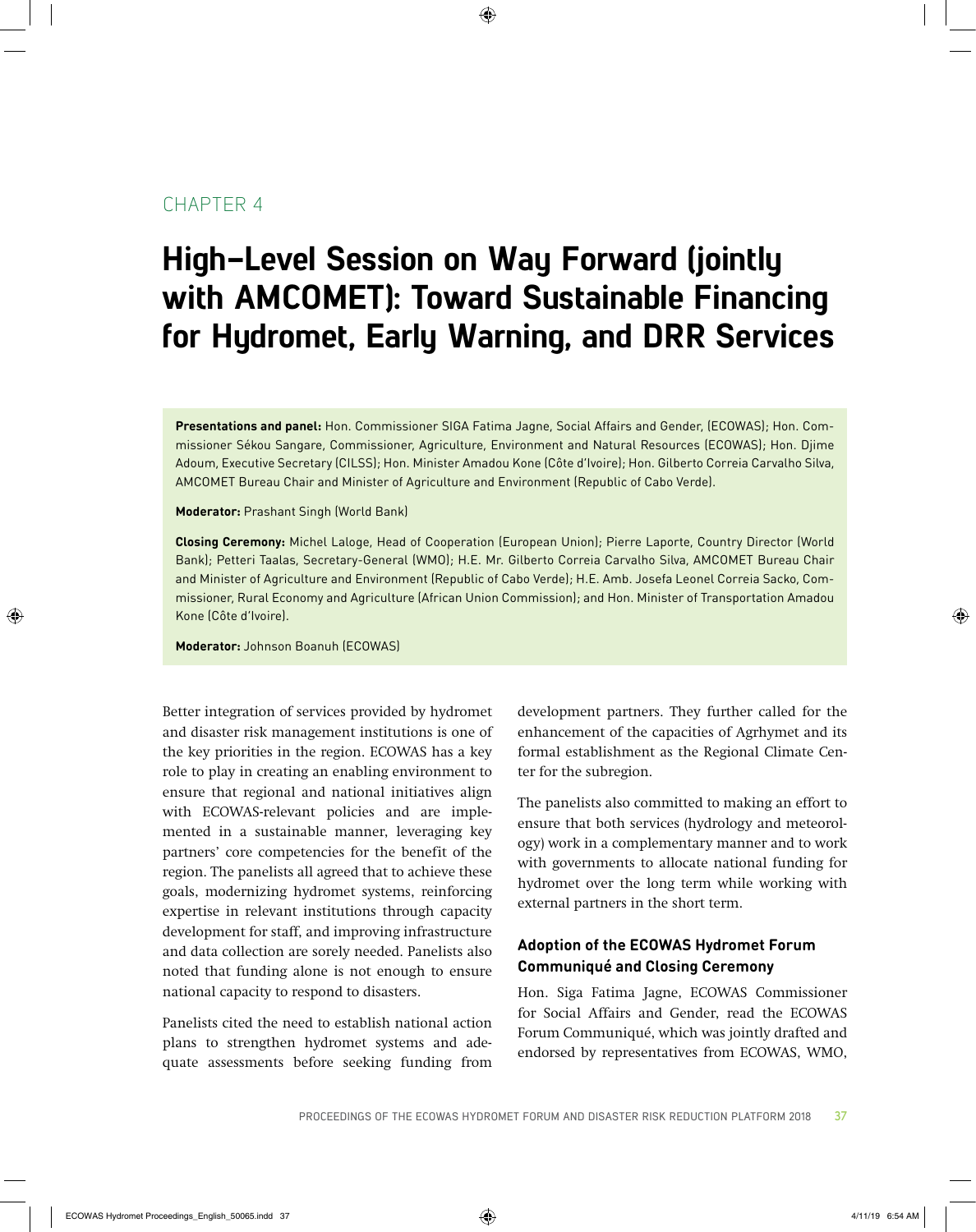CHAPTER 4

# High-Level Session on Way Forward (jointly with AMCOMET): Toward Sustainable Financing for Hydromet, Early Warning, and DRR Services

**Presentations and panel:** Hon. Commissioner SIGA Fatima Jagne, Social Affairs and Gender, (ECOWAS); Hon. Commissioner Sékou Sangare, Commissioner, Agriculture, Environment and Natural Resources (ECOWAS); Hon. Djime Adoum, Executive Secretary (CILSS); Hon. Minister Amadou Kone (Côte d'Ivoire); Hon. Gilberto Correia Carvalho Silva, AMCOMET Bureau Chair and Minister of Agriculture and Environment (Republic of Cabo Verde).

**Moderator:** Prashant Singh (World Bank)

**Closing Ceremony:** Michel Laloge, Head of Cooperation (European Union); Pierre Laporte, Country Director (World Bank); Petteri Taalas, Secretary-General (WMO); H.E. Mr. Gilberto Correia Carvalho Silva, AMCOMET Bureau Chair and Minister of Agriculture and Environment (Republic of Cabo Verde); H.E. Amb. Josefa Leonel Correia Sacko, Commissioner, Rural Economy and Agriculture (African Union Commission); and Hon. Minister of Transportation Amadou Kone (Côte d'Ivoire).

**Moderator:** Johnson Boanuh (ECOWAS)

Better integration of services provided by hydromet and disaster risk management institutions is one of the key priorities in the region. ECOWAS has a key role to play in creating an enabling environment to ensure that regional and national initiatives align with ECOWAS-relevant policies and are implemented in a sustainable manner, leveraging key partners' core competencies for the benefit of the region. The panelists all agreed that to achieve these goals, modernizing hydromet systems, reinforcing expertise in relevant institutions through capacity development for staff, and improving infrastructure and data collection are sorely needed. Panelists also noted that funding alone is not enough to ensure national capacity to respond to disasters.

Panelists cited the need to establish national action plans to strengthen hydromet systems and adequate assessments before seeking funding from development partners. They further called for the enhancement of the capacities of Agrhymet and its formal establishment as the Regional Climate Center for the subregion.

The panelists also committed to making an effort to ensure that both services (hydrology and meteorology) work in a complementary manner and to work with governments to allocate national funding for hydromet over the long term while working with external partners in the short term.

### Adoption of the ECOWAS Hydromet Forum Communiqué and Closing Ceremony

Hon. Siga Fatima Jagne, ECOWAS Commissioner for Social Affairs and Gender, read the ECOWAS Forum Communiqué, which was jointly drafted and endorsed by representatives from ECOWAS, WMO,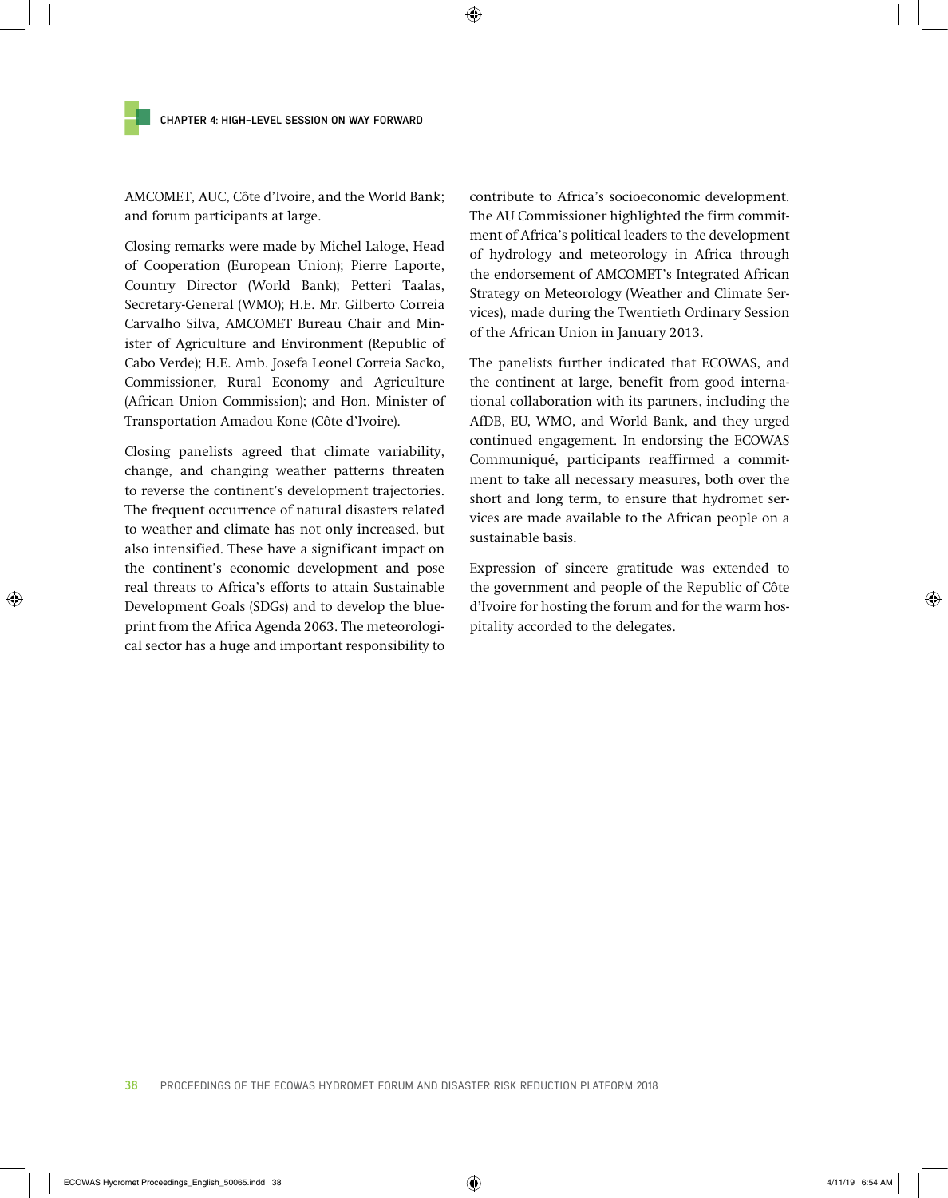AMCOMET, AUC, Côte d'Ivoire, and the World Bank; and forum participants at large.

Closing remarks were made by Michel Laloge, Head of Cooperation (European Union); Pierre Laporte, Country Director (World Bank); Petteri Taalas, Secretary-General (WMO); H.E. Mr. Gilberto Correia Carvalho Silva, AMCOMET Bureau Chair and Minister of Agriculture and Environment (Republic of Cabo Verde); H.E. Amb. Josefa Leonel Correia Sacko, Commissioner, Rural Economy and Agriculture (African Union Commission); and Hon. Minister of Transportation Amadou Kone (Côte d'Ivoire).

Closing panelists agreed that climate variability, change, and changing weather patterns threaten to reverse the continent's development trajectories. The frequent occurrence of natural disasters related to weather and climate has not only increased, but also intensified. These have a significant impact on the continent's economic development and pose real threats to Africa's efforts to attain Sustainable Development Goals (SDGs) and to develop the blueprint from the Africa Agenda 2063. The meteorological sector has a huge and important responsibility to contribute to Africa's socioeconomic development. The AU Commissioner highlighted the firm commitment of Africa's political leaders to the development of hydrology and meteorology in Africa through the endorsement of AMCOMET's Integrated African Strategy on Meteorology (Weather and Climate Services), made during the Twentieth Ordinary Session of the African Union in January 2013.

The panelists further indicated that ECOWAS, and the continent at large, benefit from good international collaboration with its partners, including the AfDB, EU, WMO, and World Bank, and they urged continued engagement. In endorsing the ECOWAS Communiqué, participants reaffirmed a commitment to take all necessary measures, both over the short and long term, to ensure that hydromet services are made available to the African people on a sustainable basis.

Expression of sincere gratitude was extended to the government and people of the Republic of Côte d'Ivoire for hosting the forum and for the warm hospitality accorded to the delegates.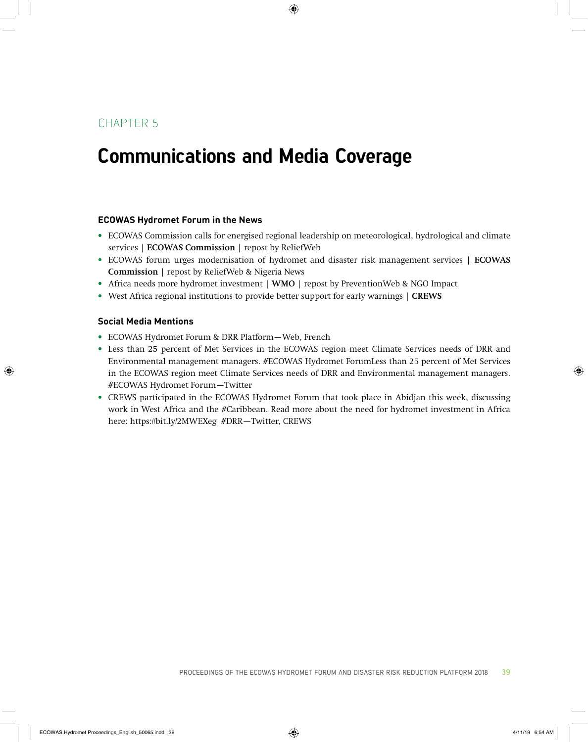CHAPTER 5

# Communications and Media Coverage

### ECOWAS Hydromet Forum in the News

- ECOWAS Commission calls for energised regional leadership on meteorological, hydrological and climate services | **ECOWAS Commission** | repost by ReliefWeb
- ECOWAS forum urges modernisation of hydromet and disaster risk management services | **ECOWAS Commission** | repost by ReliefWeb & Nigeria News
- Africa needs more hydromet investment | **WMO** | repost by PreventionWeb & NGO Impact
- West Africa regional institutions to provide better support for early warnings | **CREWS**

### Social Media Mentions

- ECOWAS Hydromet Forum & DRR Platform—Web, French
- Less than 25 percent of Met Services in the ECOWAS region meet Climate Services needs of DRR and Environmental management managers. #ECOWAS Hydromet ForumLess than 25 percent of Met Services in the ECOWAS region meet Climate Services needs of DRR and Environmental management managers. #ECOWAS Hydromet Forum—Twitter
- CREWS participated in the ECOWAS Hydromet Forum that took place in Abidjan this week, discussing work in West Africa and the #Caribbean. Read more about the need for hydromet investment in Africa here: https://bit.ly/2MWEXeg #DRR—Twitter, CREWS